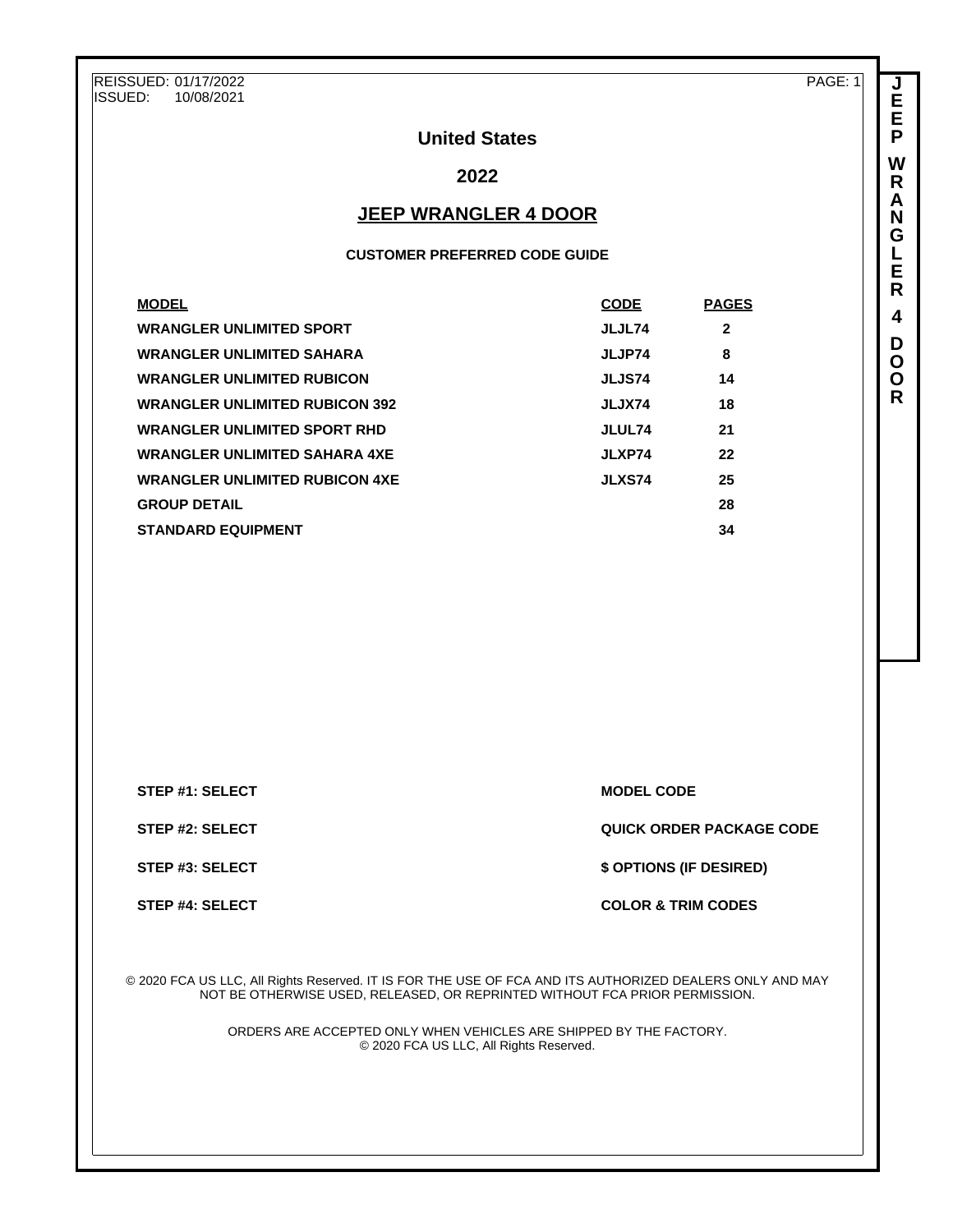REISSUED: 01/17/2022
ISSUED: 10/08/2021

# United States

## 2022

## JEEP WRANGLER 4 DOOR

### CUSTOMER PREFERRED CODE GUIDE

| MODEL | CODE | PAGES |
|---|---|---|
| WRANGLER UNLIMITED SPORT | JLJL74 | 2 |
| WRANGLER UNLIMITED SAHARA | JLJP74 | 8 |
| WRANGLER UNLIMITED RUBICON | JLJS74 | 14 |
| WRANGLER UNLIMITED RUBICON 392 | JLJX74 | 18 |
| WRANGLER UNLIMITED SPORT RHD | JLUL74 | 21 |
| WRANGLER UNLIMITED SAHARA 4XE | JLXP74 | 22 |
| WRANGLER UNLIMITED RUBICON 4XE | JLXS74 | 25 |
| GROUP DETAIL | | 28 |
| STANDARD EQUIPMENT | | 34 |

| | |
|---|---|
| **STEP #1: SELECT** | **MODEL CODE** |
| **STEP #2: SELECT** | **QUICK ORDER PACKAGE CODE** |
| **STEP #3: SELECT** | **$ OPTIONS (IF DESIRED)** |
| **STEP #4: SELECT** | **COLOR & TRIM CODES** |

© 2020 FCA US LLC, All Rights Reserved. IT IS FOR THE USE OF FCA AND ITS AUTHORIZED DEALERS ONLY AND MAY NOT BE OTHERWISE USED, RELEASED, OR REPRINTED WITHOUT FCA PRIOR PERMISSION.

ORDERS ARE ACCEPTED ONLY WHEN VEHICLES ARE SHIPPED BY THE FACTORY.
© 2020 FCA US LLC, All Rights Reserved.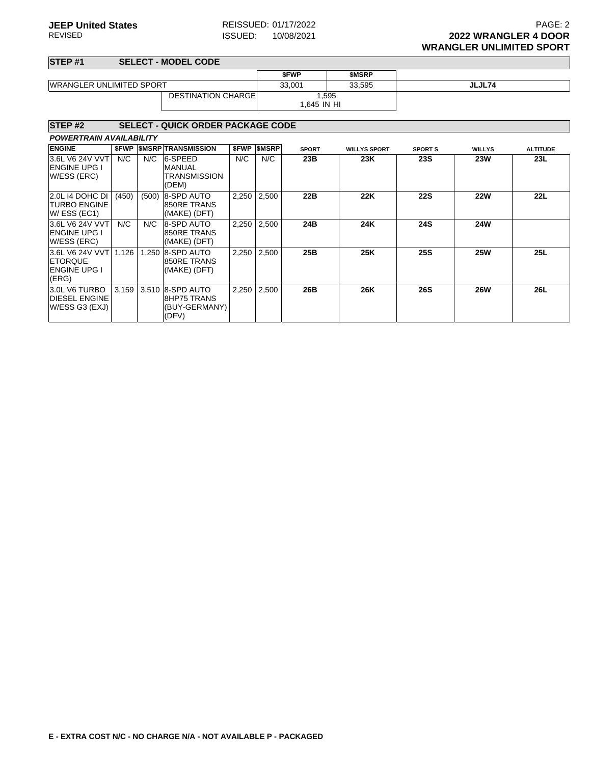## STEP #1 SELECT - MODEL CODE

| | | $FWP | $MSRP | |
|---|---|---|---|---|
| WRANGLER UNLIMITED SPORT | | 33,001 | 33,595 | JLJL74 |
| | DESTINATION CHARGE | 1,595<br>1,645 IN HI | | |

## STEP #2 SELECT - QUICK ORDER PACKAGE CODE

***POWERTRAIN AVAILABILITY***

| ENGINE | $FWP | $MSRP | TRANSMISSION | $FWP | $MSRP | SPORT | WILLYS SPORT | SPORT S | WILLYS | ALTITUDE |
|---|---|---|---|---|---|---|---|---|---|---|
| 3.6L V6 24V VVT ENGINE UPG I W/ESS (ERC) | N/C | N/C | 6-SPEED MANUAL TRANSMISSION (DEM) | N/C | N/C | 23B | 23K | 23S | 23W | 23L |
| 2.0L I4 DOHC DI TURBO ENGINE W/ ESS (EC1) | (450) | (500) | 8-SPD AUTO 850RE TRANS (MAKE) (DFT) | 2,250 | 2,500 | 22B | 22K | 22S | 22W | 22L |
| 3.6L V6 24V VVT ENGINE UPG I W/ESS (ERC) | N/C | N/C | 8-SPD AUTO 850RE TRANS (MAKE) (DFT) | 2,250 | 2,500 | 24B | 24K | 24S | 24W | |
| 3.6L V6 24V VVT ETORQUE ENGINE UPG I (ERG) | 1,126 | 1,250 | 8-SPD AUTO 850RE TRANS (MAKE) (DFT) | 2,250 | 2,500 | 25B | 25K | 25S | 25W | 25L |
| 3.0L V6 TURBO DIESEL ENGINE W/ESS G3 (EXJ) | 3,159 | 3,510 | 8-SPD AUTO 8HP75 TRANS (BUY-GERMANY) (DFV) | 2,250 | 2,500 | 26B | 26K | 26S | 26W | 26L |

**E - EXTRA COST N/C - NO CHARGE N/A - NOT AVAILABLE P - PACKAGED**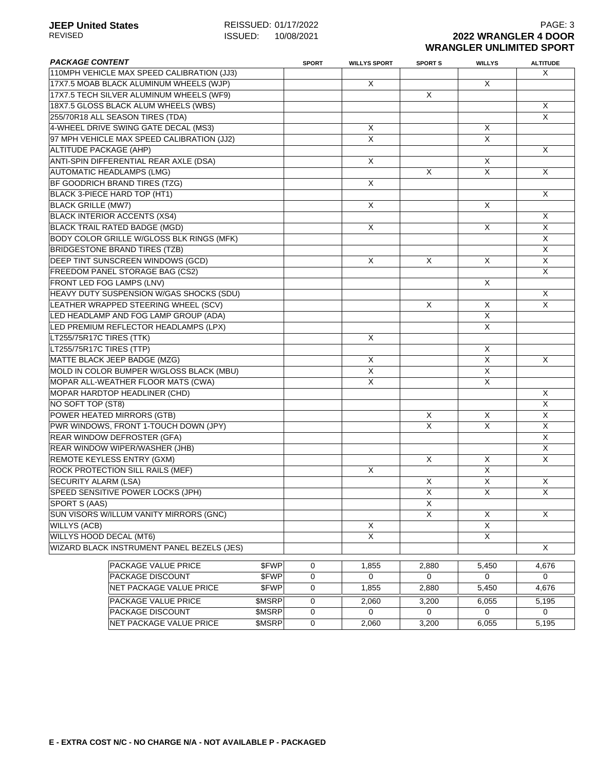**JEEP United States**
REVISED

REISSUED: 01/17/2022
ISSUED: 10/08/2021

**2022 WRANGLER 4 DOOR**
**WRANGLER UNLIMITED SPORT**

| ***PACKAGE CONTENT*** | SPORT | WILLYS SPORT | SPORT S | WILLYS | ALTITUDE |
|---|---|---|---|---|---|
| 110MPH VEHICLE MAX SPEED CALIBRATION (JJ3) | | | | | X |
| 17X7.5 MOAB BLACK ALUMINUM WHEELS (WJP) | | X | | X | |
| 17X7.5 TECH SILVER ALUMINUM WHEELS (WF9) | | | X | | |
| 18X7.5 GLOSS BLACK ALUM WHEELS (WBS) | | | | | X |
| 255/70R18 ALL SEASON TIRES (TDA) | | | | | X |
| 4-WHEEL DRIVE SWING GATE DECAL (MS3) | | X | | X | |
| 97 MPH VEHICLE MAX SPEED CALIBRATION (JJ2) | | X | | X | |
| ALTITUDE PACKAGE (AHP) | | | | | X |
| ANTI-SPIN DIFFERENTIAL REAR AXLE (DSA) | | X | | X | |
| AUTOMATIC HEADLAMPS (LMG) | | | X | X | X |
| BF GOODRICH BRAND TIRES (TZG) | | X | | | |
| BLACK 3-PIECE HARD TOP (HT1) | | | | | X |
| BLACK GRILLE (MW7) | | X | | X | |
| BLACK INTERIOR ACCENTS (XS4) | | | | | X |
| BLACK TRAIL RATED BADGE (MGD) | | X | | X | X |
| BODY COLOR GRILLE W/GLOSS BLK RINGS (MFK) | | | | | X |
| BRIDGESTONE BRAND TIRES (TZB) | | | | | X |
| DEEP TINT SUNSCREEN WINDOWS (GCD) | | X | X | X | X |
| FREEDOM PANEL STORAGE BAG (CS2) | | | | | X |
| FRONT LED FOG LAMPS (LNV) | | | | X | |
| HEAVY DUTY SUSPENSION W/GAS SHOCKS (SDU) | | | | | X |
| LEATHER WRAPPED STEERING WHEEL (SCV) | | | X | X | X |
| LED HEADLAMP AND FOG LAMP GROUP (ADA) | | | | X | |
| LED PREMIUM REFLECTOR HEADLAMPS (LPX) | | | | X | |
| LT255/75R17C TIRES (TTK) | | X | | | |
| LT255/75R17C TIRES (TTP) | | | | X | |
| MATTE BLACK JEEP BADGE (MZG) | | X | | X | X |
| MOLD IN COLOR BUMPER W/GLOSS BLACK (MBU) | | X | | X | |
| MOPAR ALL-WEATHER FLOOR MATS (CWA) | | X | | X | |
| MOPAR HARDTOP HEADLINER (CHD) | | | | | X |
| NO SOFT TOP (ST8) | | | | | X |
| POWER HEATED MIRRORS (GTB) | | | X | X | X |
| PWR WINDOWS, FRONT 1-TOUCH DOWN (JPY) | | | X | X | X |
| REAR WINDOW DEFROSTER (GFA) | | | | | X |
| REAR WINDOW WIPER/WASHER (JHB) | | | | | X |
| REMOTE KEYLESS ENTRY (GXM) | | | X | X | X |
| ROCK PROTECTION SILL RAILS (MEF) | | X | | X | |
| SECURITY ALARM (LSA) | | | X | X | X |
| SPEED SENSITIVE POWER LOCKS (JPH) | | | X | X | X |
| SPORT S (AAS) | | | X | | |
| SUN VISORS W/ILLUM VANITY MIRRORS (GNC) | | | X | X | X |
| WILLYS (ACB) | | X | | X | |
| WILLYS HOOD DECAL (MT6) | | X | | X | |
| WIZARD BLACK INSTRUMENT PANEL BEZELS (JES) | | | | | X |
| PACKAGE VALUE PRICE $FWP | 0 | 1,855 | 2,880 | 5,450 | 4,676 |
| PACKAGE DISCOUNT $FWP | 0 | 0 | 0 | 0 | 0 |
| NET PACKAGE VALUE PRICE $FWP | 0 | 1,855 | 2,880 | 5,450 | 4,676 |
| PACKAGE VALUE PRICE $MSRP | 0 | 2,060 | 3,200 | 6,055 | 5,195 |
| PACKAGE DISCOUNT $MSRP | 0 | 0 | 0 | 0 | 0 |
| NET PACKAGE VALUE PRICE $MSRP | 0 | 2,060 | 3,200 | 6,055 | 5,195 |

**E - EXTRA COST N/C - NO CHARGE N/A - NOT AVAILABLE P - PACKAGED**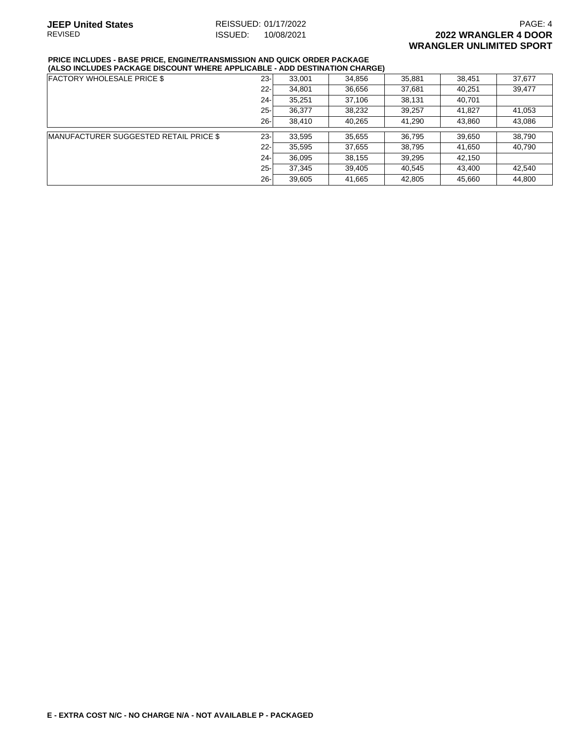**PRICE INCLUDES - BASE PRICE, ENGINE/TRANSMISSION AND QUICK ORDER PACKAGE**
**(ALSO INCLUDES PACKAGE DISCOUNT WHERE APPLICABLE - ADD DESTINATION CHARGE)**

| | | | | | | |
|---|---|---|---|---|---|---|
| FACTORY WHOLESALE PRICE $ | 23- | 33,001 | 34,856 | 35,881 | 38,451 | 37,677 |
| | 22- | 34,801 | 36,656 | 37,681 | 40,251 | 39,477 |
| | 24- | 35,251 | 37,106 | 38,131 | 40,701 | |
| | 25- | 36,377 | 38,232 | 39,257 | 41,827 | 41,053 |
| | 26- | 38,410 | 40,265 | 41,290 | 43,860 | 43,086 |
| MANUFACTURER SUGGESTED RETAIL PRICE $ | 23- | 33,595 | 35,655 | 36,795 | 39,650 | 38,790 |
| | 22- | 35,595 | 37,655 | 38,795 | 41,650 | 40,790 |
| | 24- | 36,095 | 38,155 | 39,295 | 42,150 | |
| | 25- | 37,345 | 39,405 | 40,545 | 43,400 | 42,540 |
| | 26- | 39,605 | 41,665 | 42,805 | 45,660 | 44,800 |

**E - EXTRA COST N/C - NO CHARGE N/A - NOT AVAILABLE P - PACKAGED**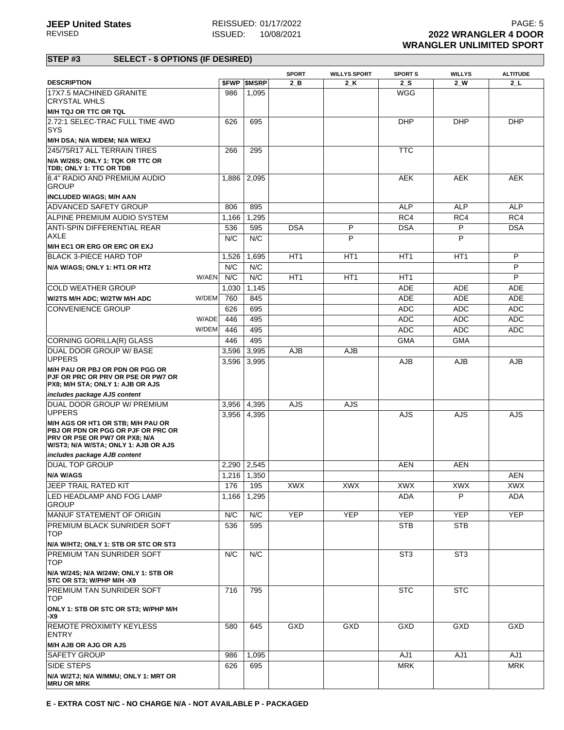## STEP #3 SELECT - $ OPTIONS (IF DESIRED)

| DESCRIPTION | | $FWP | $MSRP | SPORT 2_B | WILLYS SPORT 2_K | SPORT S 2_S | WILLYS 2_W | ALTITUDE 2_L |
|---|---|---|---|---|---|---|---|---|
| 17X7.5 MACHINED GRANITE CRYSTAL WHLS | | 986 | 1,095 | | | WGG | | |
| **M/H TQJ OR TTC OR TQL** | | | | | | | | |
| 2.72:1 SELEC-TRAC FULL TIME 4WD SYS | | 626 | 695 | | | DHP | DHP | DHP |
| **M/H DSA; N/A W/DEM; N/A W/EXJ** | | | | | | | | |
| 245/75R17 ALL TERRAIN TIRES | | 266 | 295 | | | TTC | | |
| **N/A W/26S; ONLY 1: TQK OR TTC OR TDB; ONLY 1: TTC OR TDB** | | | | | | | | |
| 8.4" RADIO AND PREMIUM AUDIO GROUP | | 1,886 | 2,095 | | | AEK | AEK | AEK |
| **INCLUDED W/AGS; M/H AAN** | | | | | | | | |
| ADVANCED SAFETY GROUP | | 806 | 895 | | | ALP | ALP | ALP |
| ALPINE PREMIUM AUDIO SYSTEM | | 1,166 | 1,295 | | | RC4 | RC4 | RC4 |
| ANTI-SPIN DIFFERENTIAL REAR AXLE | | 536 | 595 | DSA | P | DSA | P | DSA |
| | | N/C | N/C | | P | | P | |
| **M/H EC1 OR ERG OR ERC OR EXJ** | | | | | | | | |
| BLACK 3-PIECE HARD TOP | | 1,526 | 1,695 | HT1 | HT1 | HT1 | HT1 | P |
| **N/A W/AGS; ONLY 1: HT1 OR HT2** | | N/C | N/C | | | | | P |
| | W/AEN | N/C | N/C | HT1 | HT1 | HT1 | | P |
| COLD WEATHER GROUP | | 1,030 | 1,145 | | | ADE | ADE | ADE |
| **W/2TS M/H ADC; W/2TW M/H ADC** | W/DEM | 760 | 845 | | | ADE | ADE | ADE |
| CONVENIENCE GROUP | | 626 | 695 | | | ADC | ADC | ADC |
| | W/ADE | 446 | 495 | | | ADC | ADC | ADC |
| | W/DEM | 446 | 495 | | | ADC | ADC | ADC |
| CORNING GORILLA(R) GLASS | | 446 | 495 | | | GMA | GMA | |
| DUAL DOOR GROUP W/ BASE UPPERS | | 3,596 | 3,995 | AJB | AJB | | | |
| | | 3,596 | 3,995 | | | AJB | AJB | AJB |
| **M/H PAU OR PBJ OR PDN OR PGG OR PJF OR PRC OR PRV OR PSE OR PW7 OR PX8; M/H STA; ONLY 1: AJB OR AJS** | | | | | | | | |
| *includes package AJS content* | | | | | | | | |
| DUAL DOOR GROUP W/ PREMIUM UPPERS | | 3,956 | 4,395 | AJS | AJS | | | |
| | | 3,956 | 4,395 | | | AJS | AJS | AJS |
| **M/H AGS OR HT1 OR STB; M/H PAU OR PBJ OR PDN OR PGG OR PJF OR PRC OR PRV OR PSE OR PW7 OR PX8; N/A W/ST3; N/A W/STA; ONLY 1: AJB OR AJS** | | | | | | | | |
| *includes package AJB content* | | | | | | | | |
| DUAL TOP GROUP | | 2,290 | 2,545 | | | AEN | AEN | |
| **N/A W/AGS** | | 1,216 | 1,350 | | | | | AEN |
| JEEP TRAIL RATED KIT | | 176 | 195 | XWX | XWX | XWX | XWX | XWX |
| LED HEADLAMP AND FOG LAMP GROUP | | 1,166 | 1,295 | | | ADA | P | ADA |
| MANUF STATEMENT OF ORIGIN | | N/C | N/C | YEP | YEP | YEP | YEP | YEP |
| PREMIUM BLACK SUNRIDER SOFT TOP | | 536 | 595 | | | STB | STB | |
| **N/A W/HT2; ONLY 1: STB OR STC OR ST3** | | | | | | | | |
| PREMIUM TAN SUNRIDER SOFT TOP | | N/C | N/C | | | ST3 | ST3 | |
| **N/A W/24S; N/A W/24W; ONLY 1: STB OR STC OR ST3; W/PHP M/H -X9** | | | | | | | | |
| PREMIUM TAN SUNRIDER SOFT TOP | | 716 | 795 | | | STC | STC | |
| **ONLY 1: STB OR STC OR ST3; W/PHP M/H -X9** | | | | | | | | |
| REMOTE PROXIMITY KEYLESS ENTRY | | 580 | 645 | GXD | GXD | GXD | GXD | GXD |
| **M/H AJB OR AJG OR AJS** | | | | | | | | |
| SAFETY GROUP | | 986 | 1,095 | | | AJ1 | AJ1 | AJ1 |
| SIDE STEPS | | 626 | 695 | | | MRK | | MRK |
| **N/A W/2TJ; N/A W/MMU; ONLY 1: MRT OR MRU OR MRK** | | | | | | | | |

**E - EXTRA COST N/C - NO CHARGE N/A - NOT AVAILABLE P - PACKAGED**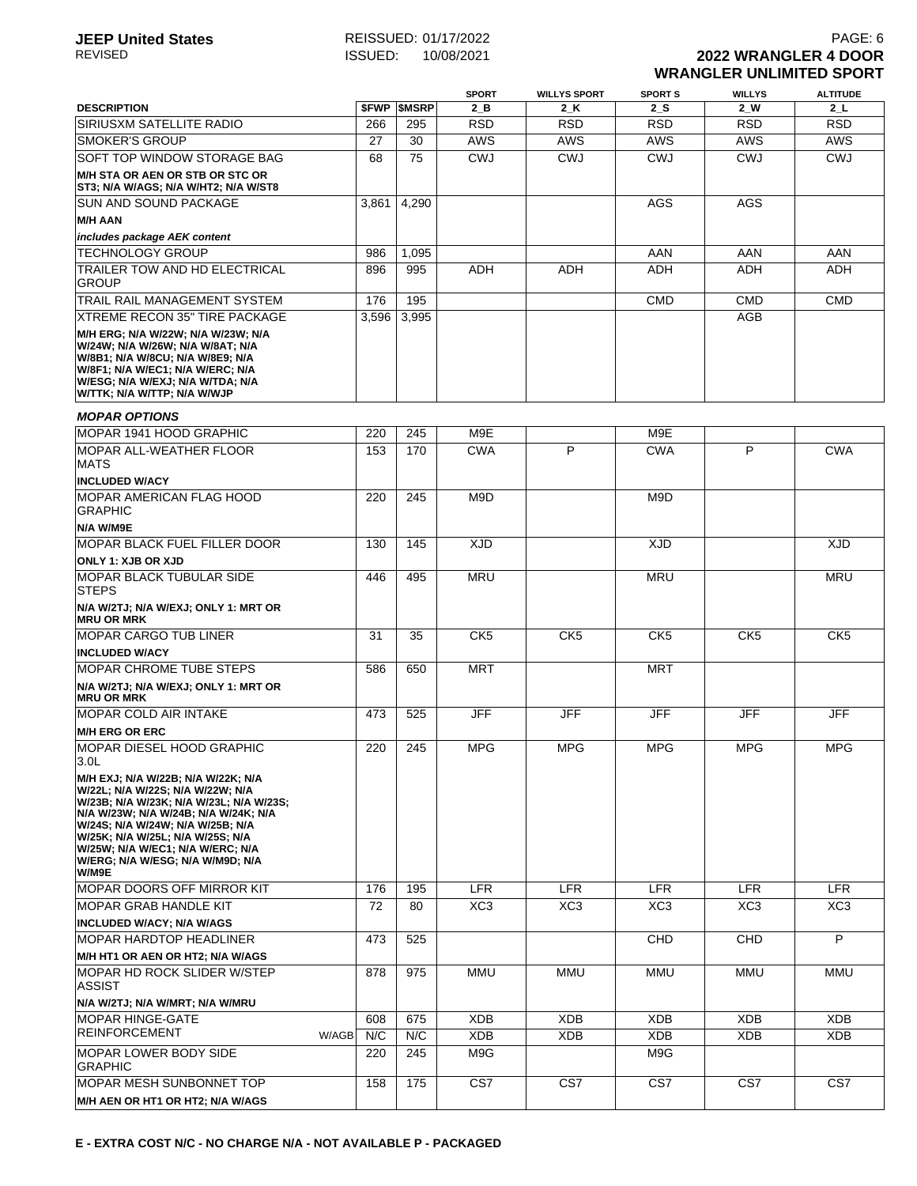| DESCRIPTION | $FWP | $MSRP | SPORT 2_B | WILLYS SPORT 2_K | SPORT S 2_S | WILLYS 2_W | ALTITUDE 2_L |
|---|---|---|---|---|---|---|---|
| SIRIUSXM SATELLITE RADIO | 266 | 295 | RSD | RSD | RSD | RSD | RSD |
| SMOKER'S GROUP | 27 | 30 | AWS | AWS | AWS | AWS | AWS |
| SOFT TOP WINDOW STORAGE BAG | 68 | 75 | CWJ | CWJ | CWJ | CWJ | CWJ |
| **M/H STA OR AEN OR STB OR STC OR ST3; N/A W/AGS; N/A W/HT2; N/A W/ST8** | | | | | | | |
| SUN AND SOUND PACKAGE | 3,861 | 4,290 | | | AGS | AGS | |
| **M/H AAN** | | | | | | | |
| ***includes package AEK content*** | | | | | | | |
| TECHNOLOGY GROUP | 986 | 1,095 | | | AAN | AAN | AAN |
| TRAILER TOW AND HD ELECTRICAL GROUP | 896 | 995 | ADH | ADH | ADH | ADH | ADH |
| TRAIL RAIL MANAGEMENT SYSTEM | 176 | 195 | | | CMD | CMD | CMD |
| XTREME RECON 35" TIRE PACKAGE | 3,596 | 3,995 | | | | AGB | |
| **M/H ERG; N/A W/22W; N/A W/23W; N/A W/24W; N/A W/26W; N/A W/8AT; N/A W/8B1; N/A W/8CU; N/A W/8E9; N/A W/8F1; N/A W/EC1; N/A W/ERC; N/A W/ESG; N/A W/EXJ; N/A W/TDA; N/A W/TTK; N/A W/TTP; N/A W/WJP** | | | | | | | |

***MOPAR OPTIONS***

| DESCRIPTION | $FWP | $MSRP | SPORT 2_B | WILLYS SPORT 2_K | SPORT S 2_S | WILLYS 2_W | ALTITUDE 2_L |
|---|---|---|---|---|---|---|---|
| MOPAR 1941 HOOD GRAPHIC | 220 | 245 | M9E | | M9E | | |
| MOPAR ALL-WEATHER FLOOR MATS | 153 | 170 | CWA | P | CWA | P | CWA |
| **INCLUDED W/ACY** | | | | | | | |
| MOPAR AMERICAN FLAG HOOD GRAPHIC | 220 | 245 | M9D | | M9D | | |
| **N/A W/M9E** | | | | | | | |
| MOPAR BLACK FUEL FILLER DOOR | 130 | 145 | XJD | | XJD | | XJD |
| **ONLY 1: XJB OR XJD** | | | | | | | |
| MOPAR BLACK TUBULAR SIDE STEPS | 446 | 495 | MRU | | MRU | | MRU |
| **N/A W/2TJ; N/A W/EXJ; ONLY 1: MRT OR MRU OR MRK** | | | | | | | |
| MOPAR CARGO TUB LINER | 31 | 35 | CK5 | CK5 | CK5 | CK5 | CK5 |
| **INCLUDED W/ACY** | | | | | | | |
| MOPAR CHROME TUBE STEPS | 586 | 650 | MRT | | MRT | | |
| **N/A W/2TJ; N/A W/EXJ; ONLY 1: MRT OR MRU OR MRK** | | | | | | | |
| MOPAR COLD AIR INTAKE | 473 | 525 | JFF | JFF | JFF | JFF | JFF |
| **M/H ERG OR ERC** | | | | | | | |
| MOPAR DIESEL HOOD GRAPHIC 3.0L | 220 | 245 | MPG | MPG | MPG | MPG | MPG |
| **M/H EXJ; N/A W/22B; N/A W/22K; N/A W/22L; N/A W/22S; N/A W/22W; N/A W/23B; N/A W/23K; N/A W/23L; N/A W/23S; N/A W/23W; N/A W/24B; N/A W/24K; N/A W/24S; N/A W/24W; N/A W/25B; N/A W/25K; N/A W/25L; N/A W/25S; N/A W/25W; N/A W/EC1; N/A W/ERC; N/A W/ERG; N/A W/ESG; N/A W/M9D; N/A W/M9E** | | | | | | | |
| MOPAR DOORS OFF MIRROR KIT | 176 | 195 | LFR | LFR | LFR | LFR | LFR |
| MOPAR GRAB HANDLE KIT | 72 | 80 | XC3 | XC3 | XC3 | XC3 | XC3 |
| **INCLUDED W/ACY; N/A W/AGS** | | | | | | | |
| MOPAR HARDTOP HEADLINER | 473 | 525 | | | CHD | CHD | P |
| **M/H HT1 OR AEN OR HT2; N/A W/AGS** | | | | | | | |
| MOPAR HD ROCK SLIDER W/STEP ASSIST | 878 | 975 | MMU | MMU | MMU | MMU | MMU |
| **N/A W/2TJ; N/A W/MRT; N/A W/MRU** | | | | | | | |
| MOPAR HINGE-GATE REINFORCEMENT | 608 | 675 | XDB | XDB | XDB | XDB | XDB |
| W/AGB | N/C | N/C | XDB | XDB | XDB | XDB | XDB |
| MOPAR LOWER BODY SIDE GRAPHIC | 220 | 245 | M9G | | M9G | | |
| MOPAR MESH SUNBONNET TOP | 158 | 175 | CS7 | CS7 | CS7 | CS7 | CS7 |
| **M/H AEN OR HT1 OR HT2; N/A W/AGS** | | | | | | | |

**E - EXTRA COST N/C - NO CHARGE N/A - NOT AVAILABLE P - PACKAGED**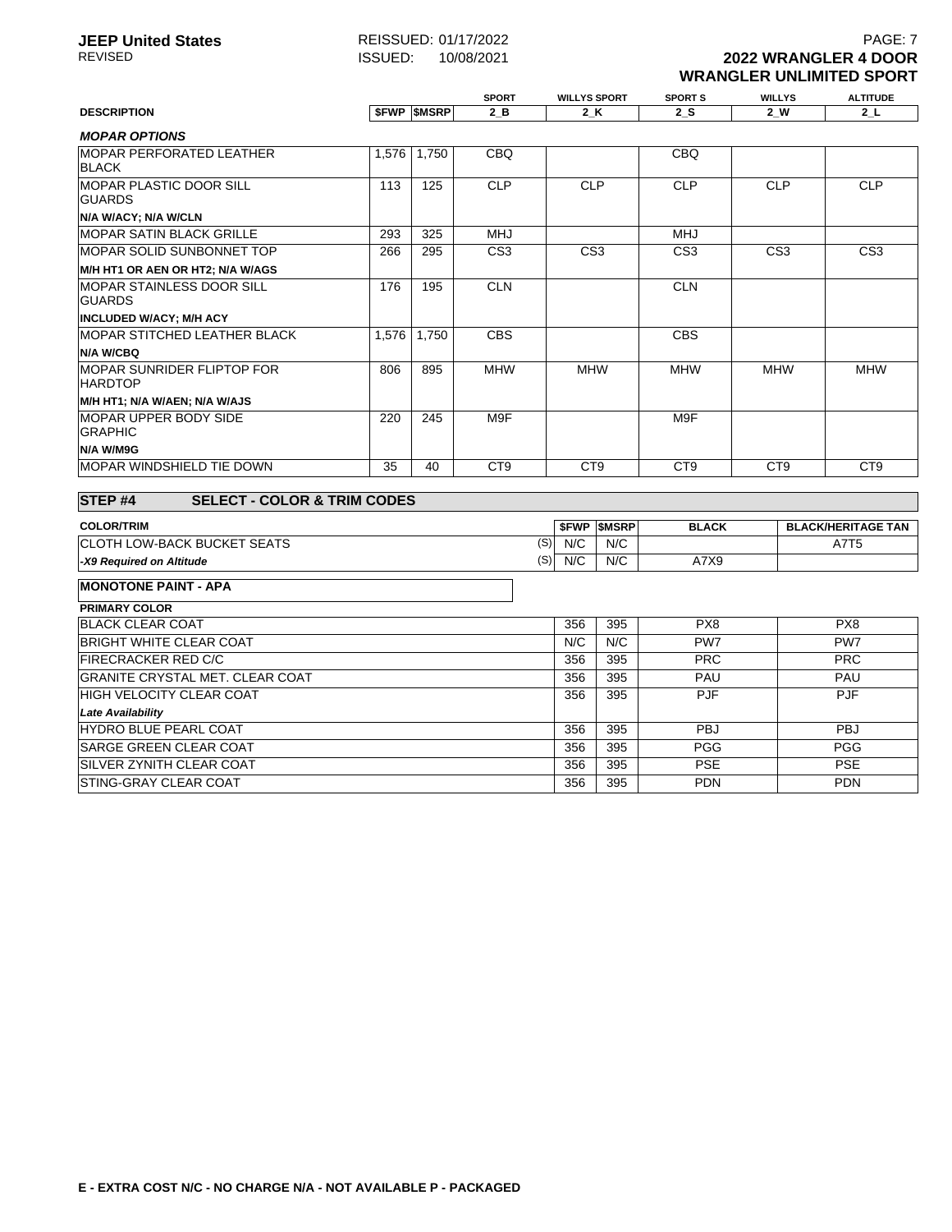| DESCRIPTION | $FWP | $MSRP | SPORT 2_B | WILLYS SPORT 2_K | SPORT S 2_S | WILLYS 2_W | ALTITUDE 2_L |
|---|---|---|---|---|---|---|---|
| ***MOPAR OPTIONS*** | | | | | | | |
| MOPAR PERFORATED LEATHER BLACK | 1,576 | 1,750 | CBQ | | CBQ | | |
| MOPAR PLASTIC DOOR SILL GUARDS | 113 | 125 | CLP | CLP | CLP | CLP | CLP |
| **N/A W/ACY; N/A W/CLN** | | | | | | | |
| MOPAR SATIN BLACK GRILLE | 293 | 325 | MHJ | | MHJ | | |
| MOPAR SOLID SUNBONNET TOP | 266 | 295 | CS3 | CS3 | CS3 | CS3 | CS3 |
| **M/H HT1 OR AEN OR HT2; N/A W/AGS** | | | | | | | |
| MOPAR STAINLESS DOOR SILL GUARDS | 176 | 195 | CLN | | CLN | | |
| **INCLUDED W/ACY; M/H ACY** | | | | | | | |
| MOPAR STITCHED LEATHER BLACK | 1,576 | 1,750 | CBS | | CBS | | |
| **N/A W/CBQ** | | | | | | | |
| MOPAR SUNRIDER FLIPTOP FOR HARDTOP | 806 | 895 | MHW | MHW | MHW | MHW | MHW |
| **M/H HT1; N/A W/AEN; N/A W/AJS** | | | | | | | |
| MOPAR UPPER BODY SIDE GRAPHIC | 220 | 245 | M9F | | M9F | | |
| **N/A W/M9G** | | | | | | | |
| MOPAR WINDSHIELD TIE DOWN | 35 | 40 | CT9 | CT9 | CT9 | CT9 | CT9 |

## STEP #4 SELECT - COLOR & TRIM CODES

| COLOR/TRIM | | $FWP | $MSRP | BLACK | BLACK/HERITAGE TAN |
|---|---|---|---|---|---|
| CLOTH LOW-BACK BUCKET SEATS | (S) | N/C | N/C | | A7T5 |
| ***-X9 Required on Altitude*** | (S) | N/C | N/C | A7X9 | |

**MONOTONE PAINT - APA**

| PRIMARY COLOR | $FWP | $MSRP | BLACK | BLACK/HERITAGE TAN |
|---|---|---|---|---|
| BLACK CLEAR COAT | 356 | 395 | PX8 | PX8 |
| BRIGHT WHITE CLEAR COAT | N/C | N/C | PW7 | PW7 |
| FIRECRACKER RED C/C | 356 | 395 | PRC | PRC |
| GRANITE CRYSTAL MET. CLEAR COAT | 356 | 395 | PAU | PAU |
| HIGH VELOCITY CLEAR COAT | 356 | 395 | PJF | PJF |
| ***Late Availability*** | | | | |
| HYDRO BLUE PEARL COAT | 356 | 395 | PBJ | PBJ |
| SARGE GREEN CLEAR COAT | 356 | 395 | PGG | PGG |
| SILVER ZYNITH CLEAR COAT | 356 | 395 | PSE | PSE |
| STING-GRAY CLEAR COAT | 356 | 395 | PDN | PDN |

**E - EXTRA COST N/C - NO CHARGE N/A - NOT AVAILABLE P - PACKAGED**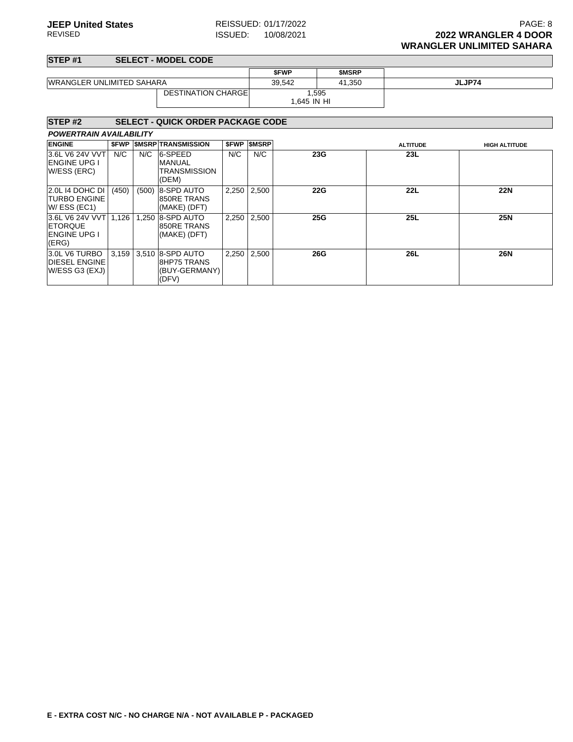## STEP #1 SELECT - MODEL CODE

| | | $FWP | $MSRP | |
|---|---|---|---|---|
| WRANGLER UNLIMITED SAHARA | | 39,542 | 41,350 | JLJP74 |
| | DESTINATION CHARGE | 1,595 1,645 IN HI | | |

## STEP #2 SELECT - QUICK ORDER PACKAGE CODE

***POWERTRAIN AVAILABILITY***

| ENGINE | $FWP | $MSRP | TRANSMISSION | $FWP | $MSRP | | ALTITUDE | HIGH ALTITUDE |
|---|---|---|---|---|---|---|---|---|
| 3.6L V6 24V VVT ENGINE UPG I W/ESS (ERC) | N/C | N/C | 6-SPEED MANUAL TRANSMISSION (DEM) | N/C | N/C | **23G** | **23L** | |
| 2.0L I4 DOHC DI TURBO ENGINE W/ ESS (EC1) | (450) | (500) | 8-SPD AUTO 850RE TRANS (MAKE) (DFT) | 2,250 | 2,500 | **22G** | **22L** | **22N** |
| 3.6L V6 24V VVT ETORQUE ENGINE UPG I (ERG) | 1,126 | 1,250 | 8-SPD AUTO 850RE TRANS (MAKE) (DFT) | 2,250 | 2,500 | **25G** | **25L** | **25N** |
| 3.0L V6 TURBO DIESEL ENGINE W/ESS G3 (EXJ) | 3,159 | 3,510 | 8-SPD AUTO 8HP75 TRANS (BUY-GERMANY) (DFV) | 2,250 | 2,500 | **26G** | **26L** | **26N** |

**E - EXTRA COST N/C - NO CHARGE N/A - NOT AVAILABLE P - PACKAGED**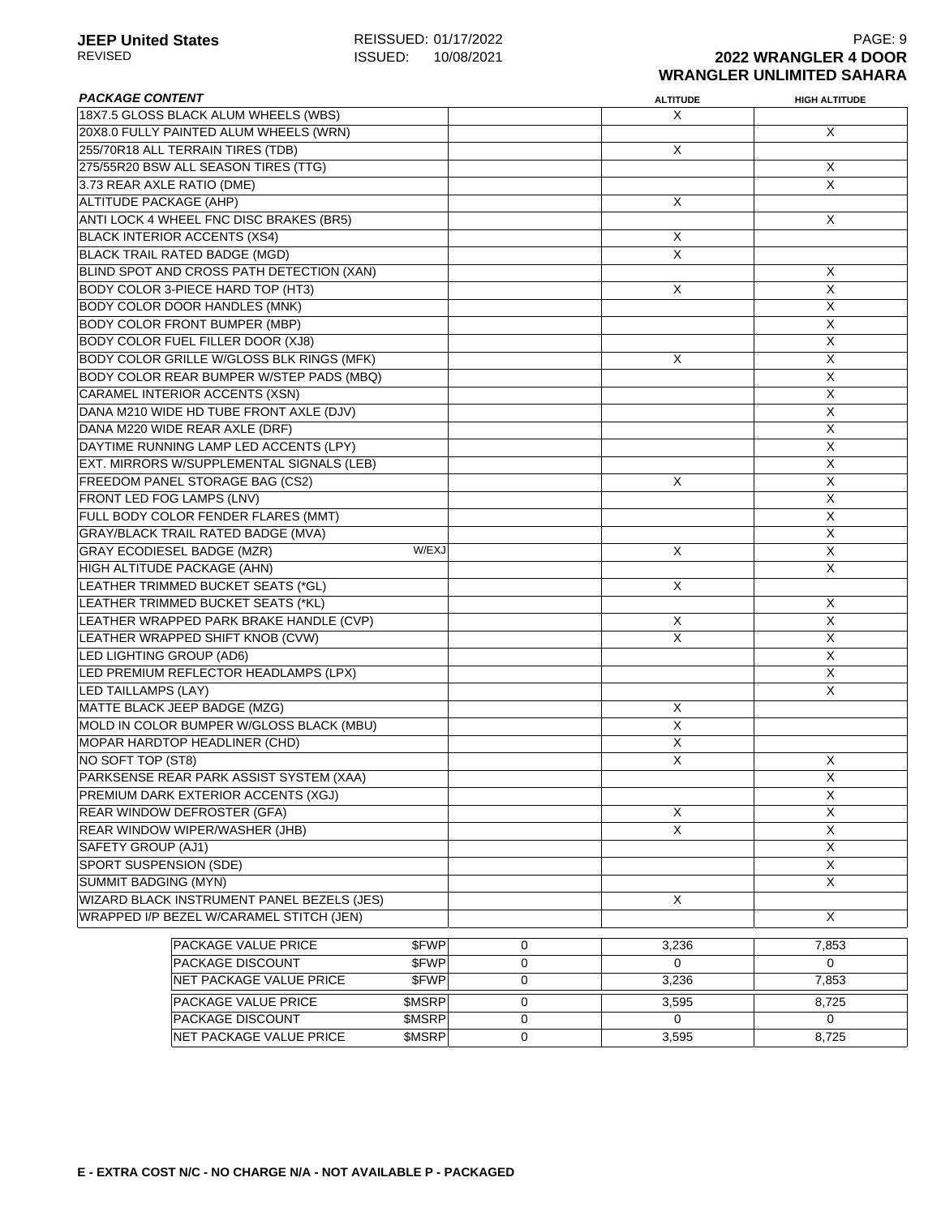**JEEP United States**
REVISED

REISSUED: 01/17/2022
ISSUED: 10/08/2021

**2022 WRANGLER 4 DOOR**
**WRANGLER UNLIMITED SAHARA**

| *PACKAGE CONTENT* | | | ALTITUDE | HIGH ALTITUDE |
|---|---|---|---|---|
| 18X7.5 GLOSS BLACK ALUM WHEELS (WBS) | | | X | |
| 20X8.0 FULLY PAINTED ALUM WHEELS (WRN) | | | | X |
| 255/70R18 ALL TERRAIN TIRES (TDB) | | | X | |
| 275/55R20 BSW ALL SEASON TIRES (TTG) | | | | X |
| 3.73 REAR AXLE RATIO (DME) | | | | X |
| ALTITUDE PACKAGE (AHP) | | | X | |
| ANTI LOCK 4 WHEEL FNC DISC BRAKES (BR5) | | | | X |
| BLACK INTERIOR ACCENTS (XS4) | | | X | |
| BLACK TRAIL RATED BADGE (MGD) | | | X | |
| BLIND SPOT AND CROSS PATH DETECTION (XAN) | | | | X |
| BODY COLOR 3-PIECE HARD TOP (HT3) | | | X | X |
| BODY COLOR DOOR HANDLES (MNK) | | | | X |
| BODY COLOR FRONT BUMPER (MBP) | | | | X |
| BODY COLOR FUEL FILLER DOOR (XJ8) | | | | X |
| BODY COLOR GRILLE W/GLOSS BLK RINGS (MFK) | | | X | X |
| BODY COLOR REAR BUMPER W/STEP PADS (MBQ) | | | | X |
| CARAMEL INTERIOR ACCENTS (XSN) | | | | X |
| DANA M210 WIDE HD TUBE FRONT AXLE (DJV) | | | | X |
| DANA M220 WIDE REAR AXLE (DRF) | | | | X |
| DAYTIME RUNNING LAMP LED ACCENTS (LPY) | | | | X |
| EXT. MIRRORS W/SUPPLEMENTAL SIGNALS (LEB) | | | | X |
| FREEDOM PANEL STORAGE BAG (CS2) | | | X | X |
| FRONT LED FOG LAMPS (LNV) | | | | X |
| FULL BODY COLOR FENDER FLARES (MMT) | | | | X |
| GRAY/BLACK TRAIL RATED BADGE (MVA) | | | | X |
| GRAY ECODIESEL BADGE (MZR) | W/EXJ | | X | X |
| HIGH ALTITUDE PACKAGE (AHN) | | | | X |
| LEATHER TRIMMED BUCKET SEATS (*GL) | | | X | |
| LEATHER TRIMMED BUCKET SEATS (*KL) | | | | X |
| LEATHER WRAPPED PARK BRAKE HANDLE (CVP) | | | X | X |
| LEATHER WRAPPED SHIFT KNOB (CVW) | | | X | X |
| LED LIGHTING GROUP (AD6) | | | | X |
| LED PREMIUM REFLECTOR HEADLAMPS (LPX) | | | | X |
| LED TAILLAMPS (LAY) | | | | X |
| MATTE BLACK JEEP BADGE (MZG) | | | X | |
| MOLD IN COLOR BUMPER W/GLOSS BLACK (MBU) | | | X | |
| MOPAR HARDTOP HEADLINER (CHD) | | | X | |
| NO SOFT TOP (ST8) | | | X | X |
| PARKSENSE REAR PARK ASSIST SYSTEM (XAA) | | | | X |
| PREMIUM DARK EXTERIOR ACCENTS (XGJ) | | | | X |
| REAR WINDOW DEFROSTER (GFA) | | | X | X |
| REAR WINDOW WIPER/WASHER (JHB) | | | X | X |
| SAFETY GROUP (AJ1) | | | | X |
| SPORT SUSPENSION (SDE) | | | | X |
| SUMMIT BADGING (MYN) | | | | X |
| WIZARD BLACK INSTRUMENT PANEL BEZELS (JES) | | | X | |
| WRAPPED I/P BEZEL W/CARAMEL STITCH (JEN) | | | | X |

| | | | ALTITUDE | HIGH ALTITUDE |
|---|---|---|---|---|
| PACKAGE VALUE PRICE | $FWP | 0 | 3,236 | 7,853 |
| PACKAGE DISCOUNT | $FWP | 0 | 0 | 0 |
| NET PACKAGE VALUE PRICE | $FWP | 0 | 3,236 | 7,853 |
| PACKAGE VALUE PRICE | $MSRP | 0 | 3,595 | 8,725 |
| PACKAGE DISCOUNT | $MSRP | 0 | 0 | 0 |
| NET PACKAGE VALUE PRICE | $MSRP | 0 | 3,595 | 8,725 |

**E - EXTRA COST N/C - NO CHARGE N/A - NOT AVAILABLE P - PACKAGED**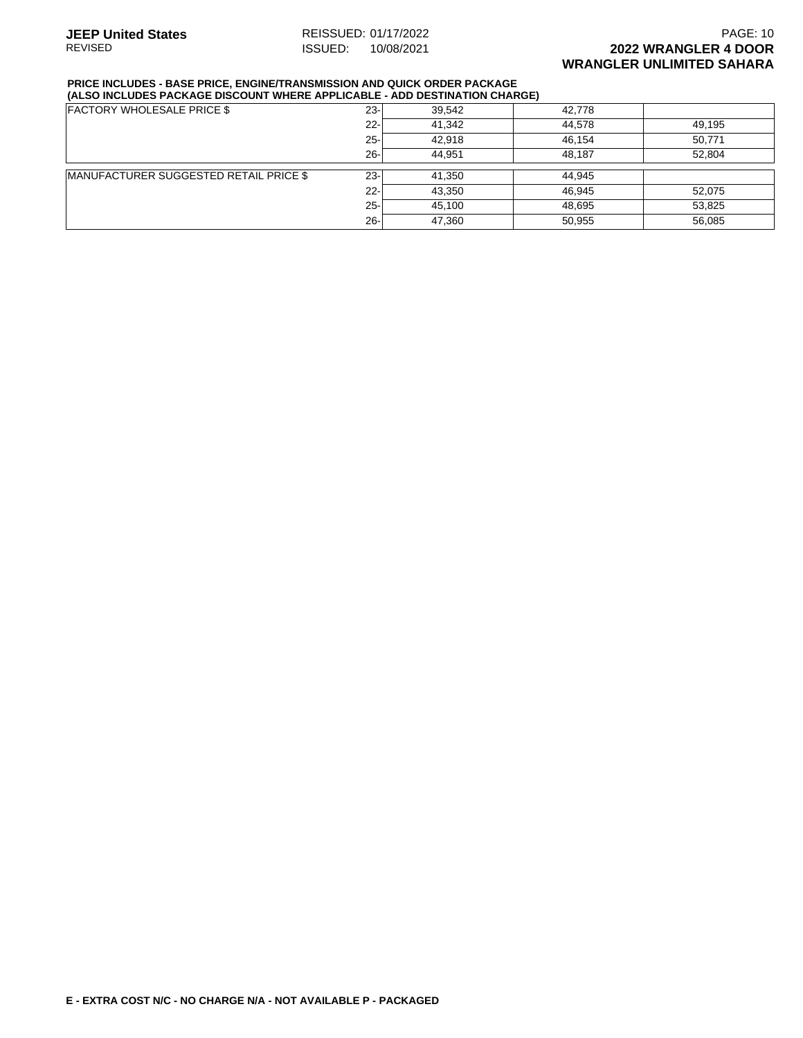**JEEP United States** REISSUED: 01/17/2022
REVISED ISSUED: 10/08/2021

## 2022 WRANGLER 4 DOOR
## WRANGLER UNLIMITED SAHARA

**PRICE INCLUDES - BASE PRICE, ENGINE/TRANSMISSION AND QUICK ORDER PACKAGE**
**(ALSO INCLUDES PACKAGE DISCOUNT WHERE APPLICABLE - ADD DESTINATION CHARGE)**

| | | | | |
|---|---|---|---|---|
| FACTORY WHOLESALE PRICE $ | 23- | 39,542 | 42,778 | |
| | 22- | 41,342 | 44,578 | 49,195 |
| | 25- | 42,918 | 46,154 | 50,771 |
| | 26- | 44,951 | 48,187 | 52,804 |
| MANUFACTURER SUGGESTED RETAIL PRICE $ | 23- | 41,350 | 44,945 | |
| | 22- | 43,350 | 46,945 | 52,075 |
| | 25- | 45,100 | 48,695 | 53,825 |
| | 26- | 47,360 | 50,955 | 56,085 |

**E - EXTRA COST N/C - NO CHARGE N/A - NOT AVAILABLE P - PACKAGED**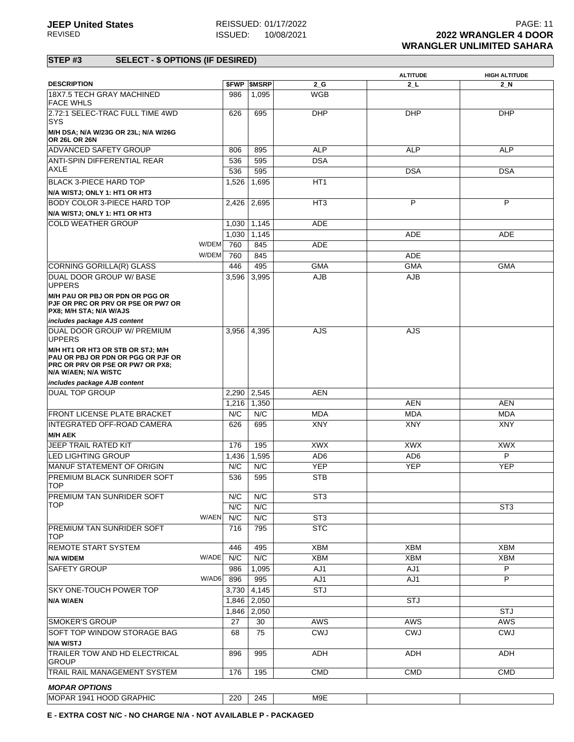**JEEP United States**
REVISED

REISSUED: 01/17/2022
ISSUED: 10/08/2021

**2022 WRANGLER 4 DOOR**
**WRANGLER UNLIMITED SAHARA**

## STEP #3 SELECT - $ OPTIONS (IF DESIRED)

| DESCRIPTION | | $FWP | $MSRP | 2_G | ALTITUDE 2_L | HIGH ALTITUDE 2_N |
|---|---|---|---|---|---|---|
| 18X7.5 TECH GRAY MACHINED FACE WHLS | | 986 | 1,095 | WGB | | |
| 2.72:1 SELEC-TRAC FULL TIME 4WD SYS | | 626 | 695 | DHP | DHP | DHP |
| **M/H DSA; N/A W/23G OR 23L; N/A W/26G OR 26L OR 26N** | | | | | | |
| ADVANCED SAFETY GROUP | | 806 | 895 | ALP | ALP | ALP |
| ANTI-SPIN DIFFERENTIAL REAR AXLE | | 536 | 595 | DSA | | |
| | | 536 | 595 | | DSA | DSA |
| BLACK 3-PIECE HARD TOP | | 1,526 | 1,695 | HT1 | | |
| **N/A W/STJ; ONLY 1: HT1 OR HT3** | | | | | | |
| BODY COLOR 3-PIECE HARD TOP | | 2,426 | 2,695 | HT3 | P | P |
| **N/A W/STJ; ONLY 1: HT1 OR HT3** | | | | | | |
| COLD WEATHER GROUP | | 1,030 | 1,145 | ADE | | |
| | | 1,030 | 1,145 | | ADE | ADE |
| | W/DEM | 760 | 845 | ADE | | |
| | W/DEM | 760 | 845 | | ADE | |
| CORNING GORILLA(R) GLASS | | 446 | 495 | GMA | GMA | GMA |
| DUAL DOOR GROUP W/ BASE UPPERS | | 3,596 | 3,995 | AJB | AJB | |
| **M/H PAU OR PBJ OR PDN OR PGG OR PJF OR PRC OR PRV OR PSE OR PW7 OR PX8; M/H STA; N/A W/AJS** | | | | | | |
| ***includes package AJS content*** | | | | | | |
| DUAL DOOR GROUP W/ PREMIUM UPPERS | | 3,956 | 4,395 | AJS | AJS | |
| **M/H HT1 OR HT3 OR STB OR STJ; M/H PAU OR PBJ OR PDN OR PGG OR PJF OR PRC OR PRV OR PSE OR PW7 OR PX8; N/A W/AEN; N/A W/STC** | | | | | | |
| ***includes package AJB content*** | | | | | | |
| DUAL TOP GROUP | | 2,290 | 2,545 | AEN | | |
| | | 1,216 | 1,350 | | AEN | AEN |
| FRONT LICENSE PLATE BRACKET | | N/C | N/C | MDA | MDA | MDA |
| INTEGRATED OFF-ROAD CAMERA | | 626 | 695 | XNY | XNY | XNY |
| **M/H AEK** | | | | | | |
| JEEP TRAIL RATED KIT | | 176 | 195 | XWX | XWX | XWX |
| LED LIGHTING GROUP | | 1,436 | 1,595 | AD6 | AD6 | P |
| MANUF STATEMENT OF ORIGIN | | N/C | N/C | YEP | YEP | YEP |
| PREMIUM BLACK SUNRIDER SOFT TOP | | 536 | 595 | STB | | |
| PREMIUM TAN SUNRIDER SOFT TOP | | N/C | N/C | ST3 | | |
| | | N/C | N/C | | | ST3 |
| | W/AEN | N/C | N/C | ST3 | | |
| PREMIUM TAN SUNRIDER SOFT TOP | | 716 | 795 | STC | | |
| REMOTE START SYSTEM | | 446 | 495 | XBM | XBM | XBM |
| **N/A W/DEM** | W/ADE | N/C | N/C | XBM | XBM | XBM |
| SAFETY GROUP | | 986 | 1,095 | AJ1 | AJ1 | P |
| | W/AD6 | 896 | 995 | AJ1 | AJ1 | P |
| SKY ONE-TOUCH POWER TOP | | 3,730 | 4,145 | STJ | | |
| **N/A W/AEN** | | 1,846 | 2,050 | | STJ | |
| | | 1,846 | 2,050 | | | STJ |
| SMOKER'S GROUP | | 27 | 30 | AWS | AWS | AWS |
| SOFT TOP WINDOW STORAGE BAG | | 68 | 75 | CWJ | CWJ | CWJ |
| **N/A W/STJ** | | | | | | |
| TRAILER TOW AND HD ELECTRICAL GROUP | | 896 | 995 | ADH | ADH | ADH |
| TRAIL RAIL MANAGEMENT SYSTEM | | 176 | 195 | CMD | CMD | CMD |
| ***MOPAR OPTIONS*** | | | | | | |
| MOPAR 1941 HOOD GRAPHIC | | 220 | 245 | M9E | | |

**E - EXTRA COST N/C - NO CHARGE N/A - NOT AVAILABLE P - PACKAGED**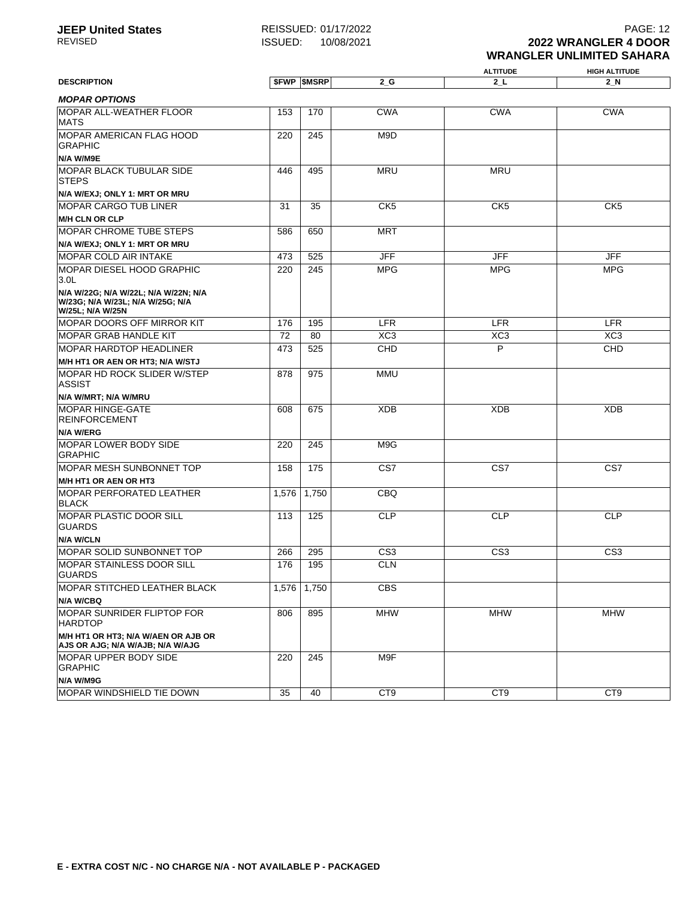**JEEP United States**
REVISED

REISSUED: 01/17/2022
ISSUED: 10/08/2021

**2022 WRANGLER 4 DOOR**
**WRANGLER UNLIMITED SAHARA**

| DESCRIPTION | $FWP | $MSRP | 2_G | ALTITUDE 2_L | HIGH ALTITUDE 2_N |
|---|---|---|---|---|---|
| ***MOPAR OPTIONS*** | | | | | |
| MOPAR ALL-WEATHER FLOOR MATS | 153 | 170 | CWA | CWA | CWA |
| MOPAR AMERICAN FLAG HOOD GRAPHIC<br>**N/A W/M9E** | 220 | 245 | M9D | | |
| MOPAR BLACK TUBULAR SIDE STEPS<br>**N/A W/EXJ; ONLY 1: MRT OR MRU** | 446 | 495 | MRU | MRU | |
| MOPAR CARGO TUB LINER<br>**M/H CLN OR CLP** | 31 | 35 | CK5 | CK5 | CK5 |
| MOPAR CHROME TUBE STEPS<br>**N/A W/EXJ; ONLY 1: MRT OR MRU** | 586 | 650 | MRT | | |
| MOPAR COLD AIR INTAKE | 473 | 525 | JFF | JFF | JFF |
| MOPAR DIESEL HOOD GRAPHIC 3.0L<br>**N/A W/22G; N/A W/22L; N/A W/22N; N/A W/23G; N/A W/23L; N/A W/25G; N/A W/25L; N/A W/25N** | 220 | 245 | MPG | MPG | MPG |
| MOPAR DOORS OFF MIRROR KIT | 176 | 195 | LFR | LFR | LFR |
| MOPAR GRAB HANDLE KIT | 72 | 80 | XC3 | XC3 | XC3 |
| MOPAR HARDTOP HEADLINER<br>**M/H HT1 OR AEN OR HT3; N/A W/STJ** | 473 | 525 | CHD | P | CHD |
| MOPAR HD ROCK SLIDER W/STEP ASSIST<br>**N/A W/MRT; N/A W/MRU** | 878 | 975 | MMU | | |
| MOPAR HINGE-GATE REINFORCEMENT<br>**N/A W/ERG** | 608 | 675 | XDB | XDB | XDB |
| MOPAR LOWER BODY SIDE GRAPHIC | 220 | 245 | M9G | | |
| MOPAR MESH SUNBONNET TOP<br>**M/H HT1 OR AEN OR HT3** | 158 | 175 | CS7 | CS7 | CS7 |
| MOPAR PERFORATED LEATHER BLACK | 1,576 | 1,750 | CBQ | | |
| MOPAR PLASTIC DOOR SILL GUARDS<br>**N/A W/CLN** | 113 | 125 | CLP | CLP | CLP |
| MOPAR SOLID SUNBONNET TOP | 266 | 295 | CS3 | CS3 | CS3 |
| MOPAR STAINLESS DOOR SILL GUARDS | 176 | 195 | CLN | | |
| MOPAR STITCHED LEATHER BLACK<br>**N/A W/CBQ** | 1,576 | 1,750 | CBS | | |
| MOPAR SUNRIDER FLIPTOP FOR HARDTOP<br>**M/H HT1 OR HT3; N/A W/AEN OR AJB OR AJS OR AJG; N/A W/AJB; N/A W/AJG** | 806 | 895 | MHW | MHW | MHW |
| MOPAR UPPER BODY SIDE GRAPHIC<br>**N/A W/M9G** | 220 | 245 | M9F | | |
| MOPAR WINDSHIELD TIE DOWN | 35 | 40 | CT9 | CT9 | CT9 |

**E - EXTRA COST N/C - NO CHARGE N/A - NOT AVAILABLE P - PACKAGED**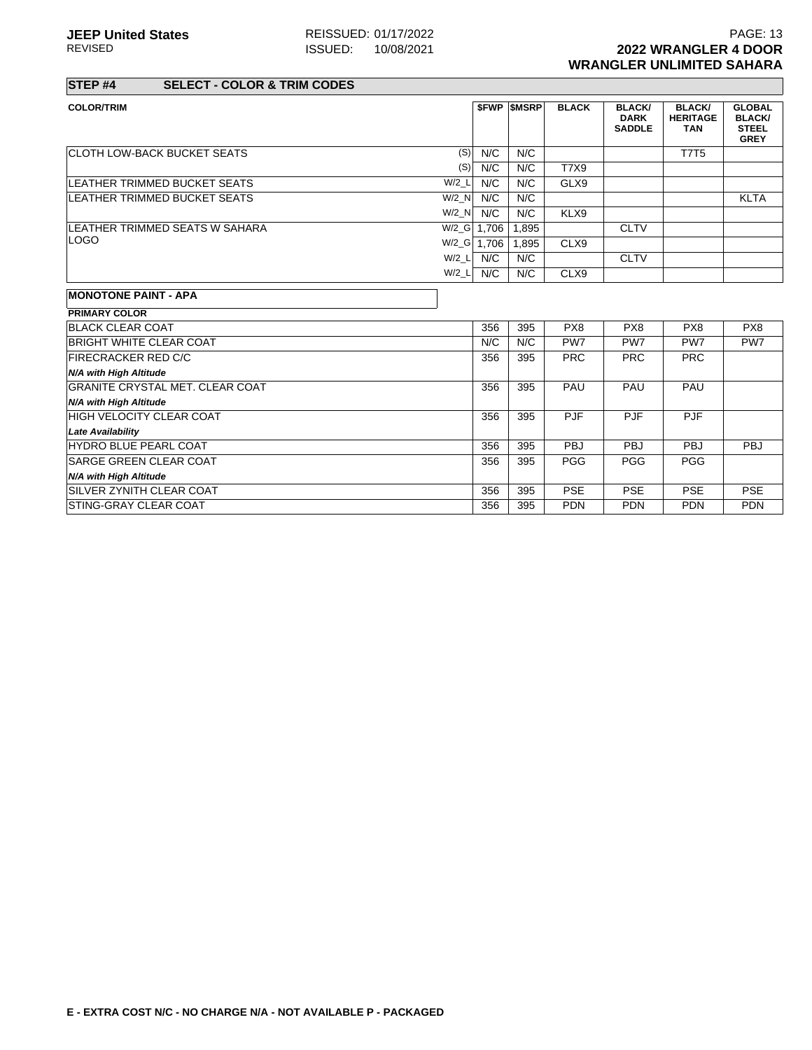## STEP #4 SELECT - COLOR & TRIM CODES

| COLOR/TRIM | | $FWP | $MSRP | BLACK | BLACK/ DARK SADDLE | BLACK/ HERITAGE TAN | GLOBAL BLACK/ STEEL GREY |
|---|---|---|---|---|---|---|---|
| CLOTH LOW-BACK BUCKET SEATS | (S) | N/C | N/C | | | T7T5 | |
| | (S) | N/C | N/C | T7X9 | | | |
| LEATHER TRIMMED BUCKET SEATS | W/2_L | N/C | N/C | GLX9 | | | |
| LEATHER TRIMMED BUCKET SEATS | W/2_N | N/C | N/C | | | | KLTA |
| | W/2_N | N/C | N/C | KLX9 | | | |
| LEATHER TRIMMED SEATS W SAHARA LOGO | W/2_G | 1,706 | 1,895 | | CLTV | | |
| | W/2_G | 1,706 | 1,895 | CLX9 | | | |
| | W/2_L | N/C | N/C | | CLTV | | |
| | W/2_L | N/C | N/C | CLX9 | | | |

**MONOTONE PAINT - APA**

| PRIMARY COLOR | $FWP | $MSRP | BLACK | BLACK/ DARK SADDLE | BLACK/ HERITAGE TAN | GLOBAL BLACK/ STEEL GREY |
|---|---|---|---|---|---|---|
| BLACK CLEAR COAT | 356 | 395 | PX8 | PX8 | PX8 | PX8 |
| BRIGHT WHITE CLEAR COAT | N/C | N/C | PW7 | PW7 | PW7 | PW7 |
| FIRECRACKER RED C/C<br>*N/A with High Altitude* | 356 | 395 | PRC | PRC | PRC | |
| GRANITE CRYSTAL MET. CLEAR COAT<br>*N/A with High Altitude* | 356 | 395 | PAU | PAU | PAU | |
| HIGH VELOCITY CLEAR COAT<br>*Late Availability* | 356 | 395 | PJF | PJF | PJF | |
| HYDRO BLUE PEARL COAT | 356 | 395 | PBJ | PBJ | PBJ | PBJ |
| SARGE GREEN CLEAR COAT<br>*N/A with High Altitude* | 356 | 395 | PGG | PGG | PGG | |
| SILVER ZYNITH CLEAR COAT | 356 | 395 | PSE | PSE | PSE | PSE |
| STING-GRAY CLEAR COAT | 356 | 395 | PDN | PDN | PDN | PDN |

**E - EXTRA COST N/C - NO CHARGE N/A - NOT AVAILABLE P - PACKAGED**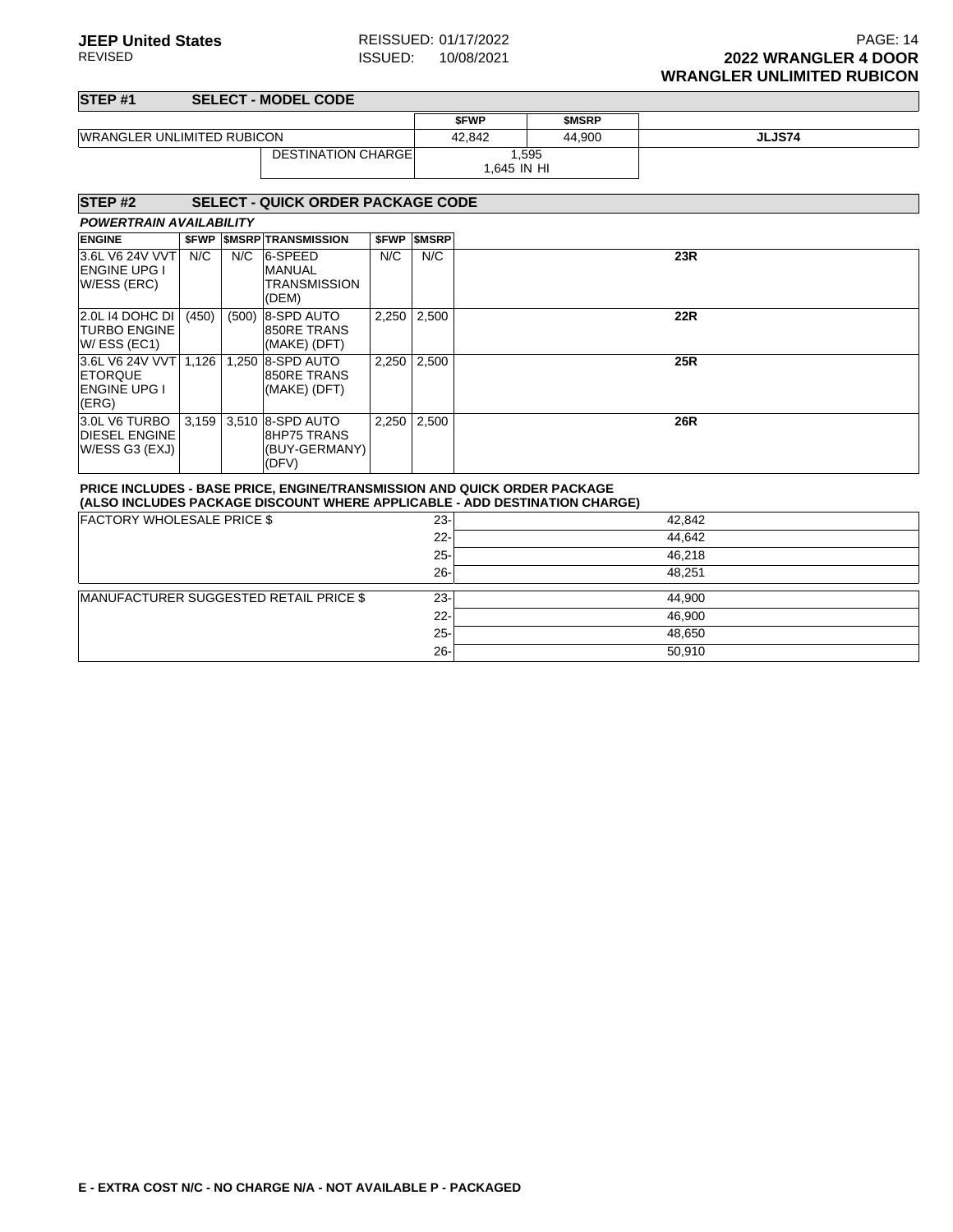## STEP #1 SELECT - MODEL CODE

| | | $FWP | $MSRP | |
|---|---|---|---|---|
| WRANGLER UNLIMITED RUBICON | | 42,842 | 44,900 | **JLJS74** |
| | DESTINATION CHARGE | 1,595<br>1,645 IN HI | | |

## STEP #2 SELECT - QUICK ORDER PACKAGE CODE

***POWERTRAIN AVAILABILITY***

| ENGINE | $FWP | $MSRP | TRANSMISSION | $FWP | $MSRP | |
|---|---|---|---|---|---|---|
| 3.6L V6 24V VVT ENGINE UPG I W/ESS (ERC) | N/C | N/C | 6-SPEED MANUAL TRANSMISSION (DEM) | N/C | N/C | **23R** |
| 2.0L I4 DOHC DI TURBO ENGINE W/ ESS (EC1) | (450) | (500) | 8-SPD AUTO 850RE TRANS (MAKE) (DFT) | 2,250 | 2,500 | **22R** |
| 3.6L V6 24V VVT ETORQUE ENGINE UPG I (ERG) | 1,126 | 1,250 | 8-SPD AUTO 850RE TRANS (MAKE) (DFT) | 2,250 | 2,500 | **25R** |
| 3.0L V6 TURBO DIESEL ENGINE W/ESS G3 (EXJ) | 3,159 | 3,510 | 8-SPD AUTO 8HP75 TRANS (BUY-GERMANY) (DFV) | 2,250 | 2,500 | **26R** |

**PRICE INCLUDES - BASE PRICE, ENGINE/TRANSMISSION AND QUICK ORDER PACKAGE**
**(ALSO INCLUDES PACKAGE DISCOUNT WHERE APPLICABLE - ADD DESTINATION CHARGE)**

| | | |
|---|---|---|
| FACTORY WHOLESALE PRICE $ | 23- | 42,842 |
| | 22- | 44,642 |
| | 25- | 46,218 |
| | 26- | 48,251 |
| MANUFACTURER SUGGESTED RETAIL PRICE $ | 23- | 44,900 |
| | 22- | 46,900 |
| | 25- | 48,650 |
| | 26- | 50,910 |

**E - EXTRA COST N/C - NO CHARGE N/A - NOT AVAILABLE P - PACKAGED**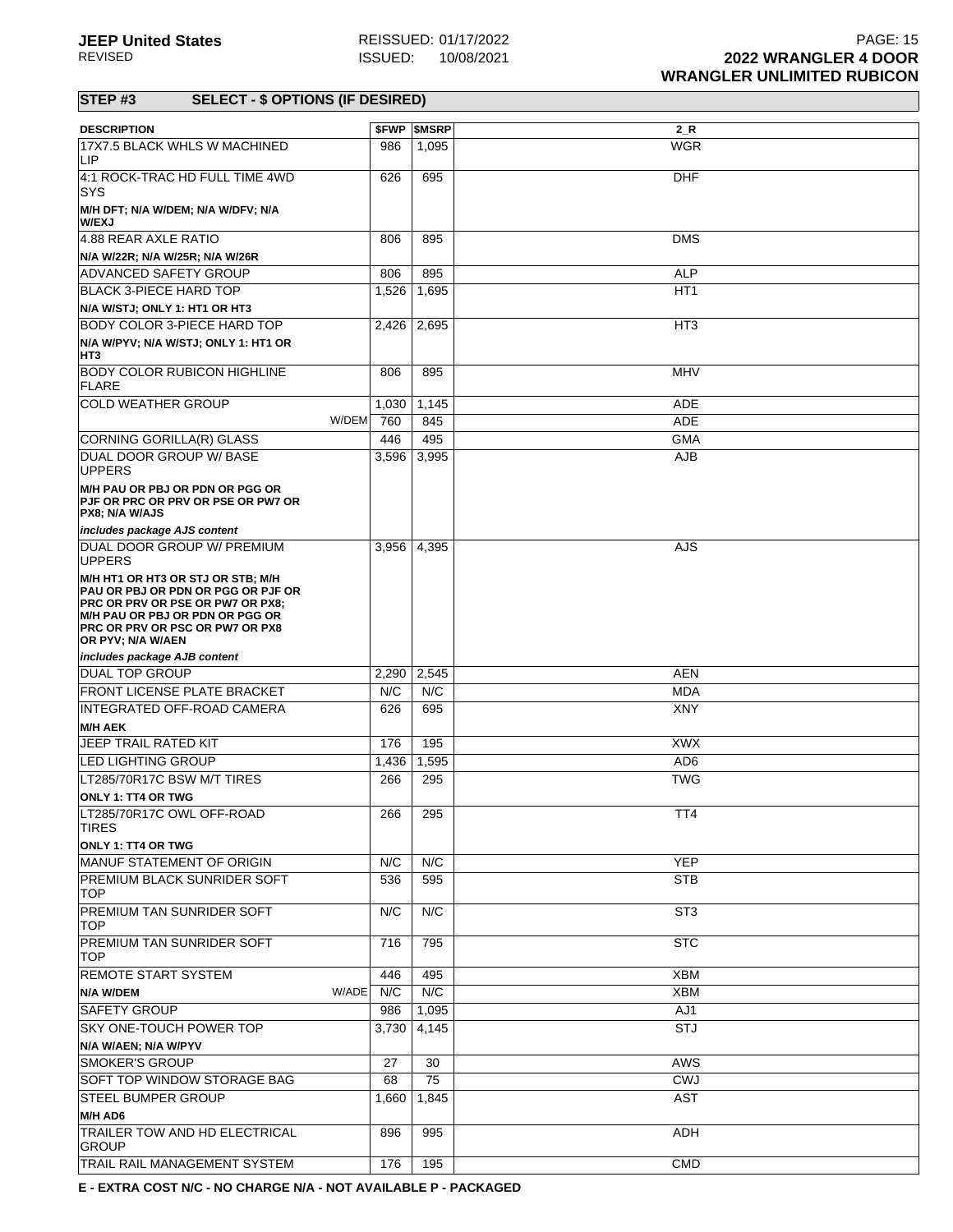## STEP #3 SELECT - $ OPTIONS (IF DESIRED)

| DESCRIPTION | | $FWP | $MSRP | 2_R |
|---|---|---|---|---|
| 17X7.5 BLACK WHLS W MACHINED LIP | | 986 | 1,095 | WGR |
| 4:1 ROCK-TRAC HD FULL TIME 4WD SYS | | 626 | 695 | DHF |
| **M/H DFT; N/A W/DEM; N/A W/DFV; N/A W/EXJ** | | | | |
| 4.88 REAR AXLE RATIO | | 806 | 895 | DMS |
| **N/A W/22R; N/A W/25R; N/A W/26R** | | | | |
| ADVANCED SAFETY GROUP | | 806 | 895 | ALP |
| BLACK 3-PIECE HARD TOP | | 1,526 | 1,695 | HT1 |
| **N/A W/STJ; ONLY 1: HT1 OR HT3** | | | | |
| BODY COLOR 3-PIECE HARD TOP | | 2,426 | 2,695 | HT3 |
| **N/A W/PYV; N/A W/STJ; ONLY 1: HT1 OR HT3** | | | | |
| BODY COLOR RUBICON HIGHLINE FLARE | | 806 | 895 | MHV |
| COLD WEATHER GROUP | | 1,030 | 1,145 | ADE |
| | W/DEM | 760 | 845 | ADE |
| CORNING GORILLA(R) GLASS | | 446 | 495 | GMA |
| DUAL DOOR GROUP W/ BASE UPPERS | | 3,596 | 3,995 | AJB |
| **M/H PAU OR PBJ OR PDN OR PGG OR PJF OR PRC OR PRV OR PSE OR PW7 OR PX8; N/A W/AJS** | | | | |
| ***includes package AJS content*** | | | | |
| DUAL DOOR GROUP W/ PREMIUM UPPERS | | 3,956 | 4,395 | AJS |
| **M/H HT1 OR HT3 OR STJ OR STB; M/H PAU OR PBJ OR PDN OR PGG OR PJF OR PRC OR PRV OR PSE OR PW7 OR PX8; M/H PAU OR PBJ OR PDN OR PGG OR PRC OR PRV OR PSC OR PW7 OR PX8 OR PYV; N/A W/AEN** | | | | |
| ***includes package AJB content*** | | | | |
| DUAL TOP GROUP | | 2,290 | 2,545 | AEN |
| FRONT LICENSE PLATE BRACKET | | N/C | N/C | MDA |
| INTEGRATED OFF-ROAD CAMERA | | 626 | 695 | XNY |
| **M/H AEK** | | | | |
| JEEP TRAIL RATED KIT | | 176 | 195 | XWX |
| LED LIGHTING GROUP | | 1,436 | 1,595 | AD6 |
| LT285/70R17C BSW M/T TIRES | | 266 | 295 | TWG |
| **ONLY 1: TT4 OR TWG** | | | | |
| LT285/70R17C OWL OFF-ROAD TIRES | | 266 | 295 | TT4 |
| **ONLY 1: TT4 OR TWG** | | | | |
| MANUF STATEMENT OF ORIGIN | | N/C | N/C | YEP |
| PREMIUM BLACK SUNRIDER SOFT TOP | | 536 | 595 | STB |
| PREMIUM TAN SUNRIDER SOFT TOP | | N/C | N/C | ST3 |
| PREMIUM TAN SUNRIDER SOFT TOP | | 716 | 795 | STC |
| REMOTE START SYSTEM | | 446 | 495 | XBM |
| **N/A W/DEM** | W/ADE | N/C | N/C | XBM |
| SAFETY GROUP | | 986 | 1,095 | AJ1 |
| SKY ONE-TOUCH POWER TOP | | 3,730 | 4,145 | STJ |
| **N/A W/AEN; N/A W/PYV** | | | | |
| SMOKER'S GROUP | | 27 | 30 | AWS |
| SOFT TOP WINDOW STORAGE BAG | | 68 | 75 | CWJ |
| STEEL BUMPER GROUP | | 1,660 | 1,845 | AST |
| **M/H AD6** | | | | |
| TRAILER TOW AND HD ELECTRICAL GROUP | | 896 | 995 | ADH |
| TRAIL RAIL MANAGEMENT SYSTEM | | 176 | 195 | CMD |

**E - EXTRA COST N/C - NO CHARGE N/A - NOT AVAILABLE P - PACKAGED**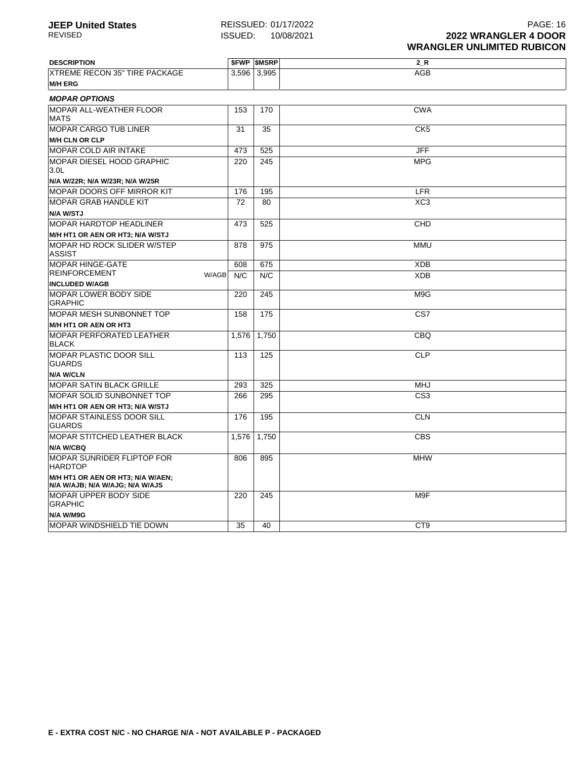| DESCRIPTION | $FWP | $MSRP | 2_R |
|---|---|---|---|
| XTREME RECON 35" TIRE PACKAGE | 3,596 | 3,995 | AGB |
| **M/H ERG** | | | |
| ***MOPAR OPTIONS*** | | | |
| MOPAR ALL-WEATHER FLOOR MATS | 153 | 170 | CWA |
| MOPAR CARGO TUB LINER | 31 | 35 | CK5 |
| **M/H CLN OR CLP** | | | |
| MOPAR COLD AIR INTAKE | 473 | 525 | JFF |
| MOPAR DIESEL HOOD GRAPHIC 3.0L | 220 | 245 | MPG |
| **N/A W/22R; N/A W/23R; N/A W/25R** | | | |
| MOPAR DOORS OFF MIRROR KIT | 176 | 195 | LFR |
| MOPAR GRAB HANDLE KIT | 72 | 80 | XC3 |
| **N/A W/STJ** | | | |
| MOPAR HARDTOP HEADLINER | 473 | 525 | CHD |
| **M/H HT1 OR AEN OR HT3; N/A W/STJ** | | | |
| MOPAR HD ROCK SLIDER W/STEP ASSIST | 878 | 975 | MMU |
| MOPAR HINGE-GATE REINFORCEMENT | 608 | 675 | XDB |
| W/AGB | N/C | N/C | XDB |
| **INCLUDED W/AGB** | | | |
| MOPAR LOWER BODY SIDE GRAPHIC | 220 | 245 | M9G |
| MOPAR MESH SUNBONNET TOP | 158 | 175 | CS7 |
| **M/H HT1 OR AEN OR HT3** | | | |
| MOPAR PERFORATED LEATHER BLACK | 1,576 | 1,750 | CBQ |
| MOPAR PLASTIC DOOR SILL GUARDS | 113 | 125 | CLP |
| **N/A W/CLN** | | | |
| MOPAR SATIN BLACK GRILLE | 293 | 325 | MHJ |
| MOPAR SOLID SUNBONNET TOP | 266 | 295 | CS3 |
| **M/H HT1 OR AEN OR HT3; N/A W/STJ** | | | |
| MOPAR STAINLESS DOOR SILL GUARDS | 176 | 195 | CLN |
| MOPAR STITCHED LEATHER BLACK | 1,576 | 1,750 | CBS |
| **N/A W/CBQ** | | | |
| MOPAR SUNRIDER FLIPTOP FOR HARDTOP | 806 | 895 | MHW |
| **M/H HT1 OR AEN OR HT3; N/A W/AEN; N/A W/AJB; N/A W/AJG; N/A W/AJS** | | | |
| MOPAR UPPER BODY SIDE GRAPHIC | 220 | 245 | M9F |
| **N/A W/M9G** | | | |
| MOPAR WINDSHIELD TIE DOWN | 35 | 40 | CT9 |

**E - EXTRA COST N/C - NO CHARGE N/A - NOT AVAILABLE P - PACKAGED**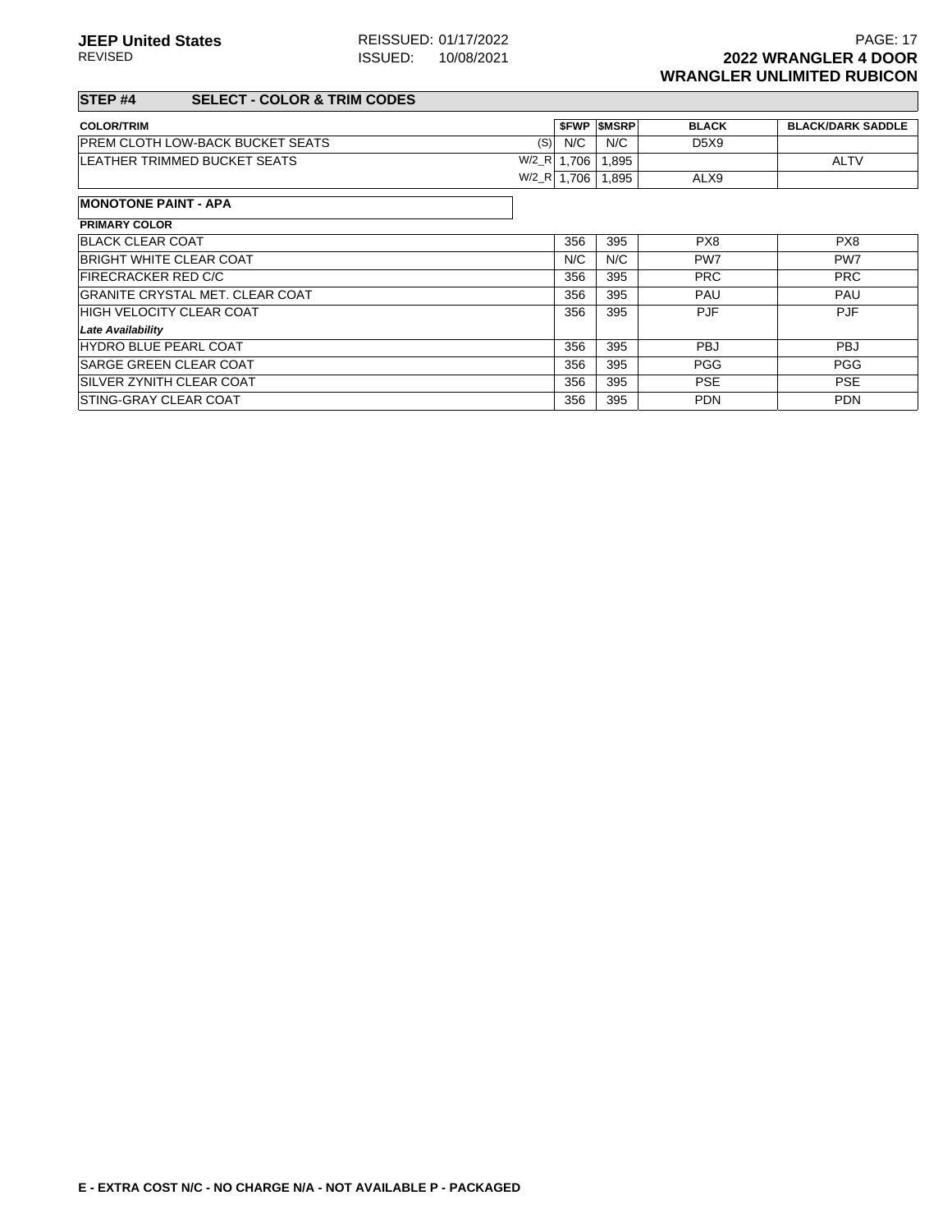## STEP #4 SELECT - COLOR & TRIM CODES

| COLOR/TRIM | | $FWP | $MSRP | BLACK | BLACK/DARK SADDLE |
|---|---|---|---|---|---|
| PREM CLOTH LOW-BACK BUCKET SEATS | (S) | N/C | N/C | D5X9 | |
| LEATHER TRIMMED BUCKET SEATS | W/2_R | 1,706 | 1,895 | | ALTV |
| | W/2_R | 1,706 | 1,895 | ALX9 | |

**MONOTONE PAINT - APA**

| PRIMARY COLOR | $FWP | $MSRP | BLACK | BLACK/DARK SADDLE |
|---|---|---|---|---|
| BLACK CLEAR COAT | 356 | 395 | PX8 | PX8 |
| BRIGHT WHITE CLEAR COAT | N/C | N/C | PW7 | PW7 |
| FIRECRACKER RED C/C | 356 | 395 | PRC | PRC |
| GRANITE CRYSTAL MET. CLEAR COAT | 356 | 395 | PAU | PAU |
| HIGH VELOCITY CLEAR COAT | 356 | 395 | PJF | PJF |
| *Late Availability* | | | | |
| HYDRO BLUE PEARL COAT | 356 | 395 | PBJ | PBJ |
| SARGE GREEN CLEAR COAT | 356 | 395 | PGG | PGG |
| SILVER ZYNITH CLEAR COAT | 356 | 395 | PSE | PSE |
| STING-GRAY CLEAR COAT | 356 | 395 | PDN | PDN |

**E - EXTRA COST N/C - NO CHARGE N/A - NOT AVAILABLE P - PACKAGED**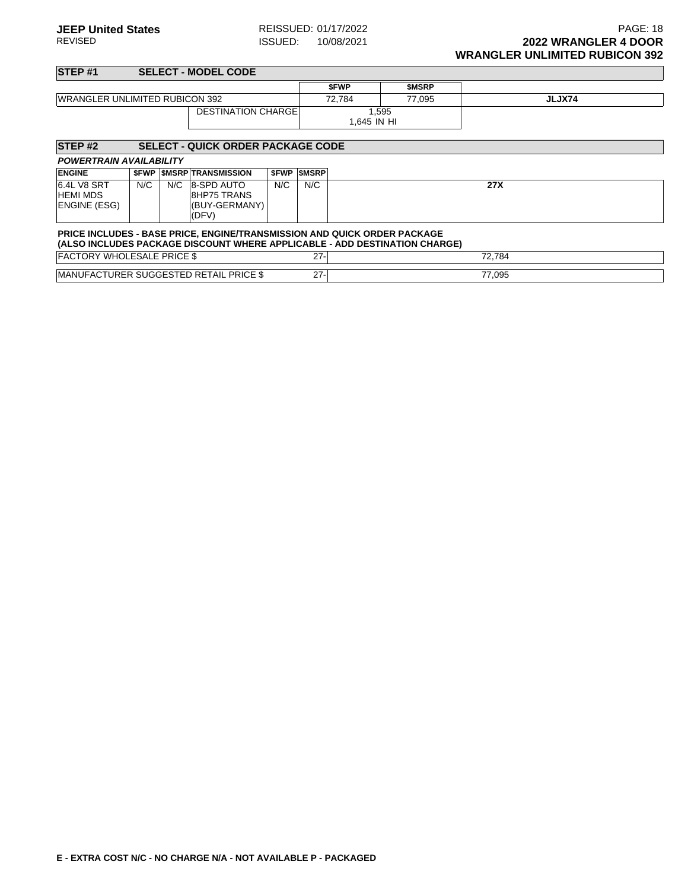## STEP #1 SELECT - MODEL CODE

| | | $FWP | $MSRP | |
|---|---|---|---|---|
| WRANGLER UNLIMITED RUBICON 392 | | 72,784 | 77,095 | **JLJX74** |
| | DESTINATION CHARGE | 1,595<br>1,645 IN HI | | |

## STEP #2 SELECT - QUICK ORDER PACKAGE CODE

***POWERTRAIN AVAILABILITY***

| ENGINE | $FWP | $MSRP | TRANSMISSION | $FWP | $MSRP | |
|---|---|---|---|---|---|---|
| 6.4L V8 SRT HEMI MDS ENGINE (ESG) | N/C | N/C | 8-SPD AUTO 8HP75 TRANS (BUY-GERMANY) (DFV) | N/C | N/C | **27X** |

**PRICE INCLUDES - BASE PRICE, ENGINE/TRANSMISSION AND QUICK ORDER PACKAGE**
**(ALSO INCLUDES PACKAGE DISCOUNT WHERE APPLICABLE - ADD DESTINATION CHARGE)**

| | | |
|---|---|---|
| FACTORY WHOLESALE PRICE $ | 27- | 72,784 |
| MANUFACTURER SUGGESTED RETAIL PRICE $ | 27- | 77,095 |

**E - EXTRA COST N/C - NO CHARGE N/A - NOT AVAILABLE P - PACKAGED**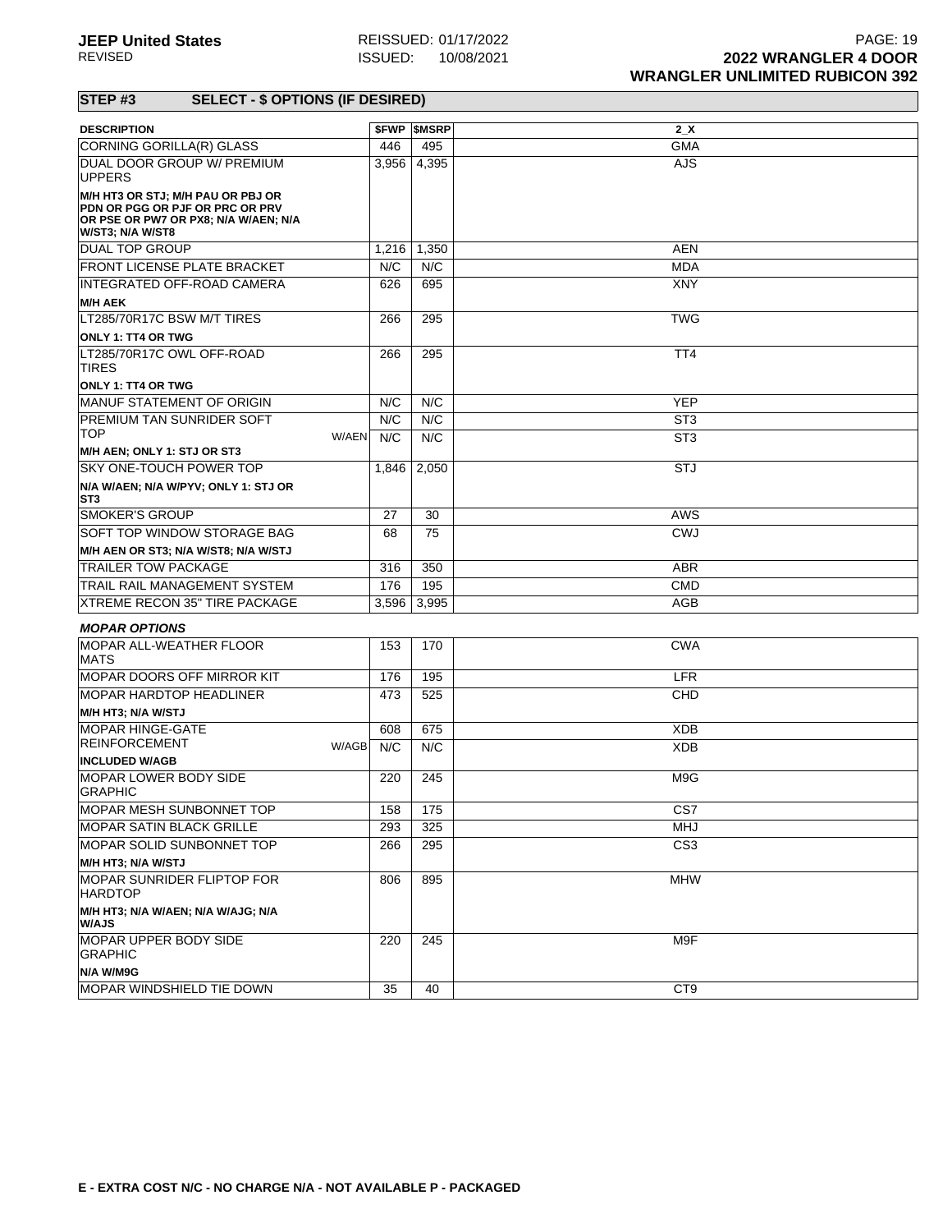## STEP #3 SELECT - $ OPTIONS (IF DESIRED)

| DESCRIPTION | | $FWP | $MSRP | 2_X |
|---|---|---|---|---|
| CORNING GORILLA(R) GLASS | | 446 | 495 | GMA |
| DUAL DOOR GROUP W/ PREMIUM UPPERS | | 3,956 | 4,395 | AJS |
| **M/H HT3 OR STJ; M/H PAU OR PBJ OR PDN OR PGG OR PJF OR PRC OR PRV OR PSE OR PW7 OR PX8; N/A W/AEN; N/A W/ST3; N/A W/ST8** | | | | |
| DUAL TOP GROUP | | 1,216 | 1,350 | AEN |
| FRONT LICENSE PLATE BRACKET | | N/C | N/C | MDA |
| INTEGRATED OFF-ROAD CAMERA | | 626 | 695 | XNY |
| **M/H AEK** | | | | |
| LT285/70R17C BSW M/T TIRES | | 266 | 295 | TWG |
| **ONLY 1: TT4 OR TWG** | | | | |
| LT285/70R17C OWL OFF-ROAD TIRES | | 266 | 295 | TT4 |
| **ONLY 1: TT4 OR TWG** | | | | |
| MANUF STATEMENT OF ORIGIN | | N/C | N/C | YEP |
| PREMIUM TAN SUNRIDER SOFT TOP | | N/C | N/C | ST3 |
| | W/AEN | N/C | N/C | ST3 |
| **M/H AEN; ONLY 1: STJ OR ST3** | | | | |
| SKY ONE-TOUCH POWER TOP | | 1,846 | 2,050 | STJ |
| **N/A W/AEN; N/A W/PYV; ONLY 1: STJ OR ST3** | | | | |
| SMOKER'S GROUP | | 27 | 30 | AWS |
| SOFT TOP WINDOW STORAGE BAG | | 68 | 75 | CWJ |
| **M/H AEN OR ST3; N/A W/ST8; N/A W/STJ** | | | | |
| TRAILER TOW PACKAGE | | 316 | 350 | ABR |
| TRAIL RAIL MANAGEMENT SYSTEM | | 176 | 195 | CMD |
| XTREME RECON 35" TIRE PACKAGE | | 3,596 | 3,995 | AGB |

***MOPAR OPTIONS***

| DESCRIPTION | | $FWP | $MSRP | 2_X |
|---|---|---|---|---|
| MOPAR ALL-WEATHER FLOOR MATS | | 153 | 170 | CWA |
| MOPAR DOORS OFF MIRROR KIT | | 176 | 195 | LFR |
| MOPAR HARDTOP HEADLINER | | 473 | 525 | CHD |
| **M/H HT3; N/A W/STJ** | | | | |
| MOPAR HINGE-GATE REINFORCEMENT | | 608 | 675 | XDB |
| | W/AGB | N/C | N/C | XDB |
| **INCLUDED W/AGB** | | | | |
| MOPAR LOWER BODY SIDE GRAPHIC | | 220 | 245 | M9G |
| MOPAR MESH SUNBONNET TOP | | 158 | 175 | CS7 |
| MOPAR SATIN BLACK GRILLE | | 293 | 325 | MHJ |
| MOPAR SOLID SUNBONNET TOP | | 266 | 295 | CS3 |
| **M/H HT3; N/A W/STJ** | | | | |
| MOPAR SUNRIDER FLIPTOP FOR HARDTOP | | 806 | 895 | MHW |
| **M/H HT3; N/A W/AEN; N/A W/AJG; N/A W/AJS** | | | | |
| MOPAR UPPER BODY SIDE GRAPHIC | | 220 | 245 | M9F |
| **N/A W/M9G** | | | | |
| MOPAR WINDSHIELD TIE DOWN | | 35 | 40 | CT9 |

**E - EXTRA COST N/C - NO CHARGE N/A - NOT AVAILABLE P - PACKAGED**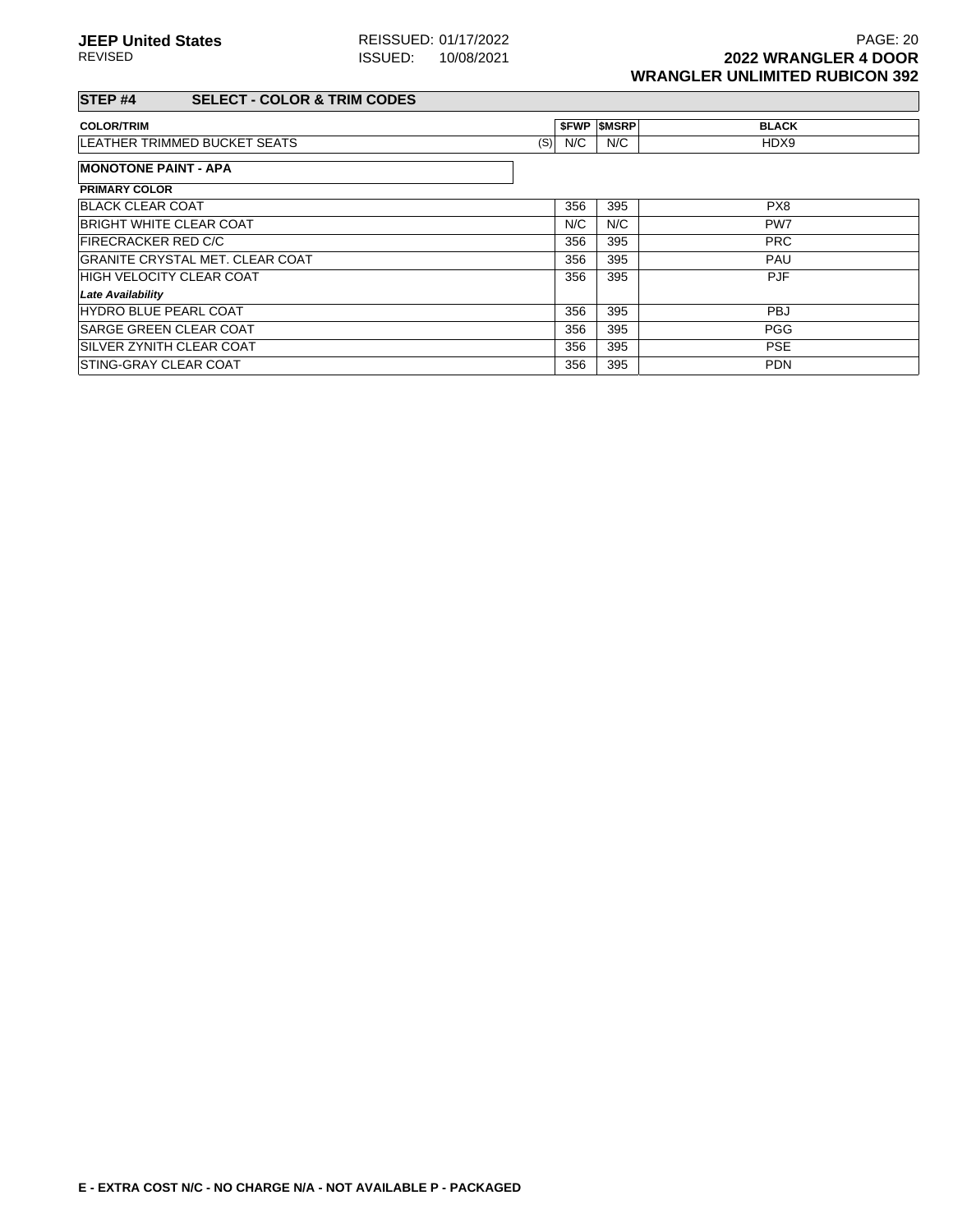## STEP #4 SELECT - COLOR & TRIM CODES

| COLOR/TRIM | | $FWP | $MSRP | BLACK |
|---|---|---|---|---|
| LEATHER TRIMMED BUCKET SEATS | (S) | N/C | N/C | HDX9 |

**MONOTONE PAINT - APA**

| PRIMARY COLOR | $FWP | $MSRP | |
|---|---|---|---|
| BLACK CLEAR COAT | 356 | 395 | PX8 |
| BRIGHT WHITE CLEAR COAT | N/C | N/C | PW7 |
| FIRECRACKER RED C/C | 356 | 395 | PRC |
| GRANITE CRYSTAL MET. CLEAR COAT | 356 | 395 | PAU |
| HIGH VELOCITY CLEAR COAT<br>*Late Availability* | 356 | 395 | PJF |
| HYDRO BLUE PEARL COAT | 356 | 395 | PBJ |
| SARGE GREEN CLEAR COAT | 356 | 395 | PGG |
| SILVER ZYNITH CLEAR COAT | 356 | 395 | PSE |
| STING-GRAY CLEAR COAT | 356 | 395 | PDN |

**E - EXTRA COST N/C - NO CHARGE N/A - NOT AVAILABLE P - PACKAGED**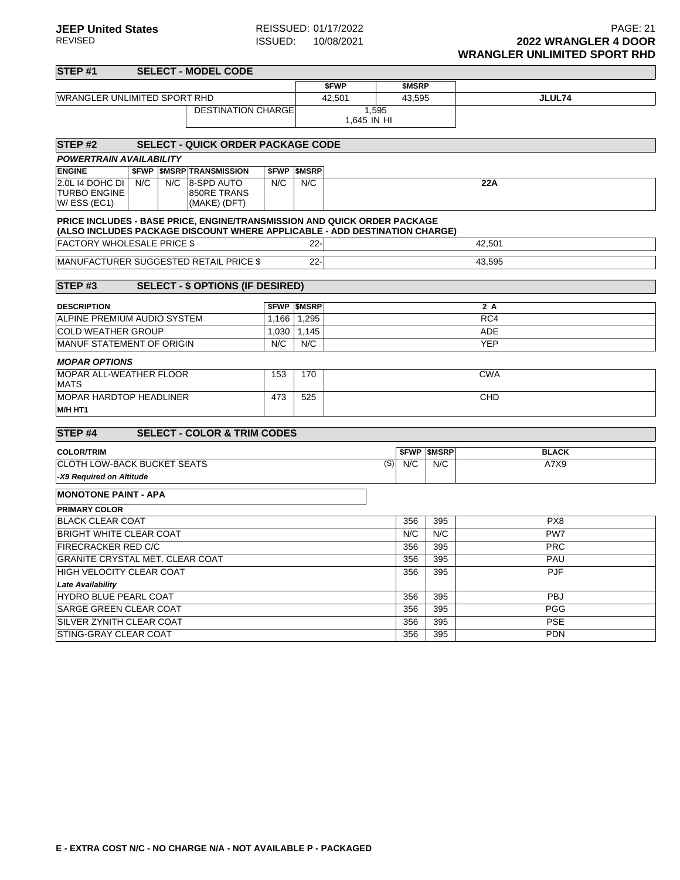**JEEP United States**
REVISED

REISSUED: 01/17/2022
ISSUED: 10/08/2021

**2022 WRANGLER 4 DOOR**
**WRANGLER UNLIMITED SPORT RHD**

## STEP #1 SELECT - MODEL CODE

| | $FWP | $MSRP | |
|---|---|---|---|
| WRANGLER UNLIMITED SPORT RHD | 42,501 | 43,595 | **JLUL74** |
| DESTINATION CHARGE | 1,595<br>1,645 IN HI | | |

## STEP #2 SELECT - QUICK ORDER PACKAGE CODE

***POWERTRAIN AVAILABILITY***

| ENGINE | $FWP | $MSRP | TRANSMISSION | $FWP | $MSRP | |
|---|---|---|---|---|---|---|
| 2.0L I4 DOHC DI TURBO ENGINE W/ ESS (EC1) | N/C | N/C | 8-SPD AUTO 850RE TRANS (MAKE) (DFT) | N/C | N/C | **22A** |

**PRICE INCLUDES - BASE PRICE, ENGINE/TRANSMISSION AND QUICK ORDER PACKAGE**
**(ALSO INCLUDES PACKAGE DISCOUNT WHERE APPLICABLE - ADD DESTINATION CHARGE)**

| | | |
|---|---|---|
| FACTORY WHOLESALE PRICE $ | 22- | 42,501 |
| MANUFACTURER SUGGESTED RETAIL PRICE $ | 22- | 43,595 |

## STEP #3 SELECT - $ OPTIONS (IF DESIRED)

| DESCRIPTION | $FWP | $MSRP | 2_A |
|---|---|---|---|
| ALPINE PREMIUM AUDIO SYSTEM | 1,166 | 1,295 | RC4 |
| COLD WEATHER GROUP | 1,030 | 1,145 | ADE |
| MANUF STATEMENT OF ORIGIN | N/C | N/C | YEP |

***MOPAR OPTIONS***

| | | | |
|---|---|---|---|
| MOPAR ALL-WEATHER FLOOR MATS | 153 | 170 | CWA |
| MOPAR HARDTOP HEADLINER<br>**M/H HT1** | 473 | 525 | CHD |

## STEP #4 SELECT - COLOR & TRIM CODES

| COLOR/TRIM | | $FWP | $MSRP | BLACK |
|---|---|---|---|---|
| CLOTH LOW-BACK BUCKET SEATS<br>***-X9 Required on Altitude*** | (S) | N/C | N/C | A7X9 |

**MONOTONE PAINT - APA**

| PRIMARY COLOR | $FWP | $MSRP | |
|---|---|---|---|
| BLACK CLEAR COAT | 356 | 395 | PX8 |
| BRIGHT WHITE CLEAR COAT | N/C | N/C | PW7 |
| FIRECRACKER RED C/C | 356 | 395 | PRC |
| GRANITE CRYSTAL MET. CLEAR COAT | 356 | 395 | PAU |
| HIGH VELOCITY CLEAR COAT<br>***Late Availability*** | 356 | 395 | PJF |
| HYDRO BLUE PEARL COAT | 356 | 395 | PBJ |
| SARGE GREEN CLEAR COAT | 356 | 395 | PGG |
| SILVER ZYNITH CLEAR COAT | 356 | 395 | PSE |
| STING-GRAY CLEAR COAT | 356 | 395 | PDN |

**E - EXTRA COST N/C - NO CHARGE N/A - NOT AVAILABLE P - PACKAGED**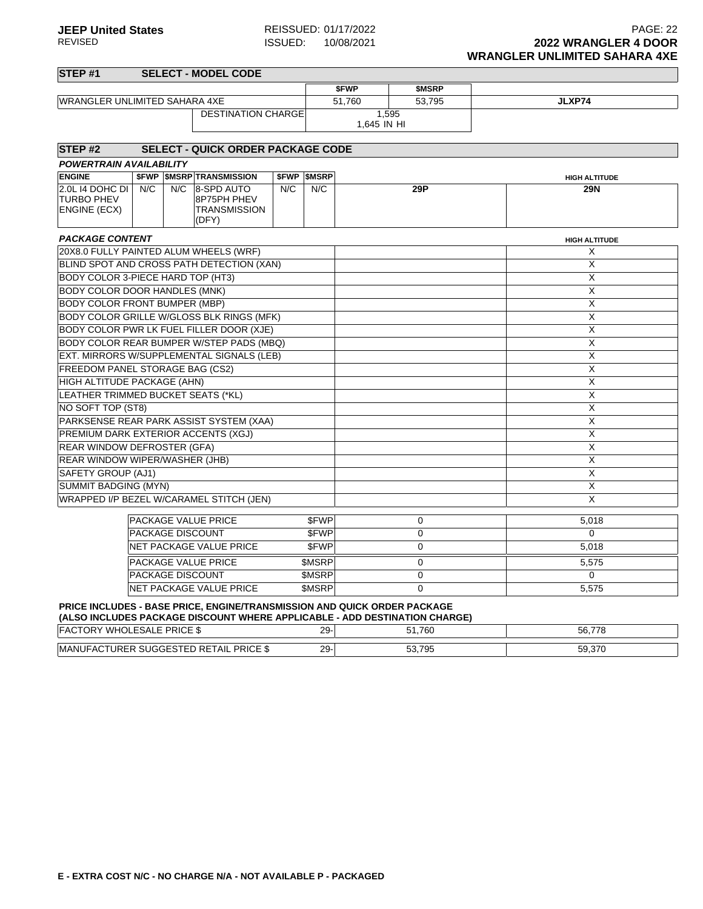## STEP #1 SELECT - MODEL CODE

| | $FWP | $MSRP | |
|---|---|---|---|
| WRANGLER UNLIMITED SAHARA 4XE | 51,760 | 53,795 | JLXP74 |
| DESTINATION CHARGE | 1,595<br>1,645 IN HI | | |

## STEP #2 SELECT - QUICK ORDER PACKAGE CODE

***POWERTRAIN AVAILABILITY***

| ENGINE | $FWP | $MSRP | TRANSMISSION | $FWP | $MSRP | | HIGH ALTITUDE |
|---|---|---|---|---|---|---|---|
| 2.0L I4 DOHC DI TURBO PHEV ENGINE (ECX) | N/C | N/C | 8-SPD AUTO 8P75PH PHEV TRANSMISSION (DFY) | N/C | N/C | 29P | 29N |

***PACKAGE CONTENT***

| | | HIGH ALTITUDE |
|---|---|---|
| 20X8.0 FULLY PAINTED ALUM WHEELS (WRF) | | X |
| BLIND SPOT AND CROSS PATH DETECTION (XAN) | | X |
| BODY COLOR 3-PIECE HARD TOP (HT3) | | X |
| BODY COLOR DOOR HANDLES (MNK) | | X |
| BODY COLOR FRONT BUMPER (MBP) | | X |
| BODY COLOR GRILLE W/GLOSS BLK RINGS (MFK) | | X |
| BODY COLOR PWR LK FUEL FILLER DOOR (XJE) | | X |
| BODY COLOR REAR BUMPER W/STEP PADS (MBQ) | | X |
| EXT. MIRRORS W/SUPPLEMENTAL SIGNALS (LEB) | | X |
| FREEDOM PANEL STORAGE BAG (CS2) | | X |
| HIGH ALTITUDE PACKAGE (AHN) | | X |
| LEATHER TRIMMED BUCKET SEATS (*KL) | | X |
| NO SOFT TOP (ST8) | | X |
| PARKSENSE REAR PARK ASSIST SYSTEM (XAA) | | X |
| PREMIUM DARK EXTERIOR ACCENTS (XGJ) | | X |
| REAR WINDOW DEFROSTER (GFA) | | X |
| REAR WINDOW WIPER/WASHER (JHB) | | X |
| SAFETY GROUP (AJ1) | | X |
| SUMMIT BADGING (MYN) | | X |
| WRAPPED I/P BEZEL W/CARAMEL STITCH (JEN) | | X |

| | | | |
|---|---|---|---|
| PACKAGE VALUE PRICE | $FWP | 0 | 5,018 |
| PACKAGE DISCOUNT | $FWP | 0 | 0 |
| NET PACKAGE VALUE PRICE | $FWP | 0 | 5,018 |
| PACKAGE VALUE PRICE | $MSRP | 0 | 5,575 |
| PACKAGE DISCOUNT | $MSRP | 0 | 0 |
| NET PACKAGE VALUE PRICE | $MSRP | 0 | 5,575 |

**PRICE INCLUDES - BASE PRICE, ENGINE/TRANSMISSION AND QUICK ORDER PACKAGE**
**(ALSO INCLUDES PACKAGE DISCOUNT WHERE APPLICABLE - ADD DESTINATION CHARGE)**

| | | | |
|---|---|---|---|
| FACTORY WHOLESALE PRICE $ | 29- | 51,760 | 56,778 |
| MANUFACTURER SUGGESTED RETAIL PRICE $ | 29- | 53,795 | 59,370 |

**E - EXTRA COST N/C - NO CHARGE N/A - NOT AVAILABLE P - PACKAGED**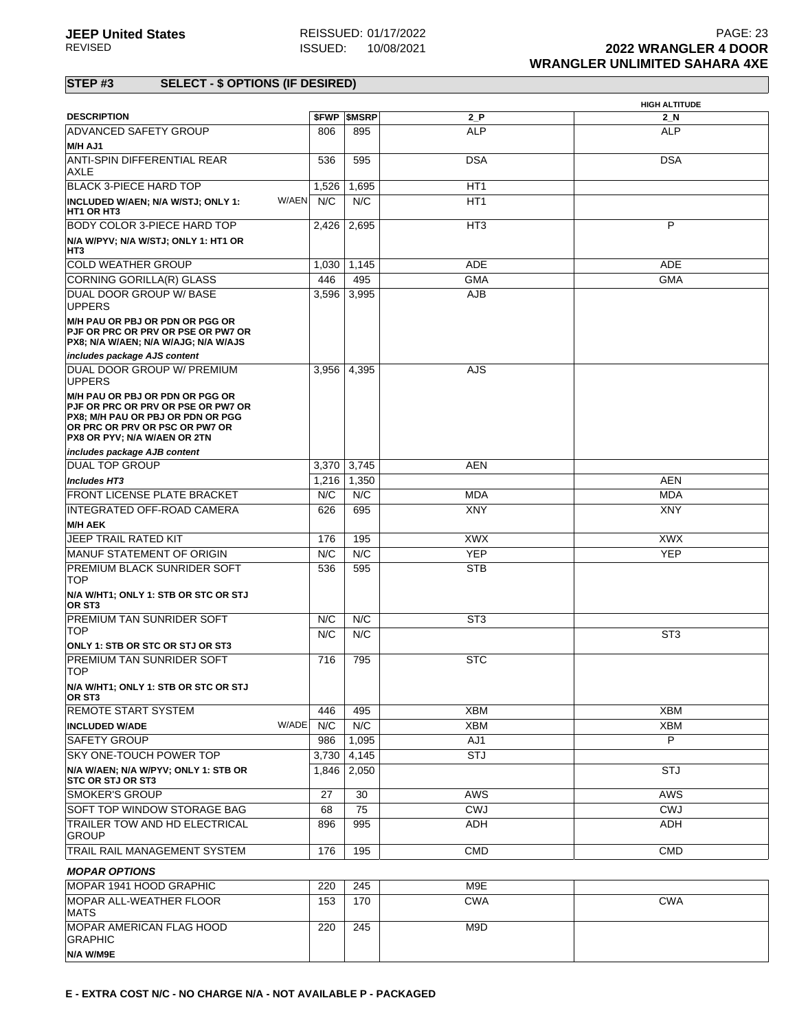**JEEP United States**
REVISED

REISSUED: 01/17/2022
ISSUED: 10/08/2021

**2022 WRANGLER 4 DOOR**
**WRANGLER UNLIMITED SAHARA 4XE**

## STEP #3 SELECT - $ OPTIONS (IF DESIRED)

| DESCRIPTION | | $FWP | $MSRP | 2_P | HIGH ALTITUDE 2_N |
|---|---|---|---|---|---|
| ADVANCED SAFETY GROUP | | 806 | 895 | ALP | ALP |
| **M/H AJ1** | | | | | |
| ANTI-SPIN DIFFERENTIAL REAR AXLE | | 536 | 595 | DSA | DSA |
| BLACK 3-PIECE HARD TOP | | 1,526 | 1,695 | HT1 | |
| **INCLUDED W/AEN; N/A W/STJ; ONLY 1: HT1 OR HT3** | W/AEN | N/C | N/C | HT1 | |
| BODY COLOR 3-PIECE HARD TOP | | 2,426 | 2,695 | HT3 | P |
| **N/A W/PYV; N/A W/STJ; ONLY 1: HT1 OR HT3** | | | | | |
| COLD WEATHER GROUP | | 1,030 | 1,145 | ADE | ADE |
| CORNING GORILLA(R) GLASS | | 446 | 495 | GMA | GMA |
| DUAL DOOR GROUP W/ BASE UPPERS | | 3,596 | 3,995 | AJB | |
| **M/H PAU OR PBJ OR PDN OR PGG OR PJF OR PRC OR PRV OR PSE OR PW7 OR PX8; N/A W/AEN; N/A W/AJG; N/A W/AJS** | | | | | |
| *includes package AJS content* | | | | | |
| DUAL DOOR GROUP W/ PREMIUM UPPERS | | 3,956 | 4,395 | AJS | |
| **M/H PAU OR PBJ OR PDN OR PGG OR PJF OR PRC OR PRV OR PSE OR PW7 OR PX8; M/H PAU OR PBJ OR PDN OR PGG OR PRC OR PRV OR PSC OR PW7 OR PX8 OR PYV; N/A W/AEN OR 2TN** | | | | | |
| *includes package AJB content* | | | | | |
| DUAL TOP GROUP | | 3,370 | 3,745 | AEN | |
| *Includes HT3* | | 1,216 | 1,350 | | AEN |
| FRONT LICENSE PLATE BRACKET | | N/C | N/C | MDA | MDA |
| INTEGRATED OFF-ROAD CAMERA | | 626 | 695 | XNY | XNY |
| **M/H AEK** | | | | | |
| JEEP TRAIL RATED KIT | | 176 | 195 | XWX | XWX |
| MANUF STATEMENT OF ORIGIN | | N/C | N/C | YEP | YEP |
| PREMIUM BLACK SUNRIDER SOFT TOP | | 536 | 595 | STB | |
| **N/A W/HT1; ONLY 1: STB OR STC OR STJ OR ST3** | | | | | |
| PREMIUM TAN SUNRIDER SOFT TOP | | N/C | N/C | ST3 | |
| | | N/C | N/C | | ST3 |
| **ONLY 1: STB OR STC OR STJ OR ST3** | | | | | |
| PREMIUM TAN SUNRIDER SOFT TOP | | 716 | 795 | STC | |
| **N/A W/HT1; ONLY 1: STB OR STC OR STJ OR ST3** | | | | | |
| REMOTE START SYSTEM | | 446 | 495 | XBM | XBM |
| **INCLUDED W/ADE** | W/ADE | N/C | N/C | XBM | XBM |
| SAFETY GROUP | | 986 | 1,095 | AJ1 | P |
| SKY ONE-TOUCH POWER TOP | | 3,730 | 4,145 | STJ | |
| **N/A W/AEN; N/A W/PYV; ONLY 1: STB OR STC OR STJ OR ST3** | | 1,846 | 2,050 | | STJ |
| SMOKER'S GROUP | | 27 | 30 | AWS | AWS |
| SOFT TOP WINDOW STORAGE BAG | | 68 | 75 | CWJ | CWJ |
| TRAILER TOW AND HD ELECTRICAL GROUP | | 896 | 995 | ADH | ADH |
| TRAIL RAIL MANAGEMENT SYSTEM | | 176 | 195 | CMD | CMD |
| ***MOPAR OPTIONS*** | | | | | |
| MOPAR 1941 HOOD GRAPHIC | | 220 | 245 | M9E | |
| MOPAR ALL-WEATHER FLOOR MATS | | 153 | 170 | CWA | CWA |
| MOPAR AMERICAN FLAG HOOD GRAPHIC | | 220 | 245 | M9D | |
| **N/A W/M9E** | | | | | |

**E - EXTRA COST N/C - NO CHARGE N/A - NOT AVAILABLE P - PACKAGED**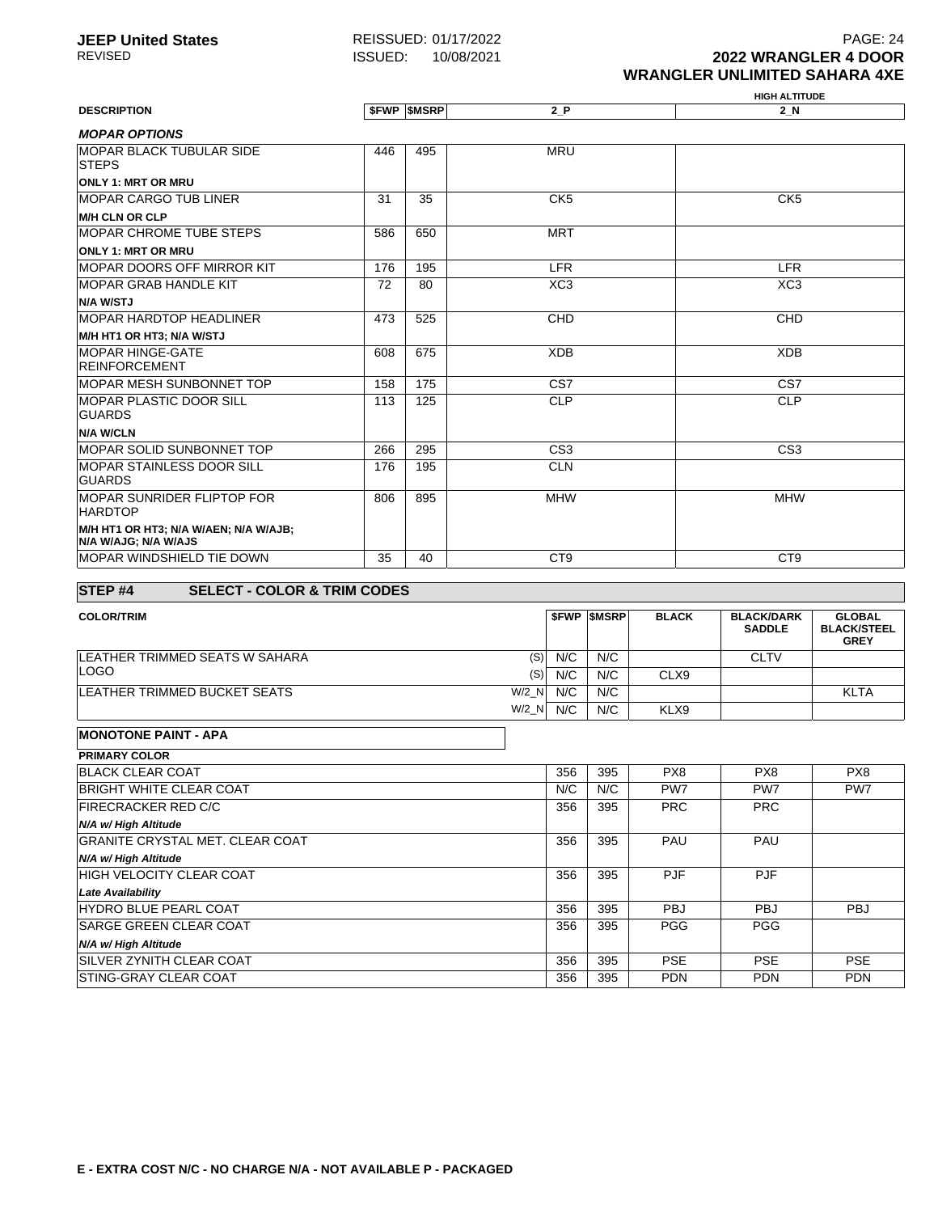| DESCRIPTION | $FWP | $MSRP | 2_P | HIGH ALTITUDE 2_N |
|---|---|---|---|---|
| ***MOPAR OPTIONS*** | | | | |
| MOPAR BLACK TUBULAR SIDE STEPS **ONLY 1: MRT OR MRU** | 446 | 495 | MRU | |
| MOPAR CARGO TUB LINER **M/H CLN OR CLP** | 31 | 35 | CK5 | CK5 |
| MOPAR CHROME TUBE STEPS **ONLY 1: MRT OR MRU** | 586 | 650 | MRT | |
| MOPAR DOORS OFF MIRROR KIT | 176 | 195 | LFR | LFR |
| MOPAR GRAB HANDLE KIT **N/A W/STJ** | 72 | 80 | XC3 | XC3 |
| MOPAR HARDTOP HEADLINER **M/H HT1 OR HT3; N/A W/STJ** | 473 | 525 | CHD | CHD |
| MOPAR HINGE-GATE REINFORCEMENT | 608 | 675 | XDB | XDB |
| MOPAR MESH SUNBONNET TOP | 158 | 175 | CS7 | CS7 |
| MOPAR PLASTIC DOOR SILL GUARDS **N/A W/CLN** | 113 | 125 | CLP | CLP |
| MOPAR SOLID SUNBONNET TOP | 266 | 295 | CS3 | CS3 |
| MOPAR STAINLESS DOOR SILL GUARDS | 176 | 195 | CLN | |
| MOPAR SUNRIDER FLIPTOP FOR HARDTOP **M/H HT1 OR HT3; N/A W/AEN; N/A W/AJB; N/A W/AJG; N/A W/AJS** | 806 | 895 | MHW | MHW |
| MOPAR WINDSHIELD TIE DOWN | 35 | 40 | CT9 | CT9 |

## STEP #4 SELECT - COLOR & TRIM CODES

| COLOR/TRIM | | $FWP | $MSRP | BLACK | BLACK/DARK SADDLE | GLOBAL BLACK/STEEL GREY |
|---|---|---|---|---|---|---|
| LEATHER TRIMMED SEATS W SAHARA LOGO | (S) | N/C | N/C | | CLTV | |
| | (S) | N/C | N/C | CLX9 | | |
| LEATHER TRIMMED BUCKET SEATS | W/2_N | N/C | N/C | | | KLTA |
| | W/2_N | N/C | N/C | KLX9 | | |
| **MONOTONE PAINT - APA** | | | | | | |
| **PRIMARY COLOR** | | | | | | |
| BLACK CLEAR COAT | | 356 | 395 | PX8 | PX8 | PX8 |
| BRIGHT WHITE CLEAR COAT | | N/C | N/C | PW7 | PW7 | PW7 |
| FIRECRACKER RED C/C *N/A w/ High Altitude* | | 356 | 395 | PRC | PRC | |
| GRANITE CRYSTAL MET. CLEAR COAT *N/A w/ High Altitude* | | 356 | 395 | PAU | PAU | |
| HIGH VELOCITY CLEAR COAT *Late Availability* | | 356 | 395 | PJF | PJF | |
| HYDRO BLUE PEARL COAT | | 356 | 395 | PBJ | PBJ | PBJ |
| SARGE GREEN CLEAR COAT *N/A w/ High Altitude* | | 356 | 395 | PGG | PGG | |
| SILVER ZYNITH CLEAR COAT | | 356 | 395 | PSE | PSE | PSE |
| STING-GRAY CLEAR COAT | | 356 | 395 | PDN | PDN | PDN |

**E - EXTRA COST N/C - NO CHARGE N/A - NOT AVAILABLE P - PACKAGED**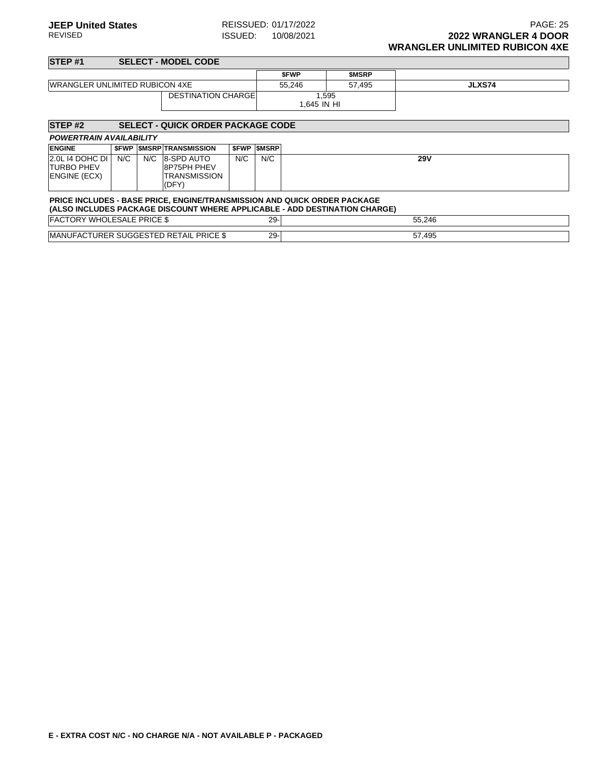## STEP #1 SELECT - MODEL CODE

| | | $FWP | $MSRP | |
|---|---|---|---|---|
| WRANGLER UNLIMITED RUBICON 4XE | | 55,246 | 57,495 | **JLXS74** |
| | DESTINATION CHARGE | 1,595<br>1,645 IN HI | | |

## STEP #2 SELECT - QUICK ORDER PACKAGE CODE

***POWERTRAIN AVAILABILITY***

| ENGINE | $FWP | $MSRP | TRANSMISSION | $FWP | $MSRP | |
|---|---|---|---|---|---|---|
| 2.0L I4 DOHC DI TURBO PHEV ENGINE (ECX) | N/C | N/C | 8-SPD AUTO 8P75PH PHEV TRANSMISSION (DFY) | N/C | N/C | **29V** |

**PRICE INCLUDES - BASE PRICE, ENGINE/TRANSMISSION AND QUICK ORDER PACKAGE**
**(ALSO INCLUDES PACKAGE DISCOUNT WHERE APPLICABLE - ADD DESTINATION CHARGE)**

| | | |
|---|---|---|
| FACTORY WHOLESALE PRICE $ | 29- | 55,246 |
| MANUFACTURER SUGGESTED RETAIL PRICE $ | 29- | 57,495 |

**E - EXTRA COST N/C - NO CHARGE N/A - NOT AVAILABLE P - PACKAGED**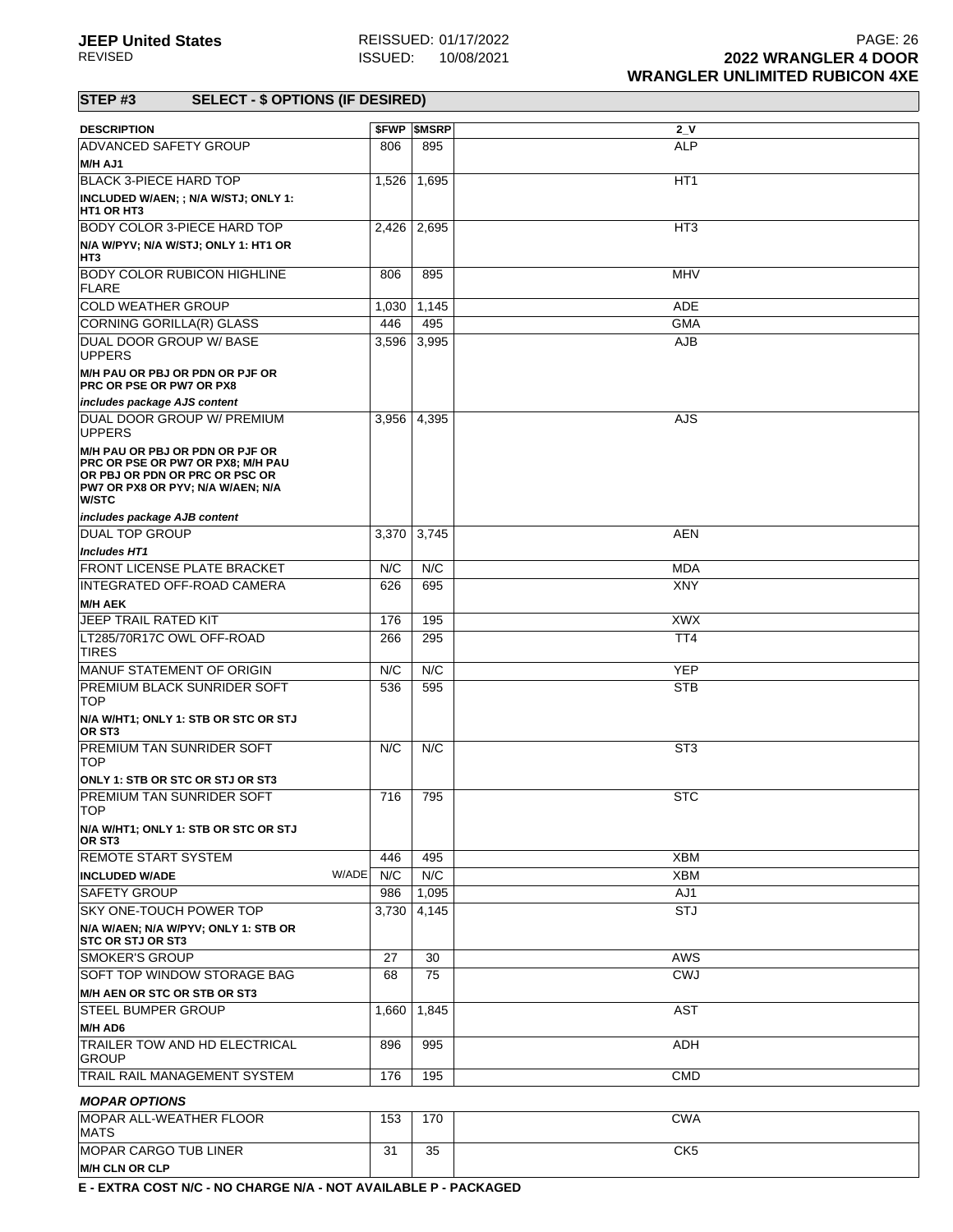**JEEP United States**
REVISED

REISSUED: 01/17/2022
ISSUED: 10/08/2021

**2022 WRANGLER 4 DOOR**
**WRANGLER UNLIMITED RUBICON 4XE**

## STEP #3 SELECT - $ OPTIONS (IF DESIRED)

| DESCRIPTION | $FWP | $MSRP | 2_V |
|---|---|---|---|
| ADVANCED SAFETY GROUP | 806 | 895 | ALP |
| **M/H AJ1** | | | |
| BLACK 3-PIECE HARD TOP | 1,526 | 1,695 | HT1 |
| **INCLUDED W/AEN; ; N/A W/STJ; ONLY 1: HT1 OR HT3** | | | |
| BODY COLOR 3-PIECE HARD TOP | 2,426 | 2,695 | HT3 |
| **N/A W/PYV; N/A W/STJ; ONLY 1: HT1 OR HT3** | | | |
| BODY COLOR RUBICON HIGHLINE FLARE | 806 | 895 | MHV |
| COLD WEATHER GROUP | 1,030 | 1,145 | ADE |
| CORNING GORILLA(R) GLASS | 446 | 495 | GMA |
| DUAL DOOR GROUP W/ BASE UPPERS | 3,596 | 3,995 | AJB |
| **M/H PAU OR PBJ OR PDN OR PJF OR PRC OR PSE OR PW7 OR PX8** | | | |
| ***includes package AJS content*** | | | |
| DUAL DOOR GROUP W/ PREMIUM UPPERS | 3,956 | 4,395 | AJS |
| **M/H PAU OR PBJ OR PDN OR PJF OR PRC OR PSE OR PW7 OR PX8; M/H PAU OR PBJ OR PDN OR PRC OR PSC OR PW7 OR PX8 OR PYV; N/A W/AEN; N/A W/STC** | | | |
| ***includes package AJB content*** | | | |
| DUAL TOP GROUP | 3,370 | 3,745 | AEN |
| ***Includes HT1*** | | | |
| FRONT LICENSE PLATE BRACKET | N/C | N/C | MDA |
| INTEGRATED OFF-ROAD CAMERA | 626 | 695 | XNY |
| **M/H AEK** | | | |
| JEEP TRAIL RATED KIT | 176 | 195 | XWX |
| LT285/70R17C OWL OFF-ROAD TIRES | 266 | 295 | TT4 |
| MANUF STATEMENT OF ORIGIN | N/C | N/C | YEP |
| PREMIUM BLACK SUNRIDER SOFT TOP | 536 | 595 | STB |
| **N/A W/HT1; ONLY 1: STB OR STC OR STJ OR ST3** | | | |
| PREMIUM TAN SUNRIDER SOFT TOP | N/C | N/C | ST3 |
| **ONLY 1: STB OR STC OR STJ OR ST3** | | | |
| PREMIUM TAN SUNRIDER SOFT TOP | 716 | 795 | STC |
| **N/A W/HT1; ONLY 1: STB OR STC OR STJ OR ST3** | | | |
| REMOTE START SYSTEM | 446 | 495 | XBM |
| **INCLUDED W/ADE** W/ADE | N/C | N/C | XBM |
| SAFETY GROUP | 986 | 1,095 | AJ1 |
| SKY ONE-TOUCH POWER TOP | 3,730 | 4,145 | STJ |
| **N/A W/AEN; N/A W/PYV; ONLY 1: STB OR STC OR STJ OR ST3** | | | |
| SMOKER'S GROUP | 27 | 30 | AWS |
| SOFT TOP WINDOW STORAGE BAG | 68 | 75 | CWJ |
| **M/H AEN OR STC OR STB OR ST3** | | | |
| STEEL BUMPER GROUP | 1,660 | 1,845 | AST |
| **M/H AD6** | | | |
| TRAILER TOW AND HD ELECTRICAL GROUP | 896 | 995 | ADH |
| TRAIL RAIL MANAGEMENT SYSTEM | 176 | 195 | CMD |

***MOPAR OPTIONS***

| DESCRIPTION | $FWP | $MSRP | 2_V |
|---|---|---|---|
| MOPAR ALL-WEATHER FLOOR MATS | 153 | 170 | CWA |
| MOPAR CARGO TUB LINER | 31 | 35 | CK5 |
| **M/H CLN OR CLP** | | | |

**E - EXTRA COST N/C - NO CHARGE N/A - NOT AVAILABLE P - PACKAGED**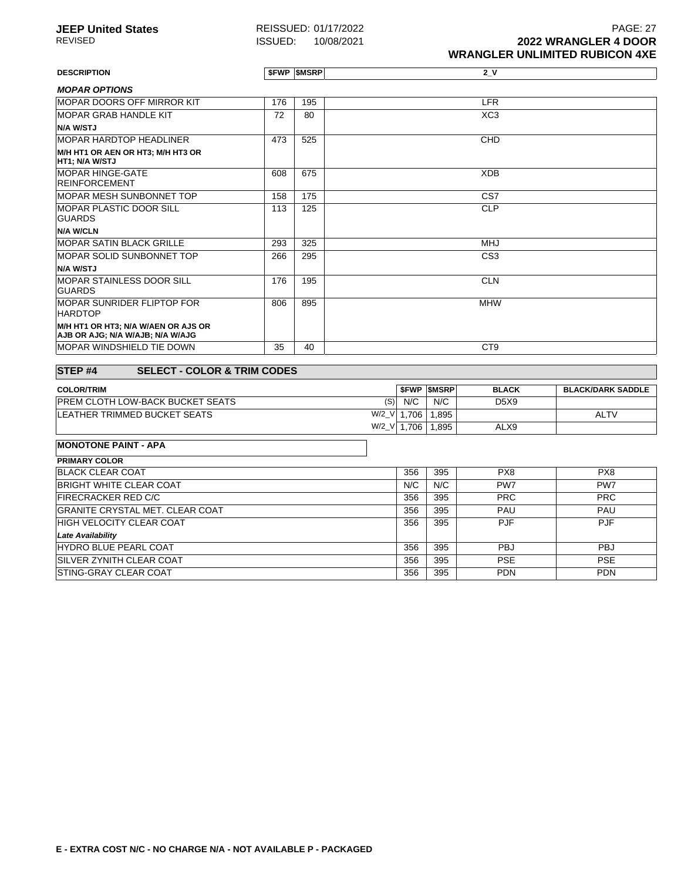| DESCRIPTION | $FWP | $MSRP | 2_V |
|---|---|---|---|
| ***MOPAR OPTIONS*** | | | |
| MOPAR DOORS OFF MIRROR KIT | 176 | 195 | LFR |
| MOPAR GRAB HANDLE KIT | 72 | 80 | XC3 |
| **N/A W/STJ** | | | |
| MOPAR HARDTOP HEADLINER | 473 | 525 | CHD |
| **M/H HT1 OR AEN OR HT3; M/H HT3 OR HT1; N/A W/STJ** | | | |
| MOPAR HINGE-GATE REINFORCEMENT | 608 | 675 | XDB |
| MOPAR MESH SUNBONNET TOP | 158 | 175 | CS7 |
| MOPAR PLASTIC DOOR SILL GUARDS | 113 | 125 | CLP |
| **N/A W/CLN** | | | |
| MOPAR SATIN BLACK GRILLE | 293 | 325 | MHJ |
| MOPAR SOLID SUNBONNET TOP | 266 | 295 | CS3 |
| **N/A W/STJ** | | | |
| MOPAR STAINLESS DOOR SILL GUARDS | 176 | 195 | CLN |
| MOPAR SUNRIDER FLIPTOP FOR HARDTOP | 806 | 895 | MHW |
| **M/H HT1 OR HT3; N/A W/AEN OR AJS OR AJB OR AJG; N/A W/AJB; N/A W/AJG** | | | |
| MOPAR WINDSHIELD TIE DOWN | 35 | 40 | CT9 |

## STEP #4 SELECT - COLOR & TRIM CODES

| COLOR/TRIM | | $FWP | $MSRP | BLACK | BLACK/DARK SADDLE |
|---|---|---|---|---|---|
| PREM CLOTH LOW-BACK BUCKET SEATS | (S) | N/C | N/C | D5X9 | |
| LEATHER TRIMMED BUCKET SEATS | W/2_V | 1,706 | 1,895 | | ALTV |
| | W/2_V | 1,706 | 1,895 | ALX9 | |

| MONOTONE PAINT - APA | $FWP | $MSRP | BLACK | BLACK/DARK SADDLE |
|---|---|---|---|---|
| **PRIMARY COLOR** | | | | |
| BLACK CLEAR COAT | 356 | 395 | PX8 | PX8 |
| BRIGHT WHITE CLEAR COAT | N/C | N/C | PW7 | PW7 |
| FIRECRACKER RED C/C | 356 | 395 | PRC | PRC |
| GRANITE CRYSTAL MET. CLEAR COAT | 356 | 395 | PAU | PAU |
| HIGH VELOCITY CLEAR COAT | 356 | 395 | PJF | PJF |
| ***Late Availability*** | | | | |
| HYDRO BLUE PEARL COAT | 356 | 395 | PBJ | PBJ |
| SILVER ZYNITH CLEAR COAT | 356 | 395 | PSE | PSE |
| STING-GRAY CLEAR COAT | 356 | 395 | PDN | PDN |

**E - EXTRA COST N/C - NO CHARGE N/A - NOT AVAILABLE P - PACKAGED**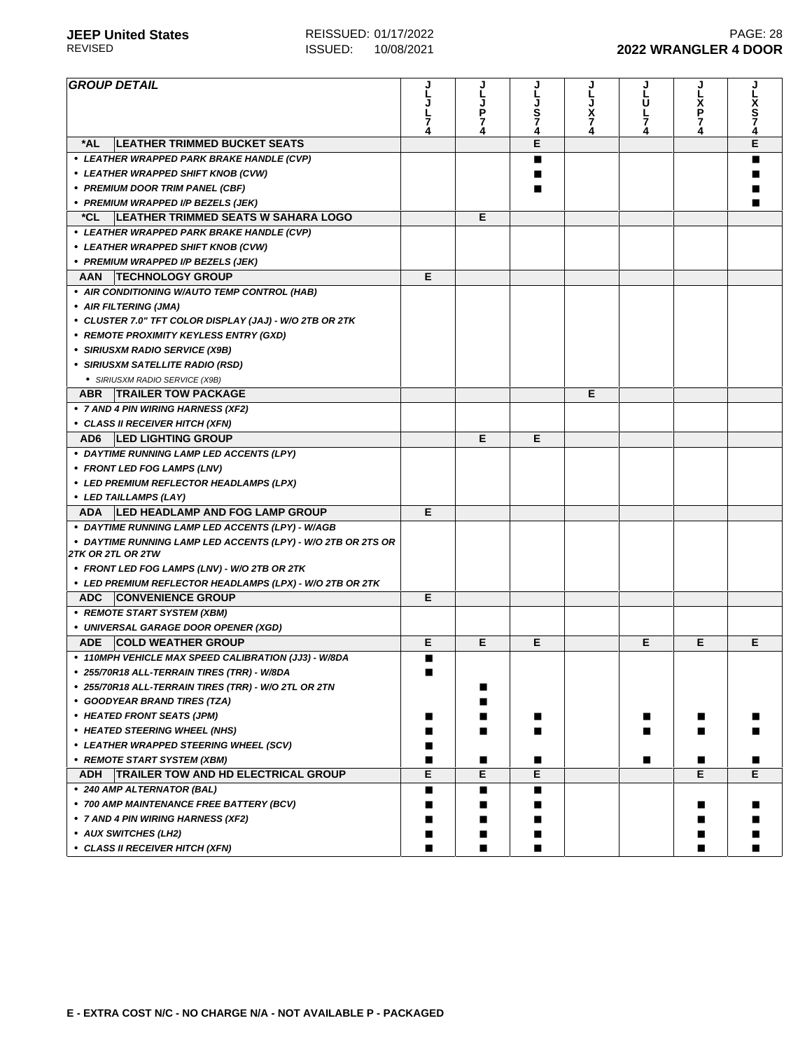**GROUP DETAIL**

| GROUP DETAIL | JLJL74 | JLJP74 | JLJS74 | JLJX74 | JLUL74 | JLXP74 | JLXS74 |
|---|---|---|---|---|---|---|---|
| ***AL LEATHER TRIMMED BUCKET SEATS** | | | E | | | | E |
| • LEATHER WRAPPED PARK BRAKE HANDLE (CVP) | | | ■ | | | | ■ |
| • LEATHER WRAPPED SHIFT KNOB (CVW) | | | ■ | | | | ■ |
| • PREMIUM DOOR TRIM PANEL (CBF) | | | ■ | | | | ■ |
| • PREMIUM WRAPPED I/P BEZELS (JEK) | | | | | | | ■ |
| ***CL LEATHER TRIMMED SEATS W SAHARA LOGO** | | E | | | | | |
| • LEATHER WRAPPED PARK BRAKE HANDLE (CVP) | | | | | | | |
| • LEATHER WRAPPED SHIFT KNOB (CVW) | | | | | | | |
| • PREMIUM WRAPPED I/P BEZELS (JEK) | | | | | | | |
| **AAN TECHNOLOGY GROUP** | E | | | | | | |
| • AIR CONDITIONING W/AUTO TEMP CONTROL (HAB) | | | | | | | |
| • AIR FILTERING (JMA) | | | | | | | |
| • CLUSTER 7.0" TFT COLOR DISPLAY (JAJ) - W/O 2TB OR 2TK | | | | | | | |
| • REMOTE PROXIMITY KEYLESS ENTRY (GXD) | | | | | | | |
| • SIRIUSXM RADIO SERVICE (X9B) | | | | | | | |
| • SIRIUSXM SATELLITE RADIO (RSD) | | | | | | | |
| • SIRIUSXM RADIO SERVICE (X9B) | | | | | | | |
| **ABR TRAILER TOW PACKAGE** | | | | E | | | |
| • 7 AND 4 PIN WIRING HARNESS (XF2) | | | | | | | |
| • CLASS II RECEIVER HITCH (XFN) | | | | | | | |
| **AD6 LED LIGHTING GROUP** | | E | E | | | | |
| • DAYTIME RUNNING LAMP LED ACCENTS (LPY) | | | | | | | |
| • FRONT LED FOG LAMPS (LNV) | | | | | | | |
| • LED PREMIUM REFLECTOR HEADLAMPS (LPX) | | | | | | | |
| • LED TAILLAMPS (LAY) | | | | | | | |
| **ADA LED HEADLAMP AND FOG LAMP GROUP** | E | | | | | | |
| • DAYTIME RUNNING LAMP LED ACCENTS (LPY) - W/AGB | | | | | | | |
| • DAYTIME RUNNING LAMP LED ACCENTS (LPY) - W/O 2TB OR 2TS OR 2TK OR 2TL OR 2TW | | | | | | | |
| • FRONT LED FOG LAMPS (LNV) - W/O 2TB OR 2TK | | | | | | | |
| • LED PREMIUM REFLECTOR HEADLAMPS (LPX) - W/O 2TB OR 2TK | | | | | | | |
| **ADC CONVENIENCE GROUP** | E | | | | | | |
| • REMOTE START SYSTEM (XBM) | | | | | | | |
| • UNIVERSAL GARAGE DOOR OPENER (XGD) | | | | | | | |
| **ADE COLD WEATHER GROUP** | E | E | E | | E | E | E |
| • 110MPH VEHICLE MAX SPEED CALIBRATION (JJ3) - W/8DA | ■ | | | | | | |
| • 255/70R18 ALL-TERRAIN TIRES (TRR) - W/8DA | ■ | | | | | | |
| • 255/70R18 ALL-TERRAIN TIRES (TRR) - W/O 2TL OR 2TN | | ■ | | | | | |
| • GOODYEAR BRAND TIRES (TZA) | | ■ | | | | | |
| • HEATED FRONT SEATS (JPM) | ■ | ■ | ■ | | ■ | ■ | ■ |
| • HEATED STEERING WHEEL (NHS) | ■ | ■ | ■ | | ■ | ■ | ■ |
| • LEATHER WRAPPED STEERING WHEEL (SCV) | ■ | | | | | | |
| • REMOTE START SYSTEM (XBM) | ■ | ■ | ■ | | ■ | ■ | ■ |
| **ADH TRAILER TOW AND HD ELECTRICAL GROUP** | E | E | E | | | E | E |
| • 240 AMP ALTERNATOR (BAL) | ■ | ■ | ■ | | | | |
| • 700 AMP MAINTENANCE FREE BATTERY (BCV) | ■ | ■ | ■ | | | ■ | ■ |
| • 7 AND 4 PIN WIRING HARNESS (XF2) | ■ | ■ | ■ | | | ■ | ■ |
| • AUX SWITCHES (LH2) | ■ | ■ | ■ | | | ■ | ■ |
| • CLASS II RECEIVER HITCH (XFN) | ■ | ■ | ■ | | | ■ | ■ |

**E - EXTRA COST N/C - NO CHARGE N/A - NOT AVAILABLE P - PACKAGED**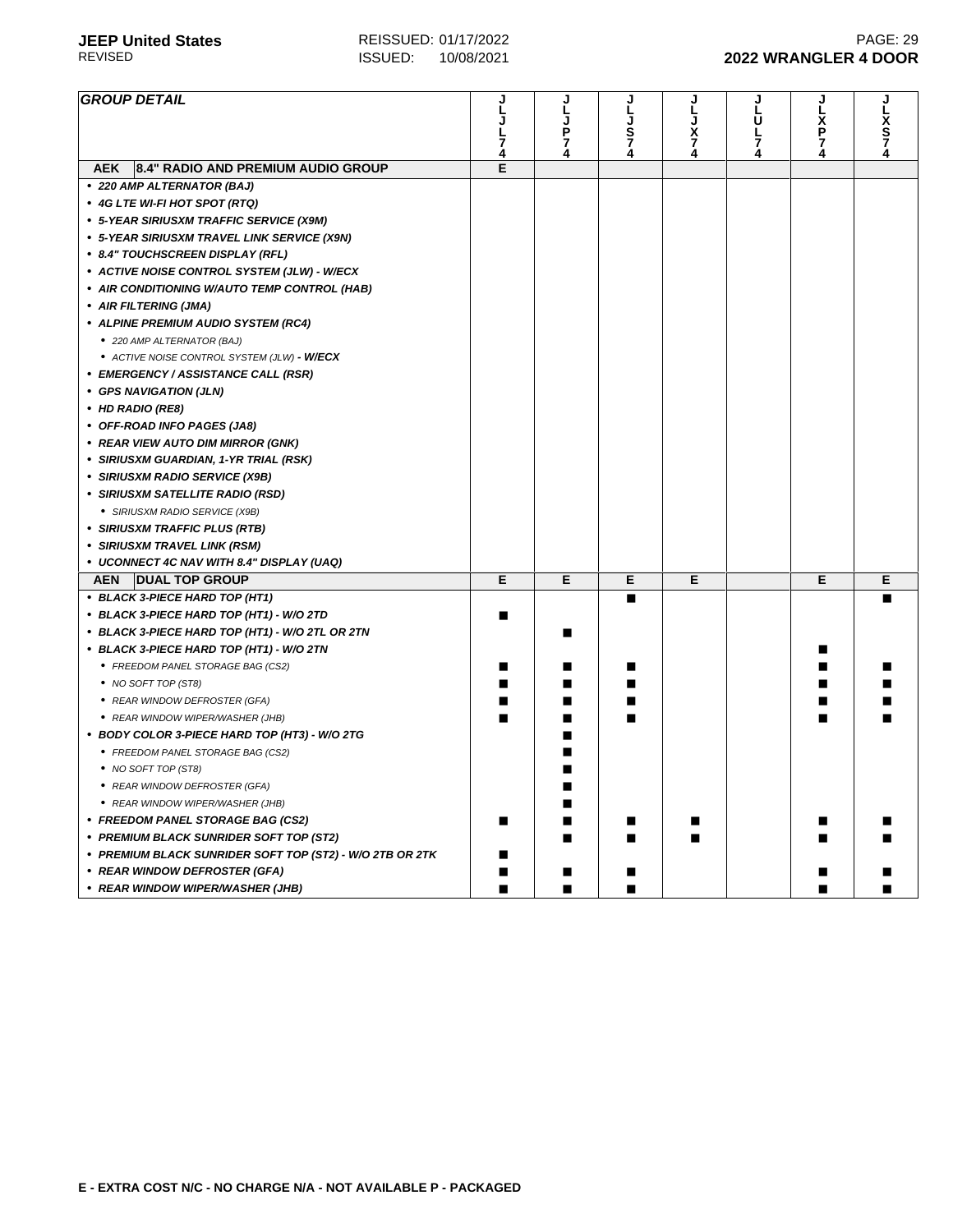| GROUP DETAIL | JLJL74 | JLJP74 | JLJS74 | JLJX74 | JLUL74 | JLXP74 | JLXS74 |
|---|---|---|---|---|---|---|---|
| **AEK 8.4" RADIO AND PREMIUM AUDIO GROUP** | E | | | | | | |
| • 220 AMP ALTERNATOR (BAJ) | | | | | | | |
| • 4G LTE WI-FI HOT SPOT (RTQ) | | | | | | | |
| • 5-YEAR SIRIUSXM TRAFFIC SERVICE (X9M) | | | | | | | |
| • 5-YEAR SIRIUSXM TRAVEL LINK SERVICE (X9N) | | | | | | | |
| • 8.4" TOUCHSCREEN DISPLAY (RFL) | | | | | | | |
| • ACTIVE NOISE CONTROL SYSTEM (JLW) - W/ECX | | | | | | | |
| • AIR CONDITIONING W/AUTO TEMP CONTROL (HAB) | | | | | | | |
| • AIR FILTERING (JMA) | | | | | | | |
| • ALPINE PREMIUM AUDIO SYSTEM (RC4) | | | | | | | |
| &nbsp;&nbsp;• 220 AMP ALTERNATOR (BAJ) | | | | | | | |
| &nbsp;&nbsp;• ACTIVE NOISE CONTROL SYSTEM (JLW) - W/ECX | | | | | | | |
| • EMERGENCY / ASSISTANCE CALL (RSR) | | | | | | | |
| • GPS NAVIGATION (JLN) | | | | | | | |
| • HD RADIO (RE8) | | | | | | | |
| • OFF-ROAD INFO PAGES (JA8) | | | | | | | |
| • REAR VIEW AUTO DIM MIRROR (GNK) | | | | | | | |
| • SIRIUSXM GUARDIAN, 1-YR TRIAL (RSK) | | | | | | | |
| • SIRIUSXM RADIO SERVICE (X9B) | | | | | | | |
| • SIRIUSXM SATELLITE RADIO (RSD) | | | | | | | |
| &nbsp;&nbsp;• SIRIUSXM RADIO SERVICE (X9B) | | | | | | | |
| • SIRIUSXM TRAFFIC PLUS (RTB) | | | | | | | |
| • SIRIUSXM TRAVEL LINK (RSM) | | | | | | | |
| • UCONNECT 4C NAV WITH 8.4" DISPLAY (UAQ) | | | | | | | |
| **AEN DUAL TOP GROUP** | E | E | E | E | | E | E |
| • BLACK 3-PIECE HARD TOP (HT1) | | | ■ | | | | ■ |
| • BLACK 3-PIECE HARD TOP (HT1) - W/O 2TD | ■ | | | | | | |
| • BLACK 3-PIECE HARD TOP (HT1) - W/O 2TL OR 2TN | | ■ | | | | | |
| • BLACK 3-PIECE HARD TOP (HT1) - W/O 2TN | | | | | | ■ | |
| &nbsp;&nbsp;• FREEDOM PANEL STORAGE BAG (CS2) | ■ | ■ | ■ | | | ■ | ■ |
| &nbsp;&nbsp;• NO SOFT TOP (ST8) | ■ | ■ | ■ | | | ■ | ■ |
| &nbsp;&nbsp;• REAR WINDOW DEFROSTER (GFA) | ■ | ■ | ■ | | | ■ | ■ |
| &nbsp;&nbsp;• REAR WINDOW WIPER/WASHER (JHB) | ■ | ■ | ■ | | | ■ | ■ |
| • BODY COLOR 3-PIECE HARD TOP (HT3) - W/O 2TG | | ■ | | | | | |
| &nbsp;&nbsp;• FREEDOM PANEL STORAGE BAG (CS2) | | ■ | | | | | |
| &nbsp;&nbsp;• NO SOFT TOP (ST8) | | ■ | | | | | |
| &nbsp;&nbsp;• REAR WINDOW DEFROSTER (GFA) | | ■ | | | | | |
| &nbsp;&nbsp;• REAR WINDOW WIPER/WASHER (JHB) | | ■ | | | | | |
| • FREEDOM PANEL STORAGE BAG (CS2) | ■ | ■ | ■ | ■ | | ■ | ■ |
| • PREMIUM BLACK SUNRIDER SOFT TOP (ST2) | | ■ | ■ | ■ | | ■ | ■ |
| • PREMIUM BLACK SUNRIDER SOFT TOP (ST2) - W/O 2TB OR 2TK | ■ | | | | | | |
| • REAR WINDOW DEFROSTER (GFA) | ■ | ■ | ■ | | | ■ | ■ |
| • REAR WINDOW WIPER/WASHER (JHB) | ■ | ■ | ■ | | | ■ | ■ |

E - EXTRA COST N/C - NO CHARGE N/A - NOT AVAILABLE P - PACKAGED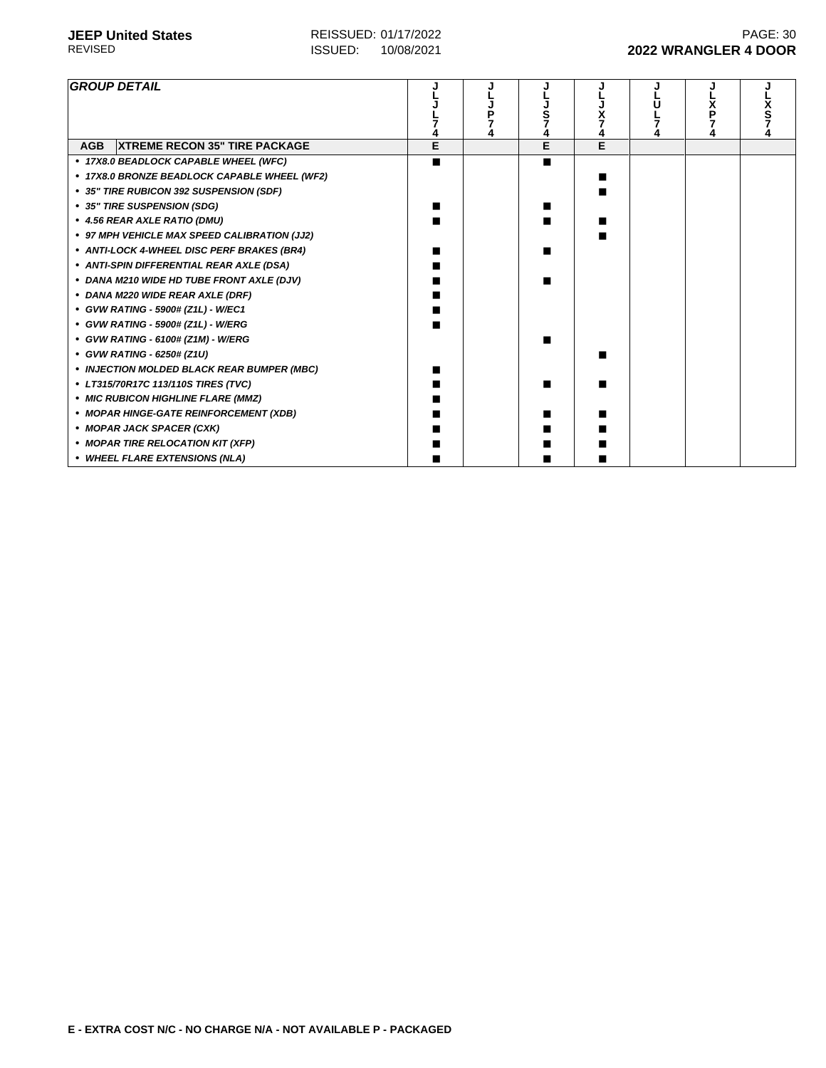| GROUP DETAIL | | JLJL74 | JLJP74 | JLJS74 | JLJX74 | JLUL74 | JLXP74 | JLXS74 |
|---|---|---|---|---|---|---|---|---|
| AGB | XTREME RECON 35" TIRE PACKAGE | E | | E | E | | | |
| • 17X8.0 BEADLOCK CAPABLE WHEEL (WFC) | | ■ | | ■ | | | | |
| • 17X8.0 BRONZE BEADLOCK CAPABLE WHEEL (WF2) | | | | | ■ | | | |
| • 35" TIRE RUBICON 392 SUSPENSION (SDF) | | | | | ■ | | | |
| • 35" TIRE SUSPENSION (SDG) | | ■ | | ■ | | | | |
| • 4.56 REAR AXLE RATIO (DMU) | | ■ | | ■ | ■ | | | |
| • 97 MPH VEHICLE MAX SPEED CALIBRATION (JJ2) | | | | | ■ | | | |
| • ANTI-LOCK 4-WHEEL DISC PERF BRAKES (BR4) | | ■ | | ■ | | | | |
| • ANTI-SPIN DIFFERENTIAL REAR AXLE (DSA) | | ■ | | | | | | |
| • DANA M210 WIDE HD TUBE FRONT AXLE (DJV) | | ■ | | ■ | | | | |
| • DANA M220 WIDE REAR AXLE (DRF) | | ■ | | | | | | |
| • GVW RATING - 5900# (Z1L) - W/EC1 | | ■ | | | | | | |
| • GVW RATING - 5900# (Z1L) - W/ERG | | ■ | | | | | | |
| • GVW RATING - 6100# (Z1M) - W/ERG | | | | ■ | | | | |
| • GVW RATING - 6250# (Z1U) | | | | | ■ | | | |
| • INJECTION MOLDED BLACK REAR BUMPER (MBC) | | ■ | | | | | | |
| • LT315/70R17C 113/110S TIRES (TVC) | | ■ | | ■ | ■ | | | |
| • MIC RUBICON HIGHLINE FLARE (MMZ) | | ■ | | | | | | |
| • MOPAR HINGE-GATE REINFORCEMENT (XDB) | | ■ | | ■ | ■ | | | |
| • MOPAR JACK SPACER (CXK) | | ■ | | ■ | ■ | | | |
| • MOPAR TIRE RELOCATION KIT (XFP) | | ■ | | ■ | ■ | | | |
| • WHEEL FLARE EXTENSIONS (NLA) | | ■ | | ■ | ■ | | | |

**E - EXTRA COST N/C - NO CHARGE N/A - NOT AVAILABLE P - PACKAGED**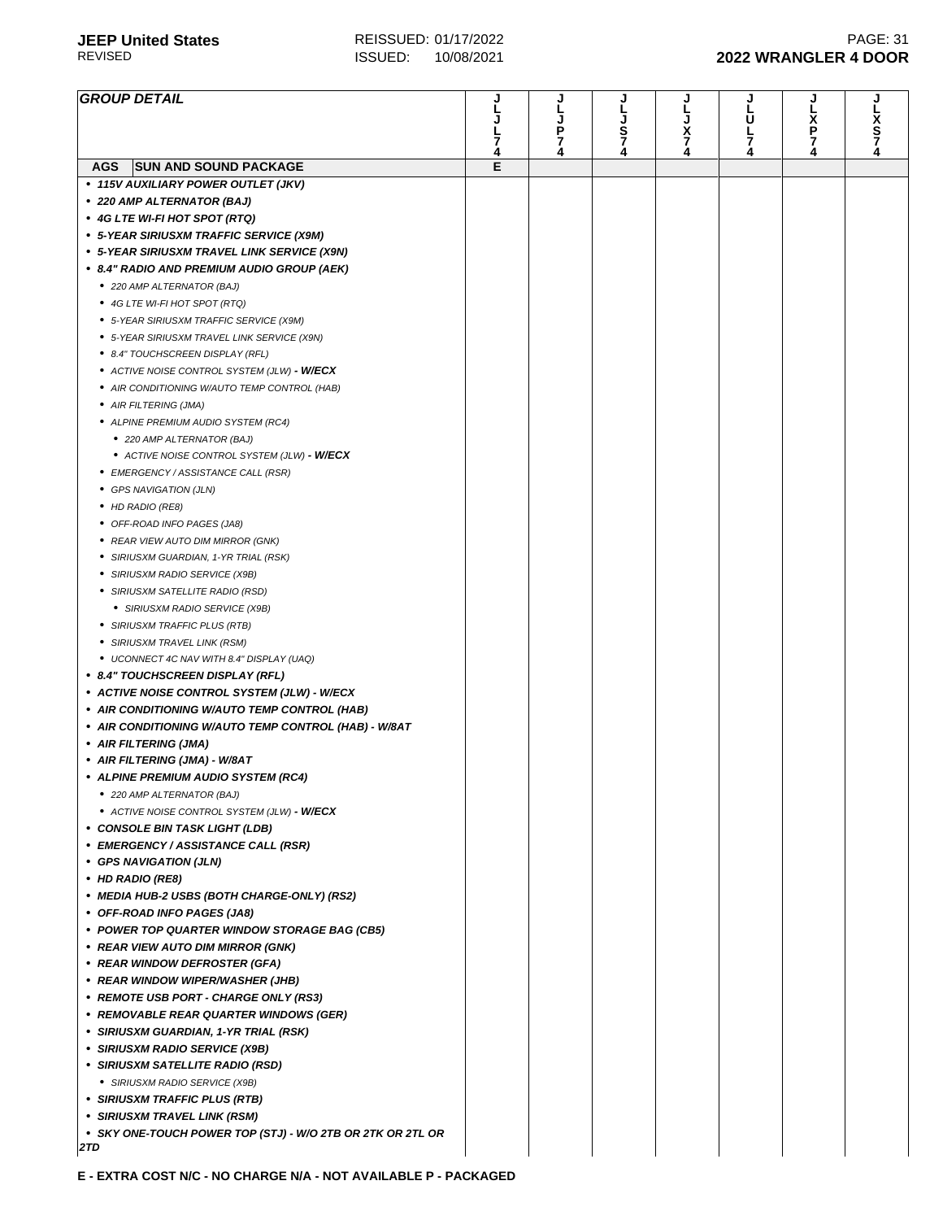| GROUP DETAIL | JLJL74 | JLJP74 | JLJS74 | JLJX74 | JLUL74 | JLXP74 | JLXS74 |
|---|---|---|---|---|---|---|---|
| **AGS** **SUN AND SOUND PACKAGE** | E | | | | | | |
| • 115V AUXILIARY POWER OUTLET (JKV) | | | | | | | |
| • 220 AMP ALTERNATOR (BAJ) | | | | | | | |
| • 4G LTE WI-FI HOT SPOT (RTQ) | | | | | | | |
| • 5-YEAR SIRIUSXM TRAFFIC SERVICE (X9M) | | | | | | | |
| • 5-YEAR SIRIUSXM TRAVEL LINK SERVICE (X9N) | | | | | | | |
| • 8.4" RADIO AND PREMIUM AUDIO GROUP (AEK) | | | | | | | |
| &nbsp;&nbsp;• 220 AMP ALTERNATOR (BAJ) | | | | | | | |
| &nbsp;&nbsp;• 4G LTE WI-FI HOT SPOT (RTQ) | | | | | | | |
| &nbsp;&nbsp;• 5-YEAR SIRIUSXM TRAFFIC SERVICE (X9M) | | | | | | | |
| &nbsp;&nbsp;• 5-YEAR SIRIUSXM TRAVEL LINK SERVICE (X9N) | | | | | | | |
| &nbsp;&nbsp;• 8.4" TOUCHSCREEN DISPLAY (RFL) | | | | | | | |
| &nbsp;&nbsp;• ACTIVE NOISE CONTROL SYSTEM (JLW) **- W/ECX** | | | | | | | |
| &nbsp;&nbsp;• AIR CONDITIONING W/AUTO TEMP CONTROL (HAB) | | | | | | | |
| &nbsp;&nbsp;• AIR FILTERING (JMA) | | | | | | | |
| &nbsp;&nbsp;• ALPINE PREMIUM AUDIO SYSTEM (RC4) | | | | | | | |
| &nbsp;&nbsp;&nbsp;&nbsp;• 220 AMP ALTERNATOR (BAJ) | | | | | | | |
| &nbsp;&nbsp;&nbsp;&nbsp;• ACTIVE NOISE CONTROL SYSTEM (JLW) **- W/ECX** | | | | | | | |
| &nbsp;&nbsp;• EMERGENCY / ASSISTANCE CALL (RSR) | | | | | | | |
| &nbsp;&nbsp;• GPS NAVIGATION (JLN) | | | | | | | |
| &nbsp;&nbsp;• HD RADIO (RE8) | | | | | | | |
| &nbsp;&nbsp;• OFF-ROAD INFO PAGES (JA8) | | | | | | | |
| &nbsp;&nbsp;• REAR VIEW AUTO DIM MIRROR (GNK) | | | | | | | |
| &nbsp;&nbsp;• SIRIUSXM GUARDIAN, 1-YR TRIAL (RSK) | | | | | | | |
| &nbsp;&nbsp;• SIRIUSXM RADIO SERVICE (X9B) | | | | | | | |
| &nbsp;&nbsp;• SIRIUSXM SATELLITE RADIO (RSD) | | | | | | | |
| &nbsp;&nbsp;&nbsp;&nbsp;• SIRIUSXM RADIO SERVICE (X9B) | | | | | | | |
| &nbsp;&nbsp;• SIRIUSXM TRAFFIC PLUS (RTB) | | | | | | | |
| &nbsp;&nbsp;• SIRIUSXM TRAVEL LINK (RSM) | | | | | | | |
| &nbsp;&nbsp;• UCONNECT 4C NAV WITH 8.4" DISPLAY (UAQ) | | | | | | | |
| • 8.4" TOUCHSCREEN DISPLAY (RFL) | | | | | | | |
| • ACTIVE NOISE CONTROL SYSTEM (JLW) - W/ECX | | | | | | | |
| • AIR CONDITIONING W/AUTO TEMP CONTROL (HAB) | | | | | | | |
| • AIR CONDITIONING W/AUTO TEMP CONTROL (HAB) - W/8AT | | | | | | | |
| • AIR FILTERING (JMA) | | | | | | | |
| • AIR FILTERING (JMA) - W/8AT | | | | | | | |
| • ALPINE PREMIUM AUDIO SYSTEM (RC4) | | | | | | | |
| &nbsp;&nbsp;• 220 AMP ALTERNATOR (BAJ) | | | | | | | |
| &nbsp;&nbsp;• ACTIVE NOISE CONTROL SYSTEM (JLW) **- W/ECX** | | | | | | | |
| • CONSOLE BIN TASK LIGHT (LDB) | | | | | | | |
| • EMERGENCY / ASSISTANCE CALL (RSR) | | | | | | | |
| • GPS NAVIGATION (JLN) | | | | | | | |
| • HD RADIO (RE8) | | | | | | | |
| • MEDIA HUB-2 USBS (BOTH CHARGE-ONLY) (RS2) | | | | | | | |
| • OFF-ROAD INFO PAGES (JA8) | | | | | | | |
| • POWER TOP QUARTER WINDOW STORAGE BAG (CB5) | | | | | | | |
| • REAR VIEW AUTO DIM MIRROR (GNK) | | | | | | | |
| • REAR WINDOW DEFROSTER (GFA) | | | | | | | |
| • REAR WINDOW WIPER/WASHER (JHB) | | | | | | | |
| • REMOTE USB PORT - CHARGE ONLY (RS3) | | | | | | | |
| • REMOVABLE REAR QUARTER WINDOWS (GER) | | | | | | | |
| • SIRIUSXM GUARDIAN, 1-YR TRIAL (RSK) | | | | | | | |
| • SIRIUSXM RADIO SERVICE (X9B) | | | | | | | |
| • SIRIUSXM SATELLITE RADIO (RSD) | | | | | | | |
| &nbsp;&nbsp;• SIRIUSXM RADIO SERVICE (X9B) | | | | | | | |
| • SIRIUSXM TRAFFIC PLUS (RTB) | | | | | | | |
| • SIRIUSXM TRAVEL LINK (RSM) | | | | | | | |
| • SKY ONE-TOUCH POWER TOP (STJ) - W/O 2TB OR 2TK OR 2TL OR 2TD | | | | | | | |

**E - EXTRA COST N/C - NO CHARGE N/A - NOT AVAILABLE P - PACKAGED**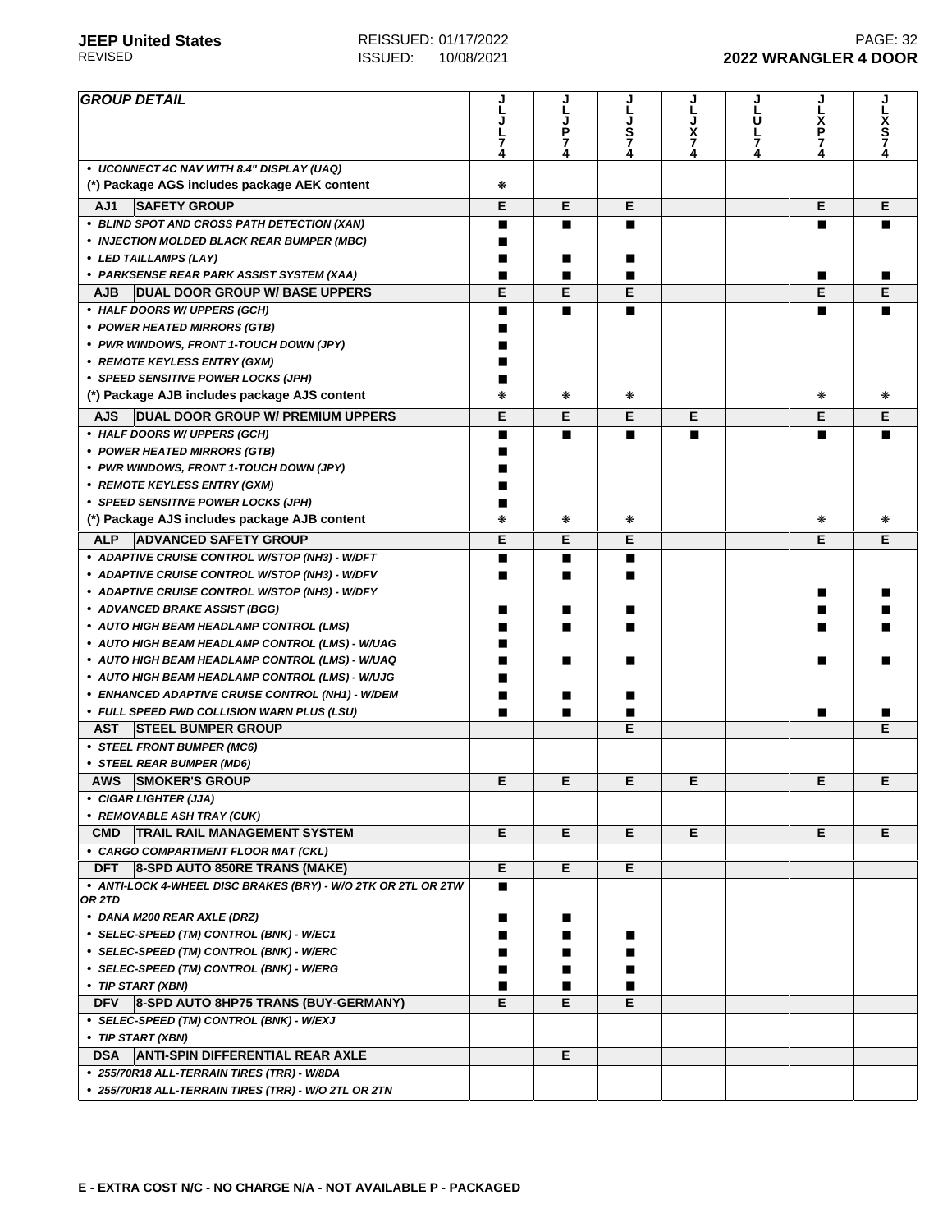| GROUP DETAIL | JLJL74 | JLJP74 | JLJS74 | JLJX74 | JLUL74 | JLXP74 | JLXS74 |
|---|---|---|---|---|---|---|---|
| • UCONNECT 4C NAV WITH 8.4" DISPLAY (UAQ) | | | | | | | |
| (*) Package AGS includes package AEK content | ❋ | | | | | | |
| **AJ1 SAFETY GROUP** | E | E | E | | | E | E |
| • BLIND SPOT AND CROSS PATH DETECTION (XAN) | ■ | ■ | ■ | | | ■ | ■ |
| • INJECTION MOLDED BLACK REAR BUMPER (MBC) | ■ | | | | | | |
| • LED TAILLAMPS (LAY) | ■ | ■ | ■ | | | | |
| • PARKSENSE REAR PARK ASSIST SYSTEM (XAA) | ■ | ■ | ■ | | | ■ | ■ |
| **AJB DUAL DOOR GROUP W/ BASE UPPERS** | E | E | E | | | E | E |
| • HALF DOORS W/ UPPERS (GCH) | ■ | ■ | ■ | | | ■ | ■ |
| • POWER HEATED MIRRORS (GTB) | ■ | | | | | | |
| • PWR WINDOWS, FRONT 1-TOUCH DOWN (JPY) | ■ | | | | | | |
| • REMOTE KEYLESS ENTRY (GXM) | ■ | | | | | | |
| • SPEED SENSITIVE POWER LOCKS (JPH) | ■ | | | | | | |
| (*) Package AJB includes package AJS content | ❋ | ❋ | ❋ | | | ❋ | ❋ |
| **AJS DUAL DOOR GROUP W/ PREMIUM UPPERS** | E | E | E | E | | E | E |
| • HALF DOORS W/ UPPERS (GCH) | ■ | ■ | ■ | ■ | | ■ | ■ |
| • POWER HEATED MIRRORS (GTB) | ■ | | | | | | |
| • PWR WINDOWS, FRONT 1-TOUCH DOWN (JPY) | ■ | | | | | | |
| • REMOTE KEYLESS ENTRY (GXM) | ■ | | | | | | |
| • SPEED SENSITIVE POWER LOCKS (JPH) | ■ | | | | | | |
| (*) Package AJS includes package AJB content | ❋ | ❋ | ❋ | | | ❋ | ❋ |
| **ALP ADVANCED SAFETY GROUP** | E | E | E | | | E | E |
| • ADAPTIVE CRUISE CONTROL W/STOP (NH3) - W/DFT | ■ | ■ | ■ | | | | |
| • ADAPTIVE CRUISE CONTROL W/STOP (NH3) - W/DFV | ■ | ■ | ■ | | | | |
| • ADAPTIVE CRUISE CONTROL W/STOP (NH3) - W/DFY | | | | | | ■ | ■ |
| • ADVANCED BRAKE ASSIST (BGG) | ■ | ■ | ■ | | | ■ | ■ |
| • AUTO HIGH BEAM HEADLAMP CONTROL (LMS) | ■ | ■ | ■ | | | ■ | ■ |
| • AUTO HIGH BEAM HEADLAMP CONTROL (LMS) - W/UAG | ■ | | | | | | |
| • AUTO HIGH BEAM HEADLAMP CONTROL (LMS) - W/UAQ | ■ | ■ | ■ | | | ■ | ■ |
| • AUTO HIGH BEAM HEADLAMP CONTROL (LMS) - W/UJG | ■ | | | | | | |
| • ENHANCED ADAPTIVE CRUISE CONTROL (NH1) - W/DEM | ■ | ■ | ■ | | | | |
| • FULL SPEED FWD COLLISION WARN PLUS (LSU) | ■ | ■ | ■ | | | ■ | ■ |
| **AST STEEL BUMPER GROUP** | | | E | | | | E |
| • STEEL FRONT BUMPER (MC6) | | | | | | | |
| • STEEL REAR BUMPER (MD6) | | | | | | | |
| **AWS SMOKER'S GROUP** | E | E | E | E | | E | E |
| • CIGAR LIGHTER (JJA) | | | | | | | |
| • REMOVABLE ASH TRAY (CUK) | | | | | | | |
| **CMD TRAIL RAIL MANAGEMENT SYSTEM** | E | E | E | E | | E | E |
| • CARGO COMPARTMENT FLOOR MAT (CKL) | | | | | | | |
| **DFT 8-SPD AUTO 850RE TRANS (MAKE)** | E | E | E | | | | |
| • ANTI-LOCK 4-WHEEL DISC BRAKES (BRY) - W/O 2TK OR 2TL OR 2TW OR 2TD | ■ | | | | | | |
| • DANA M200 REAR AXLE (DRZ) | ■ | ■ | | | | | |
| • SELEC-SPEED (TM) CONTROL (BNK) - W/EC1 | ■ | ■ | ■ | | | | |
| • SELEC-SPEED (TM) CONTROL (BNK) - W/ERC | ■ | ■ | ■ | | | | |
| • SELEC-SPEED (TM) CONTROL (BNK) - W/ERG | ■ | ■ | ■ | | | | |
| • TIP START (XBN) | ■ | ■ | ■ | | | | |
| **DFV 8-SPD AUTO 8HP75 TRANS (BUY-GERMANY)** | E | E | E | | | | |
| • SELEC-SPEED (TM) CONTROL (BNK) - W/EXJ | | | | | | | |
| • TIP START (XBN) | | | | | | | |
| **DSA ANTI-SPIN DIFFERENTIAL REAR AXLE** | | E | | | | | |
| • 255/70R18 ALL-TERRAIN TIRES (TRR) - W/8DA | | | | | | | |
| • 255/70R18 ALL-TERRAIN TIRES (TRR) - W/O 2TL OR 2TN | | | | | | | |

E - EXTRA COST N/C - NO CHARGE N/A - NOT AVAILABLE P - PACKAGED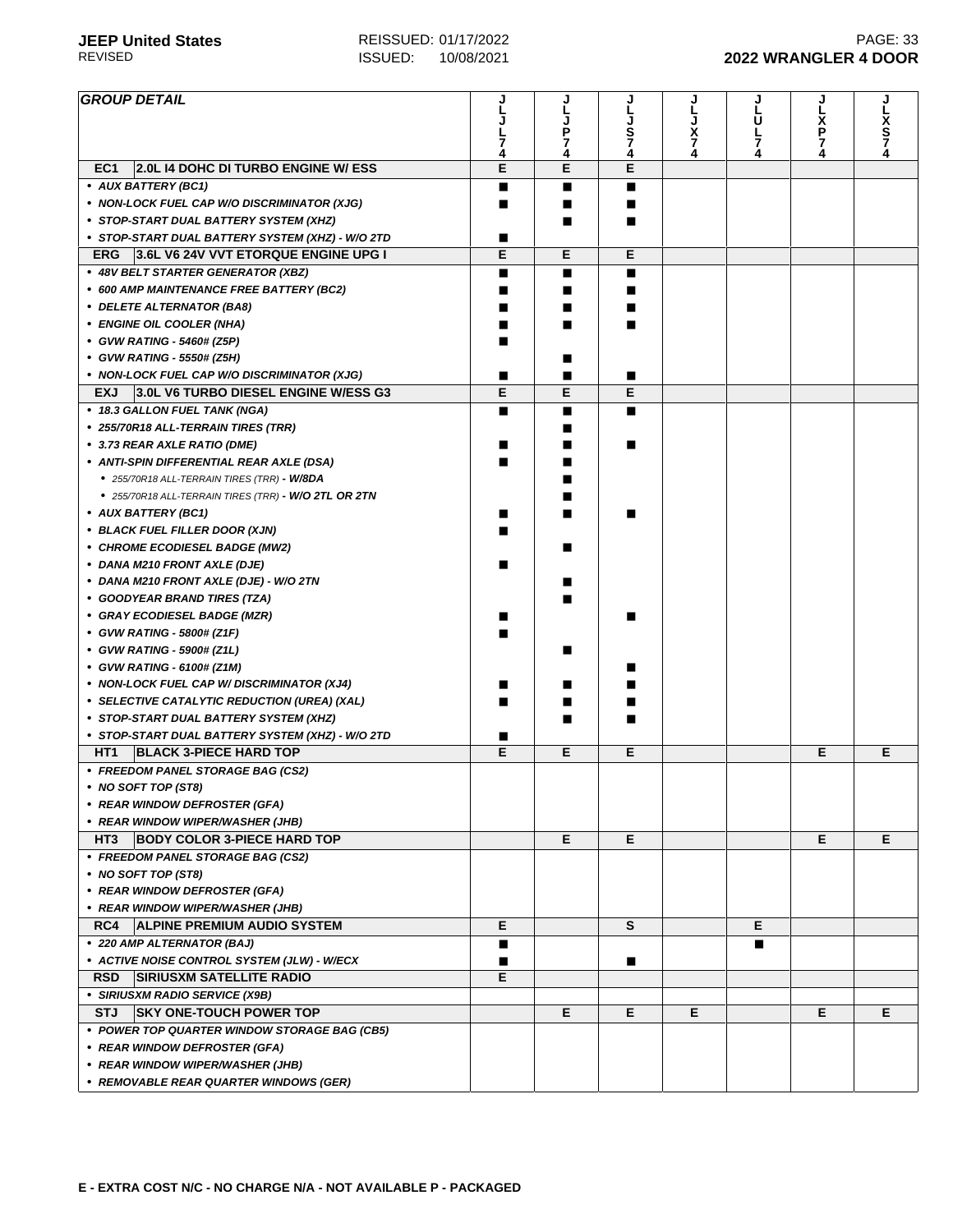| GROUP DETAIL | JLJL74 | JLJP74 | JLJS74 | JLJX74 | JLUL74 | JLXP74 | JLXS74 |
|---|---|---|---|---|---|---|---|
| **EC1** **2.0L I4 DOHC DI TURBO ENGINE W/ ESS** | E | E | E | | | | |
| • AUX BATTERY (BC1) | ■ | ■ | ■ | | | | |
| • NON-LOCK FUEL CAP W/O DISCRIMINATOR (XJG) | ■ | ■ | ■ | | | | |
| • STOP-START DUAL BATTERY SYSTEM (XHZ) | | ■ | ■ | | | | |
| • STOP-START DUAL BATTERY SYSTEM (XHZ) - W/O 2TD | ■ | | | | | | |
| **ERG** **3.6L V6 24V VVT ETORQUE ENGINE UPG I** | E | E | E | | | | |
| • 48V BELT STARTER GENERATOR (XBZ) | ■ | ■ | ■ | | | | |
| • 600 AMP MAINTENANCE FREE BATTERY (BC2) | ■ | ■ | ■ | | | | |
| • DELETE ALTERNATOR (BA8) | ■ | ■ | ■ | | | | |
| • ENGINE OIL COOLER (NHA) | ■ | ■ | ■ | | | | |
| • GVW RATING - 5460# (Z5P) | ■ | | | | | | |
| • GVW RATING - 5550# (Z5H) | | ■ | | | | | |
| • NON-LOCK FUEL CAP W/O DISCRIMINATOR (XJG) | ■ | ■ | ■ | | | | |
| **EXJ** **3.0L V6 TURBO DIESEL ENGINE W/ESS G3** | E | E | E | | | | |
| • 18.3 GALLON FUEL TANK (NGA) | ■ | ■ | ■ | | | | |
| • 255/70R18 ALL-TERRAIN TIRES (TRR) | | ■ | | | | | |
| • 3.73 REAR AXLE RATIO (DME) | ■ | ■ | ■ | | | | |
| • ANTI-SPIN DIFFERENTIAL REAR AXLE (DSA) | ■ | ■ | | | | | |
| • 255/70R18 ALL-TERRAIN TIRES (TRR) - W/8DA | | ■ | | | | | |
| • 255/70R18 ALL-TERRAIN TIRES (TRR) - W/O 2TL OR 2TN | | ■ | | | | | |
| • AUX BATTERY (BC1) | ■ | ■ | ■ | | | | |
| • BLACK FUEL FILLER DOOR (XJN) | ■ | | | | | | |
| • CHROME ECODIESEL BADGE (MW2) | | ■ | | | | | |
| • DANA M210 FRONT AXLE (DJE) | ■ | | | | | | |
| • DANA M210 FRONT AXLE (DJE) - W/O 2TN | | ■ | | | | | |
| • GOODYEAR BRAND TIRES (TZA) | | ■ | | | | | |
| • GRAY ECODIESEL BADGE (MZR) | ■ | | ■ | | | | |
| • GVW RATING - 5800# (Z1F) | ■ | | | | | | |
| • GVW RATING - 5900# (Z1L) | | ■ | | | | | |
| • GVW RATING - 6100# (Z1M) | | | ■ | | | | |
| • NON-LOCK FUEL CAP W/ DISCRIMINATOR (XJ4) | ■ | ■ | ■ | | | | |
| • SELECTIVE CATALYTIC REDUCTION (UREA) (XAL) | ■ | ■ | ■ | | | | |
| • STOP-START DUAL BATTERY SYSTEM (XHZ) | | ■ | ■ | | | | |
| • STOP-START DUAL BATTERY SYSTEM (XHZ) - W/O 2TD | ■ | | | | | | |
| **HT1** **BLACK 3-PIECE HARD TOP** | E | E | E | | | E | E |
| • FREEDOM PANEL STORAGE BAG (CS2) | | | | | | | |
| • NO SOFT TOP (ST8) | | | | | | | |
| • REAR WINDOW DEFROSTER (GFA) | | | | | | | |
| • REAR WINDOW WIPER/WASHER (JHB) | | | | | | | |
| **HT3** **BODY COLOR 3-PIECE HARD TOP** | | E | E | | | E | E |
| • FREEDOM PANEL STORAGE BAG (CS2) | | | | | | | |
| • NO SOFT TOP (ST8) | | | | | | | |
| • REAR WINDOW DEFROSTER (GFA) | | | | | | | |
| • REAR WINDOW WIPER/WASHER (JHB) | | | | | | | |
| **RC4** **ALPINE PREMIUM AUDIO SYSTEM** | E | | S | | E | | |
| • 220 AMP ALTERNATOR (BAJ) | ■ | | | | ■ | | |
| • ACTIVE NOISE CONTROL SYSTEM (JLW) - W/ECX | ■ | | ■ | | | | |
| **RSD** **SIRIUSXM SATELLITE RADIO** | E | | | | | | |
| • SIRIUSXM RADIO SERVICE (X9B) | | | | | | | |
| **STJ** **SKY ONE-TOUCH POWER TOP** | | E | E | E | | E | E |
| • POWER TOP QUARTER WINDOW STORAGE BAG (CB5) | | | | | | | |
| • REAR WINDOW DEFROSTER (GFA) | | | | | | | |
| • REAR WINDOW WIPER/WASHER (JHB) | | | | | | | |
| • REMOVABLE REAR QUARTER WINDOWS (GER) | | | | | | | |

**E - EXTRA COST N/C - NO CHARGE N/A - NOT AVAILABLE P - PACKAGED**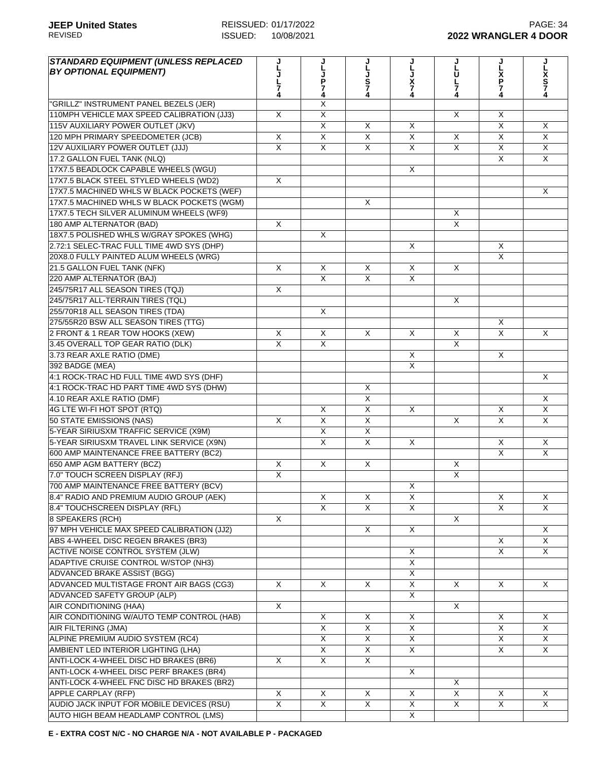| STANDARD EQUIPMENT (UNLESS REPLACED BY OPTIONAL EQUIPMENT) | JLJL74 | JLJP74 | JLJS74 | JLJX74 | JLUL74 | JLXP74 | JLXS74 |
|---|---|---|---|---|---|---|---|
| "GRILLZ" INSTRUMENT PANEL BEZELS (JER) | | X | | | | | |
| 110MPH VEHICLE MAX SPEED CALIBRATION (JJ3) | X | X | | | X | X | |
| 115V AUXILIARY POWER OUTLET (JKV) | | X | X | X | | X | X |
| 120 MPH PRIMARY SPEEDOMETER (JCB) | X | X | X | X | X | X | X |
| 12V AUXILIARY POWER OUTLET (JJJ) | X | X | X | X | X | X | X |
| 17.2 GALLON FUEL TANK (NLQ) | | | | | | X | X |
| 17X7.5 BEADLOCK CAPABLE WHEELS (WGU) | | | | X | | | |
| 17X7.5 BLACK STEEL STYLED WHEELS (WD2) | X | | | | | | |
| 17X7.5 MACHINED WHLS W BLACK POCKETS (WEF) | | | | | | | X |
| 17X7.5 MACHINED WHLS W BLACK POCKETS (WGM) | | | X | | | | |
| 17X7.5 TECH SILVER ALUMINUM WHEELS (WF9) | | | | | X | | |
| 180 AMP ALTERNATOR (BAD) | X | | | | X | | |
| 18X7.5 POLISHED WHLS W/GRAY SPOKES (WHG) | | X | | | | | |
| 2.72:1 SELEC-TRAC FULL TIME 4WD SYS (DHP) | | | | X | | X | |
| 20X8.0 FULLY PAINTED ALUM WHEELS (WRG) | | | | | | X | |
| 21.5 GALLON FUEL TANK (NFK) | X | X | X | X | X | | |
| 220 AMP ALTERNATOR (BAJ) | | X | X | X | | | |
| 245/75R17 ALL SEASON TIRES (TQJ) | X | | | | | | |
| 245/75R17 ALL-TERRAIN TIRES (TQL) | | | | | X | | |
| 255/70R18 ALL SEASON TIRES (TDA) | | X | | | | | |
| 275/55R20 BSW ALL SEASON TIRES (TTG) | | | | | | X | |
| 2 FRONT & 1 REAR TOW HOOKS (XEW) | X | X | X | X | X | X | X |
| 3.45 OVERALL TOP GEAR RATIO (DLK) | X | X | | | X | | |
| 3.73 REAR AXLE RATIO (DME) | | | | X | | X | |
| 392 BADGE (MEA) | | | | X | | | |
| 4:1 ROCK-TRAC HD FULL TIME 4WD SYS (DHF) | | | | | | | X |
| 4:1 ROCK-TRAC HD PART TIME 4WD SYS (DHW) | | | X | | | | |
| 4.10 REAR AXLE RATIO (DMF) | | | X | | | | X |
| 4G LTE WI-FI HOT SPOT (RTQ) | | X | X | X | | X | X |
| 50 STATE EMISSIONS (NAS) | X | X | X | | X | X | X |
| 5-YEAR SIRIUSXM TRAFFIC SERVICE (X9M) | | X | X | | | | |
| 5-YEAR SIRIUSXM TRAVEL LINK SERVICE (X9N) | | X | X | X | | X | X |
| 600 AMP MAINTENANCE FREE BATTERY (BC2) | | | | | | X | X |
| 650 AMP AGM BATTERY (BCZ) | X | X | X | | X | | |
| 7.0" TOUCH SCREEN DISPLAY (RFJ) | X | | | | X | | |
| 700 AMP MAINTENANCE FREE BATTERY (BCV) | | | | X | | | |
| 8.4" RADIO AND PREMIUM AUDIO GROUP (AEK) | | X | X | X | | X | X |
| 8.4" TOUCHSCREEN DISPLAY (RFL) | | X | X | X | | X | X |
| 8 SPEAKERS (RCH) | X | | | | X | | |
| 97 MPH VEHICLE MAX SPEED CALIBRATION (JJ2) | | | X | X | | | X |
| ABS 4-WHEEL DISC REGEN BRAKES (BR3) | | | | | | X | X |
| ACTIVE NOISE CONTROL SYSTEM (JLW) | | | | X | | X | X |
| ADAPTIVE CRUISE CONTROL W/STOP (NH3) | | | | X | | | |
| ADVANCED BRAKE ASSIST (BGG) | | | | X | | | |
| ADVANCED MULTISTAGE FRONT AIR BAGS (CG3) | X | X | X | X | X | X | X |
| ADVANCED SAFETY GROUP (ALP) | | | | X | | | |
| AIR CONDITIONING (HAA) | X | | | | X | | |
| AIR CONDITIONING W/AUTO TEMP CONTROL (HAB) | | X | X | X | | X | X |
| AIR FILTERING (JMA) | | X | X | X | | X | X |
| ALPINE PREMIUM AUDIO SYSTEM (RC4) | | X | X | X | | X | X |
| AMBIENT LED INTERIOR LIGHTING (LHA) | | X | X | X | | X | X |
| ANTI-LOCK 4-WHEEL DISC HD BRAKES (BR6) | X | X | X | | | | |
| ANTI-LOCK 4-WHEEL DISC PERF BRAKES (BR4) | | | | X | | | |
| ANTI-LOCK 4-WHEEL FNC DISC HD BRAKES (BR2) | | | | | X | | |
| APPLE CARPLAY (RFP) | X | X | X | X | X | X | X |
| AUDIO JACK INPUT FOR MOBILE DEVICES (RSU) | X | X | X | X | X | X | X |
| AUTO HIGH BEAM HEADLAMP CONTROL (LMS) | | | | X | | | |

**E - EXTRA COST N/C - NO CHARGE N/A - NOT AVAILABLE P - PACKAGED**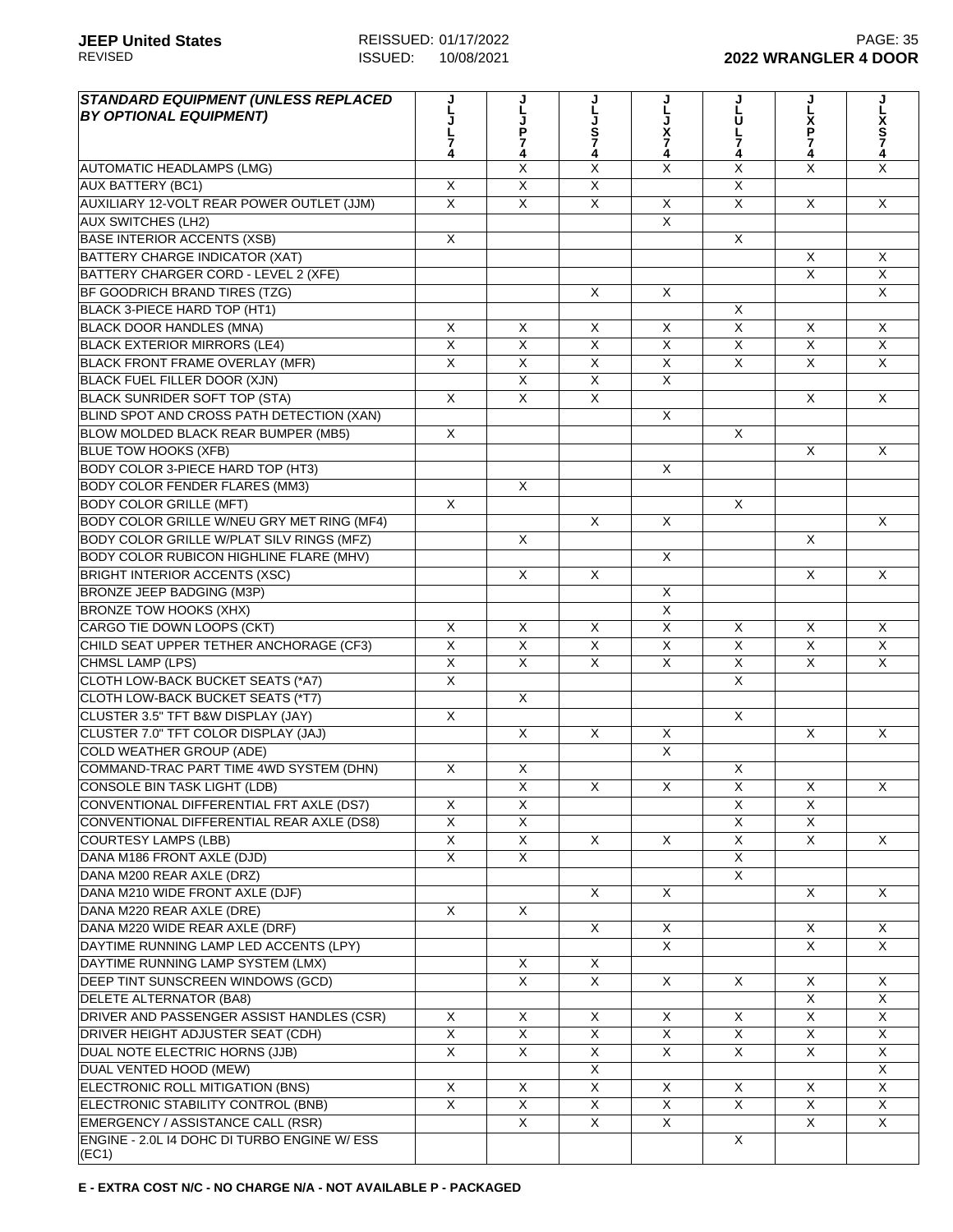| STANDARD EQUIPMENT (UNLESS REPLACED BY OPTIONAL EQUIPMENT) | JLJL74 | JLJP74 | JLJS74 | JLJX74 | JLUL74 | JLXP74 | JLXS74 |
|---|---|---|---|---|---|---|---|
| AUTOMATIC HEADLAMPS (LMG) | | X | X | X | X | X | X |
| AUX BATTERY (BC1) | X | X | X | | X | | |
| AUXILIARY 12-VOLT REAR POWER OUTLET (JJM) | X | X | X | X | X | X | X |
| AUX SWITCHES (LH2) | | | | X | | | |
| BASE INTERIOR ACCENTS (XSB) | X | | | | X | | |
| BATTERY CHARGE INDICATOR (XAT) | | | | | | X | X |
| BATTERY CHARGER CORD - LEVEL 2 (XFE) | | | | | | X | X |
| BF GOODRICH BRAND TIRES (TZG) | | | X | X | | | X |
| BLACK 3-PIECE HARD TOP (HT1) | | | | | X | | |
| BLACK DOOR HANDLES (MNA) | X | X | X | X | X | X | X |
| BLACK EXTERIOR MIRRORS (LE4) | X | X | X | X | X | X | X |
| BLACK FRONT FRAME OVERLAY (MFR) | X | X | X | X | X | X | X |
| BLACK FUEL FILLER DOOR (XJN) | | X | X | X | | | |
| BLACK SUNRIDER SOFT TOP (STA) | X | X | X | | | X | X |
| BLIND SPOT AND CROSS PATH DETECTION (XAN) | | | | X | | | |
| BLOW MOLDED BLACK REAR BUMPER (MB5) | X | | | | X | | |
| BLUE TOW HOOKS (XFB) | | | | | | X | X |
| BODY COLOR 3-PIECE HARD TOP (HT3) | | | | X | | | |
| BODY COLOR FENDER FLARES (MM3) | | X | | | | | |
| BODY COLOR GRILLE (MFT) | X | | | | X | | |
| BODY COLOR GRILLE W/NEU GRY MET RING (MF4) | | | X | X | | | X |
| BODY COLOR GRILLE W/PLAT SILV RINGS (MFZ) | | X | | | | X | |
| BODY COLOR RUBICON HIGHLINE FLARE (MHV) | | | | X | | | |
| BRIGHT INTERIOR ACCENTS (XSC) | | X | X | | | X | X |
| BRONZE JEEP BADGING (M3P) | | | | X | | | |
| BRONZE TOW HOOKS (XHX) | | | | X | | | |
| CARGO TIE DOWN LOOPS (CKT) | X | X | X | X | X | X | X |
| CHILD SEAT UPPER TETHER ANCHORAGE (CF3) | X | X | X | X | X | X | X |
| CHMSL LAMP (LPS) | X | X | X | X | X | X | X |
| CLOTH LOW-BACK BUCKET SEATS (*A7) | X | | | | X | | |
| CLOTH LOW-BACK BUCKET SEATS (*T7) | | X | | | | | |
| CLUSTER 3.5" TFT B&W DISPLAY (JAY) | X | | | | X | | |
| CLUSTER 7.0" TFT COLOR DISPLAY (JAJ) | | X | X | X | | X | X |
| COLD WEATHER GROUP (ADE) | | | | X | | | |
| COMMAND-TRAC PART TIME 4WD SYSTEM (DHN) | X | X | | | X | | |
| CONSOLE BIN TASK LIGHT (LDB) | | X | X | X | X | X | X |
| CONVENTIONAL DIFFERENTIAL FRT AXLE (DS7) | X | X | | | X | X | |
| CONVENTIONAL DIFFERENTIAL REAR AXLE (DS8) | X | X | | | X | X | |
| COURTESY LAMPS (LBB) | X | X | X | X | X | X | X |
| DANA M186 FRONT AXLE (DJD) | X | X | | | X | | |
| DANA M200 REAR AXLE (DRZ) | | | | | X | | |
| DANA M210 WIDE FRONT AXLE (DJF) | | | X | X | | X | X |
| DANA M220 REAR AXLE (DRE) | X | X | | | | | |
| DANA M220 WIDE REAR AXLE (DRF) | | | X | X | | X | X |
| DAYTIME RUNNING LAMP LED ACCENTS (LPY) | | | | X | | X | X |
| DAYTIME RUNNING LAMP SYSTEM (LMX) | | X | X | | | | |
| DEEP TINT SUNSCREEN WINDOWS (GCD) | | X | X | X | X | X | X |
| DELETE ALTERNATOR (BA8) | | | | | | X | X |
| DRIVER AND PASSENGER ASSIST HANDLES (CSR) | X | X | X | X | X | X | X |
| DRIVER HEIGHT ADJUSTER SEAT (CDH) | X | X | X | X | X | X | X |
| DUAL NOTE ELECTRIC HORNS (JJB) | X | X | X | X | X | X | X |
| DUAL VENTED HOOD (MEW) | | | X | | | | X |
| ELECTRONIC ROLL MITIGATION (BNS) | X | X | X | X | X | X | X |
| ELECTRONIC STABILITY CONTROL (BNB) | X | X | X | X | X | X | X |
| EMERGENCY / ASSISTANCE CALL (RSR) | | X | X | X | | X | X |
| ENGINE - 2.0L I4 DOHC DI TURBO ENGINE W/ ESS (EC1) | | | | | X | | |

**E - EXTRA COST N/C - NO CHARGE N/A - NOT AVAILABLE P - PACKAGED**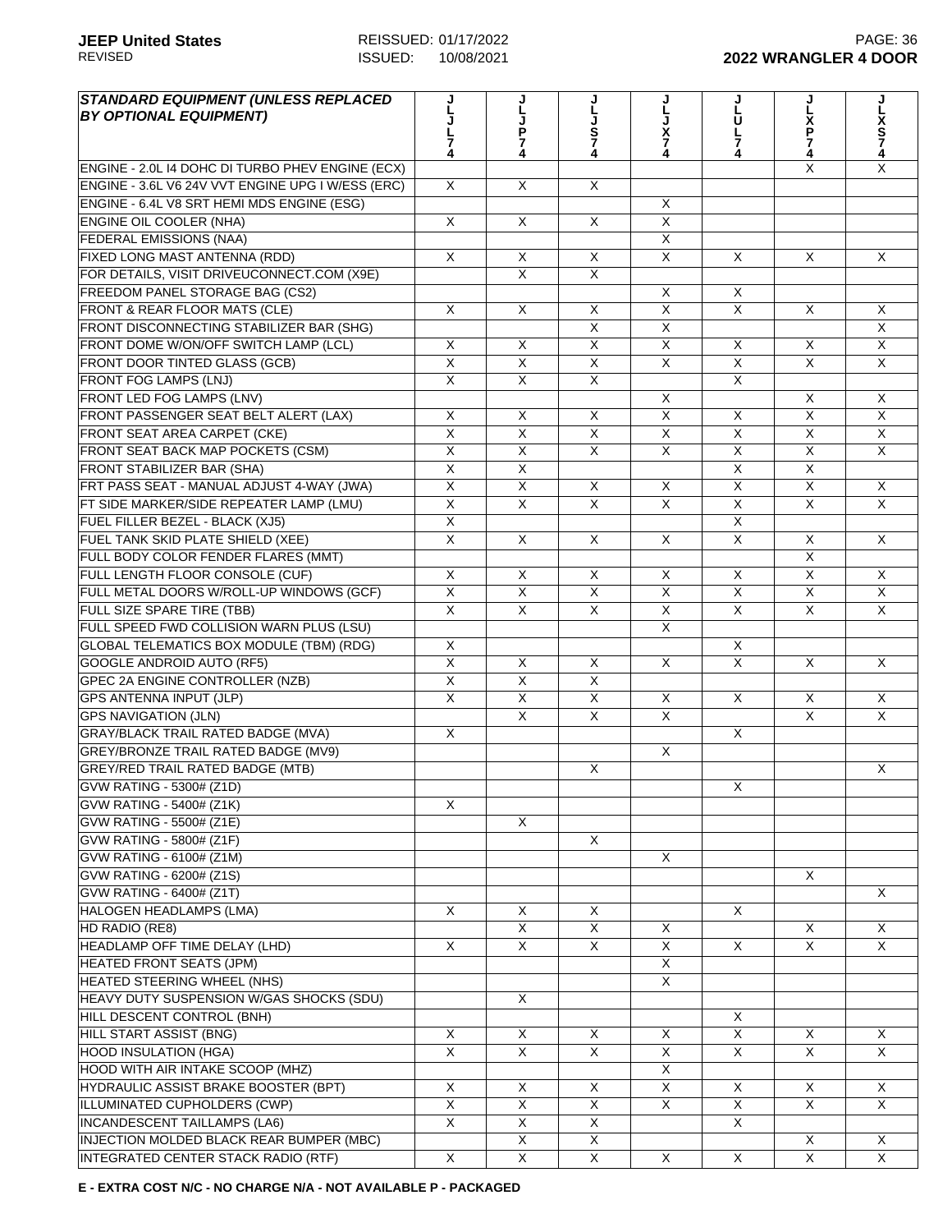| STANDARD EQUIPMENT (UNLESS REPLACED BY OPTIONAL EQUIPMENT) | JLJL74 | JLJP74 | JLJS74 | JLJX74 | JLUL74 | JLXP74 | JLXS74 |
|---|---|---|---|---|---|---|---|
| ENGINE - 2.0L I4 DOHC DI TURBO PHEV ENGINE (ECX) | | | | | | X | X |
| ENGINE - 3.6L V6 24V VVT ENGINE UPG I W/ESS (ERC) | X | X | X | | | | |
| ENGINE - 6.4L V8 SRT HEMI MDS ENGINE (ESG) | | | | X | | | |
| ENGINE OIL COOLER (NHA) | X | X | X | X | | | |
| FEDERAL EMISSIONS (NAA) | | | | X | | | |
| FIXED LONG MAST ANTENNA (RDD) | X | X | X | X | X | X | X |
| FOR DETAILS, VISIT DRIVEUCONNECT.COM (X9E) | | X | X | | | | |
| FREEDOM PANEL STORAGE BAG (CS2) | | | | X | X | | |
| FRONT & REAR FLOOR MATS (CLE) | X | X | X | X | X | X | X |
| FRONT DISCONNECTING STABILIZER BAR (SHG) | | | X | X | | | X |
| FRONT DOME W/ON/OFF SWITCH LAMP (LCL) | X | X | X | X | X | X | X |
| FRONT DOOR TINTED GLASS (GCB) | X | X | X | X | X | X | X |
| FRONT FOG LAMPS (LNJ) | X | X | X | | X | | |
| FRONT LED FOG LAMPS (LNV) | | | | X | | X | X |
| FRONT PASSENGER SEAT BELT ALERT (LAX) | X | X | X | X | X | X | X |
| FRONT SEAT AREA CARPET (CKE) | X | X | X | X | X | X | X |
| FRONT SEAT BACK MAP POCKETS (CSM) | X | X | X | X | X | X | X |
| FRONT STABILIZER BAR (SHA) | X | X | | | X | X | |
| FRT PASS SEAT - MANUAL ADJUST 4-WAY (JWA) | X | X | X | X | X | X | X |
| FT SIDE MARKER/SIDE REPEATER LAMP (LMU) | X | X | X | X | X | X | X |
| FUEL FILLER BEZEL - BLACK (XJ5) | X | | | | X | | |
| FUEL TANK SKID PLATE SHIELD (XEE) | X | X | X | X | X | X | X |
| FULL BODY COLOR FENDER FLARES (MMT) | | | | | | X | |
| FULL LENGTH FLOOR CONSOLE (CUF) | X | X | X | X | X | X | X |
| FULL METAL DOORS W/ROLL-UP WINDOWS (GCF) | X | X | X | X | X | X | X |
| FULL SIZE SPARE TIRE (TBB) | X | X | X | X | X | X | X |
| FULL SPEED FWD COLLISION WARN PLUS (LSU) | | | | X | | | |
| GLOBAL TELEMATICS BOX MODULE (TBM) (RDG) | X | | | | X | | |
| GOOGLE ANDROID AUTO (RF5) | X | X | X | X | X | X | X |
| GPEC 2A ENGINE CONTROLLER (NZB) | X | X | X | | | | |
| GPS ANTENNA INPUT (JLP) | X | X | X | X | X | X | X |
| GPS NAVIGATION (JLN) | | X | X | X | | X | X |
| GRAY/BLACK TRAIL RATED BADGE (MVA) | X | | | | X | | |
| GREY/BRONZE TRAIL RATED BADGE (MV9) | | | | X | | | |
| GREY/RED TRAIL RATED BADGE (MTB) | | | X | | | | X |
| GVW RATING - 5300# (Z1D) | | | | | X | | |
| GVW RATING - 5400# (Z1K) | X | | | | | | |
| GVW RATING - 5500# (Z1E) | | X | | | | | |
| GVW RATING - 5800# (Z1F) | | | X | | | | |
| GVW RATING - 6100# (Z1M) | | | | X | | | |
| GVW RATING - 6200# (Z1S) | | | | | | X | |
| GVW RATING - 6400# (Z1T) | | | | | | | X |
| HALOGEN HEADLAMPS (LMA) | X | X | X | | X | | |
| HD RADIO (RE8) | | X | X | X | | X | X |
| HEADLAMP OFF TIME DELAY (LHD) | X | X | X | X | X | X | X |
| HEATED FRONT SEATS (JPM) | | | | X | | | |
| HEATED STEERING WHEEL (NHS) | | | | X | | | |
| HEAVY DUTY SUSPENSION W/GAS SHOCKS (SDU) | | X | | | | | |
| HILL DESCENT CONTROL (BNH) | | | | | X | | |
| HILL START ASSIST (BNG) | X | X | X | X | X | X | X |
| HOOD INSULATION (HGA) | X | X | X | X | X | X | X |
| HOOD WITH AIR INTAKE SCOOP (MHZ) | | | | X | | | |
| HYDRAULIC ASSIST BRAKE BOOSTER (BPT) | X | X | X | X | X | X | X |
| ILLUMINATED CUPHOLDERS (CWP) | X | X | X | X | X | X | X |
| INCANDESCENT TAILLAMPS (LA6) | X | X | X | | X | | |
| INJECTION MOLDED BLACK REAR BUMPER (MBC) | | X | X | | | X | X |
| INTEGRATED CENTER STACK RADIO (RTF) | X | X | X | X | X | X | X |

**E - EXTRA COST N/C - NO CHARGE N/A - NOT AVAILABLE P - PACKAGED**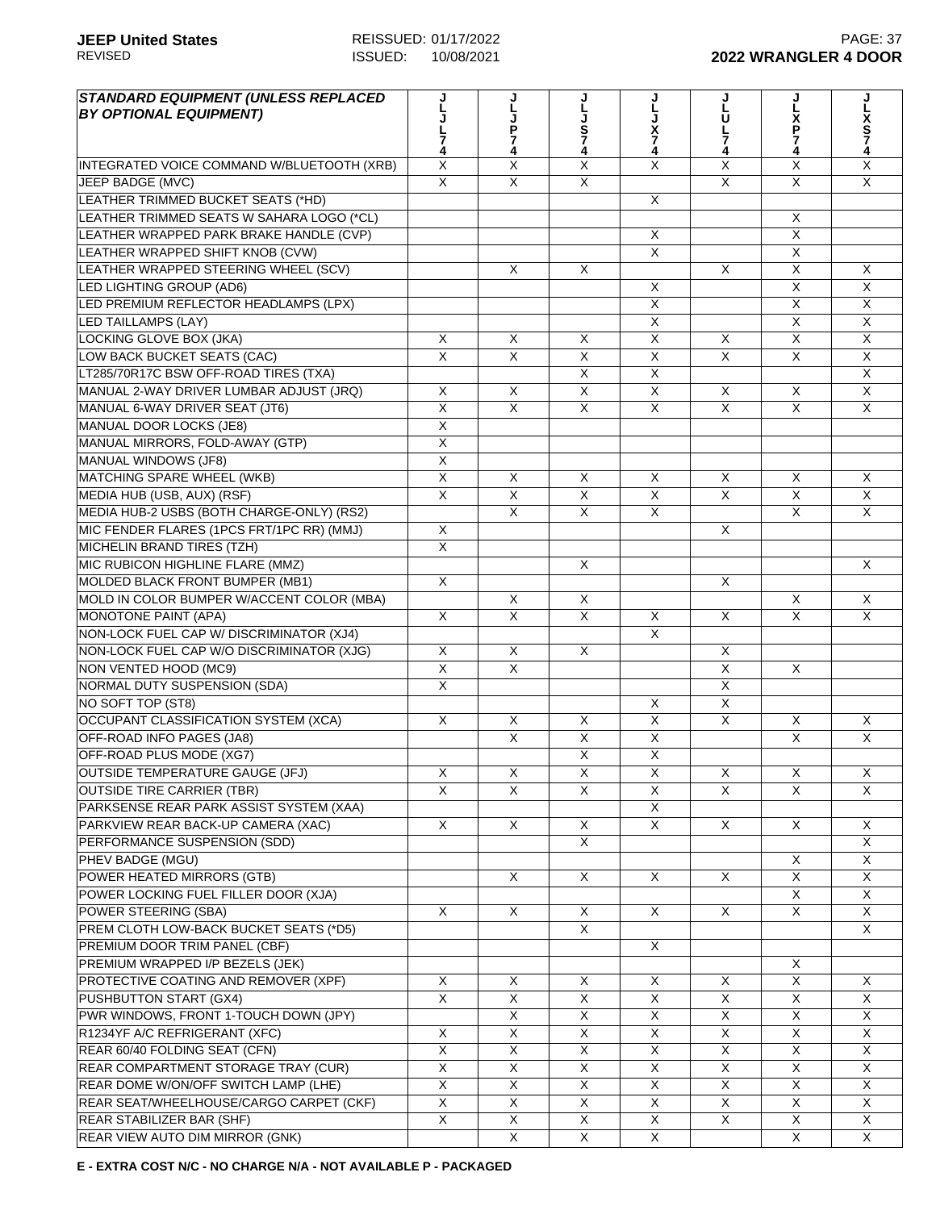| STANDARD EQUIPMENT (UNLESS REPLACED BY OPTIONAL EQUIPMENT) | JLJL74 | JLJP74 | JLJS74 | JLJX74 | JLUL74 | JLXP74 | JLXS74 |
|---|---|---|---|---|---|---|---|
| INTEGRATED VOICE COMMAND W/BLUETOOTH (XRB) | X | X | X | X | X | X | X |
| JEEP BADGE (MVC) | X | X | X |  | X | X | X |
| LEATHER TRIMMED BUCKET SEATS (*HD) |  |  |  | X |  |  |  |
| LEATHER TRIMMED SEATS W SAHARA LOGO (*CL) |  |  |  |  |  | X |  |
| LEATHER WRAPPED PARK BRAKE HANDLE (CVP) |  |  |  | X |  | X |  |
| LEATHER WRAPPED SHIFT KNOB (CVW) |  |  |  | X |  | X |  |
| LEATHER WRAPPED STEERING WHEEL (SCV) |  | X | X |  | X | X | X |
| LED LIGHTING GROUP (AD6) |  |  |  | X |  | X | X |
| LED PREMIUM REFLECTOR HEADLAMPS (LPX) |  |  |  | X |  | X | X |
| LED TAILLAMPS (LAY) |  |  |  | X |  | X | X |
| LOCKING GLOVE BOX (JKA) | X | X | X | X | X | X | X |
| LOW BACK BUCKET SEATS (CAC) | X | X | X | X | X | X | X |
| LT285/70R17C BSW OFF-ROAD TIRES (TXA) |  |  | X | X |  |  | X |
| MANUAL 2-WAY DRIVER LUMBAR ADJUST (JRQ) | X | X | X | X | X | X | X |
| MANUAL 6-WAY DRIVER SEAT (JT6) | X | X | X | X | X | X | X |
| MANUAL DOOR LOCKS (JE8) | X |  |  |  |  |  |  |
| MANUAL MIRRORS, FOLD-AWAY (GTP) | X |  |  |  |  |  |  |
| MANUAL WINDOWS (JF8) | X |  |  |  |  |  |  |
| MATCHING SPARE WHEEL (WKB) | X | X | X | X | X | X | X |
| MEDIA HUB (USB, AUX) (RSF) | X | X | X | X | X | X | X |
| MEDIA HUB-2 USBS (BOTH CHARGE-ONLY) (RS2) |  | X | X | X |  | X | X |
| MIC FENDER FLARES (1PCS FRT/1PC RR) (MMJ) | X |  |  |  | X |  |  |
| MICHELIN BRAND TIRES (TZH) | X |  |  |  |  |  |  |
| MIC RUBICON HIGHLINE FLARE (MMZ) |  |  | X |  |  |  | X |
| MOLDED BLACK FRONT BUMPER (MB1) | X |  |  |  | X |  |  |
| MOLD IN COLOR BUMPER W/ACCENT COLOR (MBA) |  | X | X |  |  | X | X |
| MONOTONE PAINT (APA) | X | X | X | X | X | X | X |
| NON-LOCK FUEL CAP W/ DISCRIMINATOR (XJ4) |  |  |  | X |  |  |  |
| NON-LOCK FUEL CAP W/O DISCRIMINATOR (XJG) | X | X | X |  | X |  |  |
| NON VENTED HOOD (MC9) | X | X |  |  | X | X |  |
| NORMAL DUTY SUSPENSION (SDA) | X |  |  |  | X |  |  |
| NO SOFT TOP (ST8) |  |  |  | X | X |  |  |
| OCCUPANT CLASSIFICATION SYSTEM (XCA) | X | X | X | X | X | X | X |
| OFF-ROAD INFO PAGES (JA8) |  | X | X | X |  | X | X |
| OFF-ROAD PLUS MODE (XG7) |  |  | X | X |  |  |  |
| OUTSIDE TEMPERATURE GAUGE (JFJ) | X | X | X | X | X | X | X |
| OUTSIDE TIRE CARRIER (TBR) | X | X | X | X | X | X | X |
| PARKSENSE REAR PARK ASSIST SYSTEM (XAA) |  |  |  | X |  |  |  |
| PARKVIEW REAR BACK-UP CAMERA (XAC) | X | X | X | X | X | X | X |
| PERFORMANCE SUSPENSION (SDD) |  |  | X |  |  |  | X |
| PHEV BADGE (MGU) |  |  |  |  |  | X | X |
| POWER HEATED MIRRORS (GTB) |  | X | X | X | X | X | X |
| POWER LOCKING FUEL FILLER DOOR (XJA) |  |  |  |  |  | X | X |
| POWER STEERING (SBA) | X | X | X | X | X | X | X |
| PREM CLOTH LOW-BACK BUCKET SEATS (*D5) |  |  | X |  |  |  | X |
| PREMIUM DOOR TRIM PANEL (CBF) |  |  |  | X |  |  |  |
| PREMIUM WRAPPED I/P BEZELS (JEK) |  |  |  |  |  | X |  |
| PROTECTIVE COATING AND REMOVER (XPF) | X | X | X | X | X | X | X |
| PUSHBUTTON START (GX4) | X | X | X | X | X | X | X |
| PWR WINDOWS, FRONT 1-TOUCH DOWN (JPY) |  | X | X | X | X | X | X |
| R1234YF A/C REFRIGERANT (XFC) | X | X | X | X | X | X | X |
| REAR 60/40 FOLDING SEAT (CFN) | X | X | X | X | X | X | X |
| REAR COMPARTMENT STORAGE TRAY (CUR) | X | X | X | X | X | X | X |
| REAR DOME W/ON/OFF SWITCH LAMP (LHE) | X | X | X | X | X | X | X |
| REAR SEAT/WHEELHOUSE/CARGO CARPET (CKF) | X | X | X | X | X | X | X |
| REAR STABILIZER BAR (SHF) | X | X | X | X | X | X | X |
| REAR VIEW AUTO DIM MIRROR (GNK) |  | X | X | X |  | X | X |

**E - EXTRA COST N/C - NO CHARGE N/A - NOT AVAILABLE P - PACKAGED**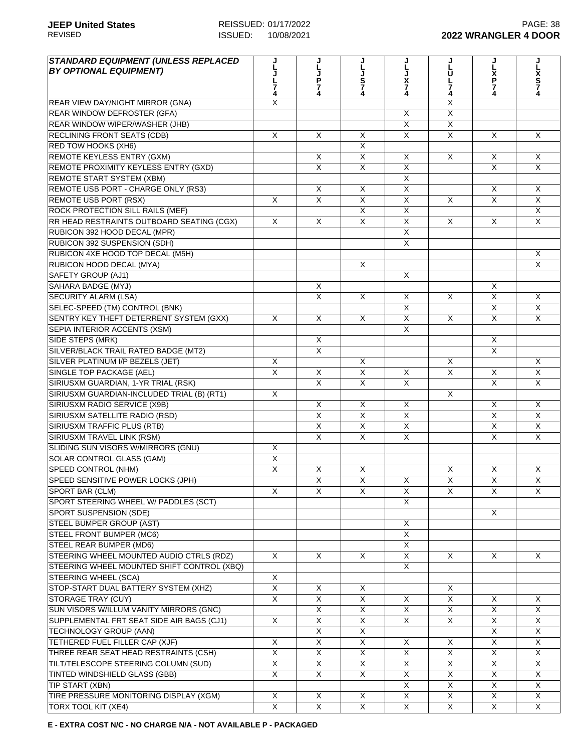| STANDARD EQUIPMENT (UNLESS REPLACED BY OPTIONAL EQUIPMENT) | JLJL74 | JLJP74 | JLJS74 | JLJX74 | JLUL74 | JLXP74 | JLXS74 |
|---|---|---|---|---|---|---|---|
| REAR VIEW DAY/NIGHT MIRROR (GNA) | X | | | | X | | |
| REAR WINDOW DEFROSTER (GFA) | | | | X | X | | |
| REAR WINDOW WIPER/WASHER (JHB) | | | | X | X | | |
| RECLINING FRONT SEATS (CDB) | X | X | X | X | X | X | X |
| RED TOW HOOKS (XH6) | | | X | | | | |
| REMOTE KEYLESS ENTRY (GXM) | | X | X | X | X | X | X |
| REMOTE PROXIMITY KEYLESS ENTRY (GXD) | | X | X | X | | X | X |
| REMOTE START SYSTEM (XBM) | | | | X | | | |
| REMOTE USB PORT - CHARGE ONLY (RS3) | | X | X | X | | X | X |
| REMOTE USB PORT (RSX) | X | X | X | X | X | X | X |
| ROCK PROTECTION SILL RAILS (MEF) | | | X | X | | | X |
| RR HEAD RESTRAINTS OUTBOARD SEATING (CGX) | X | X | X | X | X | X | X |
| RUBICON 392 HOOD DECAL (MPR) | | | | X | | | |
| RUBICON 392 SUSPENSION (SDH) | | | | X | | | |
| RUBICON 4XE HOOD TOP DECAL (M5H) | | | | | | | X |
| RUBICON HOOD DECAL (MYA) | | | X | | | | X |
| SAFETY GROUP (AJ1) | | | | X | | | |
| SAHARA BADGE (MYJ) | | X | | | | X | |
| SECURITY ALARM (LSA) | | X | X | X | X | X | X |
| SELEC-SPEED (TM) CONTROL (BNK) | | | | X | | X | X |
| SENTRY KEY THEFT DETERRENT SYSTEM (GXX) | X | X | X | X | X | X | X |
| SEPIA INTERIOR ACCENTS (XSM) | | | | X | | | |
| SIDE STEPS (MRK) | | X | | | | X | |
| SILVER/BLACK TRAIL RATED BADGE (MT2) | | X | | | | X | |
| SILVER PLATINUM I/P BEZELS (JET) | X | | X | | X | | X |
| SINGLE TOP PACKAGE (AEL) | X | X | X | X | X | X | X |
| SIRIUSXM GUARDIAN, 1-YR TRIAL (RSK) | | X | X | X | | X | X |
| SIRIUSXM GUARDIAN-INCLUDED TRIAL (B) (RT1) | X | | | | X | | |
| SIRIUSXM RADIO SERVICE (X9B) | | X | X | X | | X | X |
| SIRIUSXM SATELLITE RADIO (RSD) | | X | X | X | | X | X |
| SIRIUSXM TRAFFIC PLUS (RTB) | | X | X | X | | X | X |
| SIRIUSXM TRAVEL LINK (RSM) | | X | X | X | | X | X |
| SLIDING SUN VISORS W/MIRRORS (GNU) | X | | | | | | |
| SOLAR CONTROL GLASS (GAM) | X | | | | | | |
| SPEED CONTROL (NHM) | X | X | X | | X | X | X |
| SPEED SENSITIVE POWER LOCKS (JPH) | | X | X | X | X | X | X |
| SPORT BAR (CLM) | X | X | X | X | X | X | X |
| SPORT STEERING WHEEL W/ PADDLES (SCT) | | | | X | | | |
| SPORT SUSPENSION (SDE) | | | | | | X | |
| STEEL BUMPER GROUP (AST) | | | | X | | | |
| STEEL FRONT BUMPER (MC6) | | | | X | | | |
| STEEL REAR BUMPER (MD6) | | | | X | | | |
| STEERING WHEEL MOUNTED AUDIO CTRLS (RDZ) | X | X | X | X | X | X | X |
| STEERING WHEEL MOUNTED SHIFT CONTROL (XBQ) | | | | X | | | |
| STEERING WHEEL (SCA) | X | | | | | | |
| STOP-START DUAL BATTERY SYSTEM (XHZ) | X | X | X | | X | | |
| STORAGE TRAY (CUY) | X | X | X | X | X | X | X |
| SUN VISORS W/ILLUM VANITY MIRRORS (GNC) | | X | X | X | X | X | X |
| SUPPLEMENTAL FRT SEAT SIDE AIR BAGS (CJ1) | X | X | X | X | X | X | X |
| TECHNOLOGY GROUP (AAN) | | X | X | | | X | X |
| TETHERED FUEL FILLER CAP (XJF) | X | X | X | X | X | X | X |
| THREE REAR SEAT HEAD RESTRAINTS (CSH) | X | X | X | X | X | X | X |
| TILT/TELESCOPE STEERING COLUMN (SUD) | X | X | X | X | X | X | X |
| TINTED WINDSHIELD GLASS (GBB) | X | X | X | X | X | X | X |
| TIP START (XBN) | | | | X | X | X | X |
| TIRE PRESSURE MONITORING DISPLAY (XGM) | X | X | X | X | X | X | X |
| TORX TOOL KIT (XE4) | X | X | X | X | X | X | X |

**E - EXTRA COST N/C - NO CHARGE N/A - NOT AVAILABLE P - PACKAGED**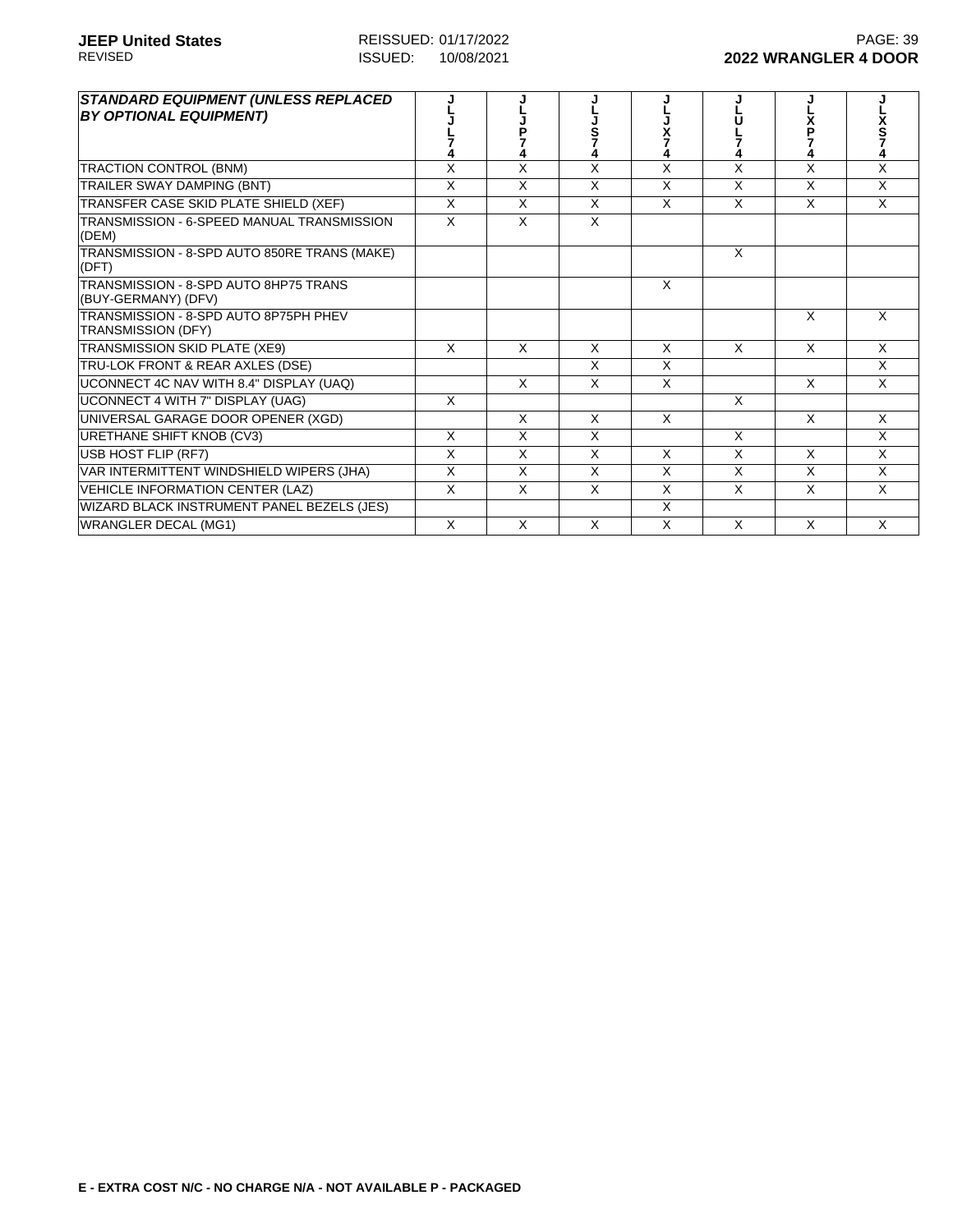| ***STANDARD EQUIPMENT (UNLESS REPLACED BY OPTIONAL EQUIPMENT)*** | JLJL74 | JLJP74 | JLJS74 | JLJX74 | JLUL74 | JLXP74 | JLXS74 |
|---|---|---|---|---|---|---|---|
| TRACTION CONTROL (BNM) | X | X | X | X | X | X | X |
| TRAILER SWAY DAMPING (BNT) | X | X | X | X | X | X | X |
| TRANSFER CASE SKID PLATE SHIELD (XEF) | X | X | X | X | X | X | X |
| TRANSMISSION - 6-SPEED MANUAL TRANSMISSION (DEM) | X | X | X | | | | |
| TRANSMISSION - 8-SPD AUTO 850RE TRANS (MAKE) (DFT) | | | | | X | | |
| TRANSMISSION - 8-SPD AUTO 8HP75 TRANS (BUY-GERMANY) (DFV) | | | | X | | | |
| TRANSMISSION - 8-SPD AUTO 8P75PH PHEV TRANSMISSION (DFY) | | | | | | X | X |
| TRANSMISSION SKID PLATE (XE9) | X | X | X | X | X | X | X |
| TRU-LOK FRONT & REAR AXLES (DSE) | | | X | X | | | X |
| UCONNECT 4C NAV WITH 8.4" DISPLAY (UAQ) | | X | X | X | | X | X |
| UCONNECT 4 WITH 7" DISPLAY (UAG) | X | | | | X | | |
| UNIVERSAL GARAGE DOOR OPENER (XGD) | | X | X | X | | X | X |
| URETHANE SHIFT KNOB (CV3) | X | X | X | | X | | X |
| USB HOST FLIP (RF7) | X | X | X | X | X | X | X |
| VAR INTERMITTENT WINDSHIELD WIPERS (JHA) | X | X | X | X | X | X | X |
| VEHICLE INFORMATION CENTER (LAZ) | X | X | X | X | X | X | X |
| WIZARD BLACK INSTRUMENT PANEL BEZELS (JES) | | | | X | | | |
| WRANGLER DECAL (MG1) | X | X | X | X | X | X | X |

**E - EXTRA COST N/C - NO CHARGE N/A - NOT AVAILABLE P - PACKAGED**